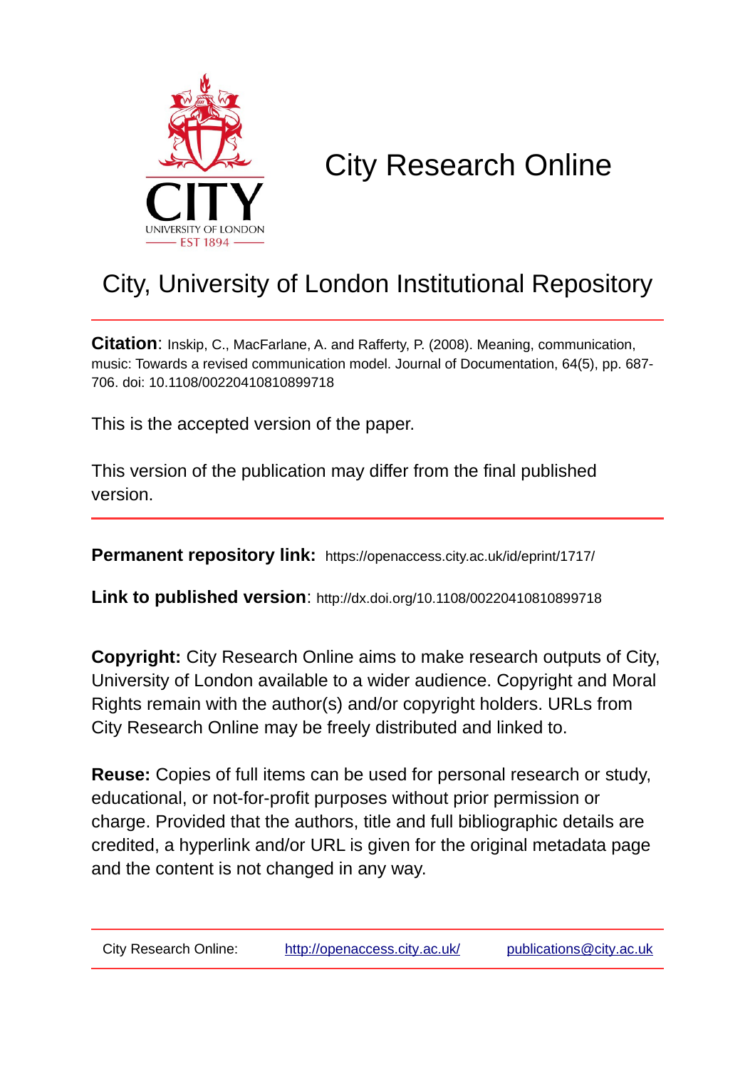# City Research Online

## City, University of London Institutional Repository

**Citation**: Inskip, C., MacFarlane, A. and Rafferty, P. (2008). Meaning, communication, music: Towards a revised communication model. Journal of Documentation, 64(5), pp. 687-706. doi: 10.1108/00220410810899718

This is the accepted version of the paper.

This version of the publication may differ from the final published version.

**Permanent repository link:** https://openaccess.city.ac.uk/id/eprint/1717/

**Link to published version**: http://dx.doi.org/10.1108/00220410810899718

**Copyright:** City Research Online aims to make research outputs of City, University of London available to a wider audience. Copyright and Moral Rights remain with the author(s) and/or copyright holders. URLs from City Research Online may be freely distributed and linked to.

**Reuse:** Copies of full items can be used for personal research or study, educational, or not-for-profit purposes without prior permission or charge. Provided that the authors, title and full bibliographic details are credited, a hyperlink and/or URL is given for the original metadata page and the content is not changed in any way.

City Research Online: http://openaccess.city.ac.uk/ publications@city.ac.uk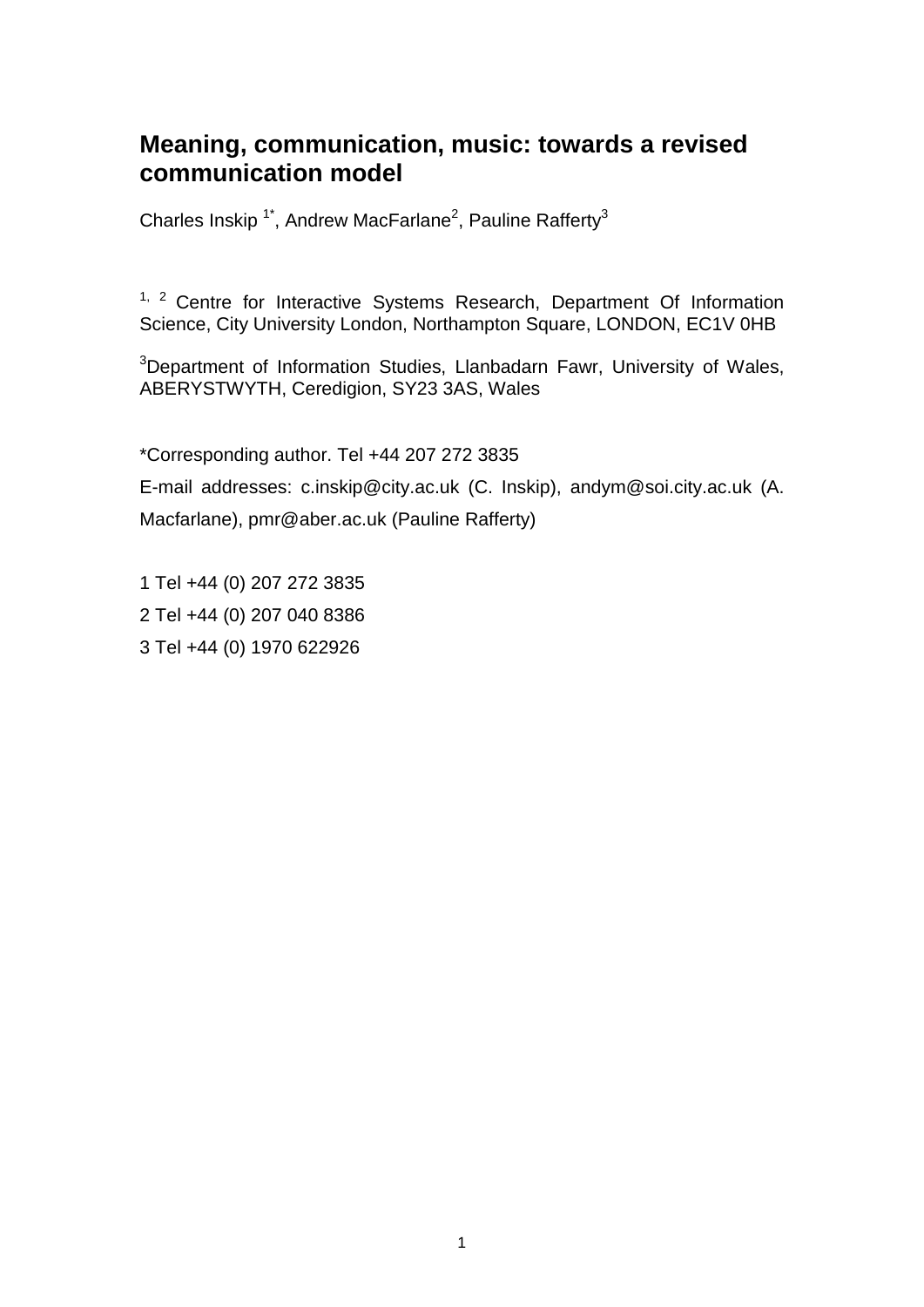# Meaning, communication, music: towards a revised communication model

Charles Inskip [1*], Andrew MacFarlane[2], Pauline Rafferty[3]

[1, 2] Centre for Interactive Systems Research, Department Of Information Science, City University London, Northampton Square, LONDON, EC1V 0HB

[3]Department of Information Studies, Llanbadarn Fawr, University of Wales, ABERYSTWYTH, Ceredigion, SY23 3AS, Wales

*Corresponding author. Tel +44 207 272 3835

E-mail addresses: c.inskip@city.ac.uk (C. Inskip), andym@soi.city.ac.uk (A. Macfarlane), pmr@aber.ac.uk (Pauline Rafferty)

1 Tel +44 (0) 207 272 3835

2 Tel +44 (0) 207 040 8386

3 Tel +44 (0) 1970 622926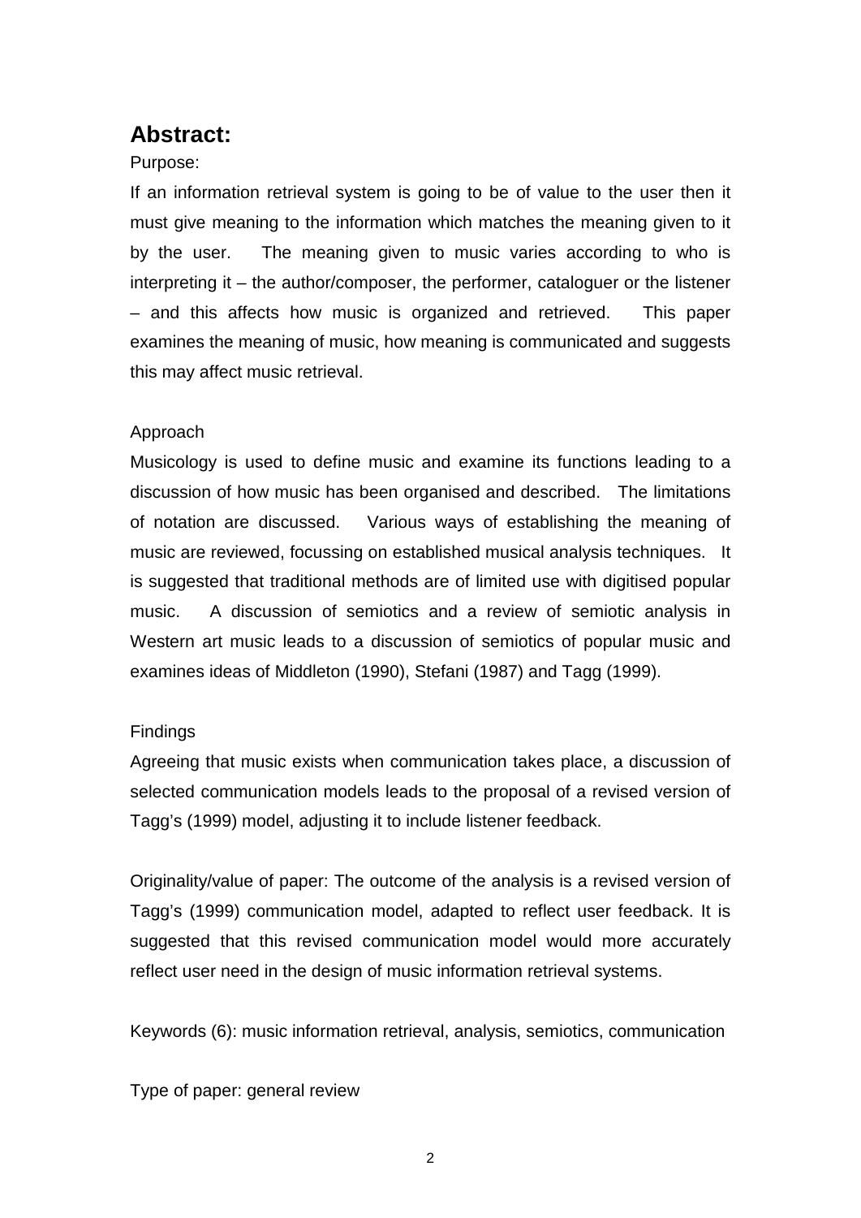## Abstract:

Purpose:

If an information retrieval system is going to be of value to the user then it must give meaning to the information which matches the meaning given to it by the user. The meaning given to music varies according to who is interpreting it – the author/composer, the performer, cataloguer or the listener – and this affects how music is organized and retrieved. This paper examines the meaning of music, how meaning is communicated and suggests this may affect music retrieval.

Approach

Musicology is used to define music and examine its functions leading to a discussion of how music has been organised and described. The limitations of notation are discussed. Various ways of establishing the meaning of music are reviewed, focussing on established musical analysis techniques. It is suggested that traditional methods are of limited use with digitised popular music. A discussion of semiotics and a review of semiotic analysis in Western art music leads to a discussion of semiotics of popular music and examines ideas of Middleton (1990), Stefani (1987) and Tagg (1999).

Findings

Agreeing that music exists when communication takes place, a discussion of selected communication models leads to the proposal of a revised version of Tagg's (1999) model, adjusting it to include listener feedback.

Originality/value of paper: The outcome of the analysis is a revised version of Tagg's (1999) communication model, adapted to reflect user feedback. It is suggested that this revised communication model would more accurately reflect user need in the design of music information retrieval systems.

Keywords (6): music information retrieval, analysis, semiotics, communication

Type of paper: general review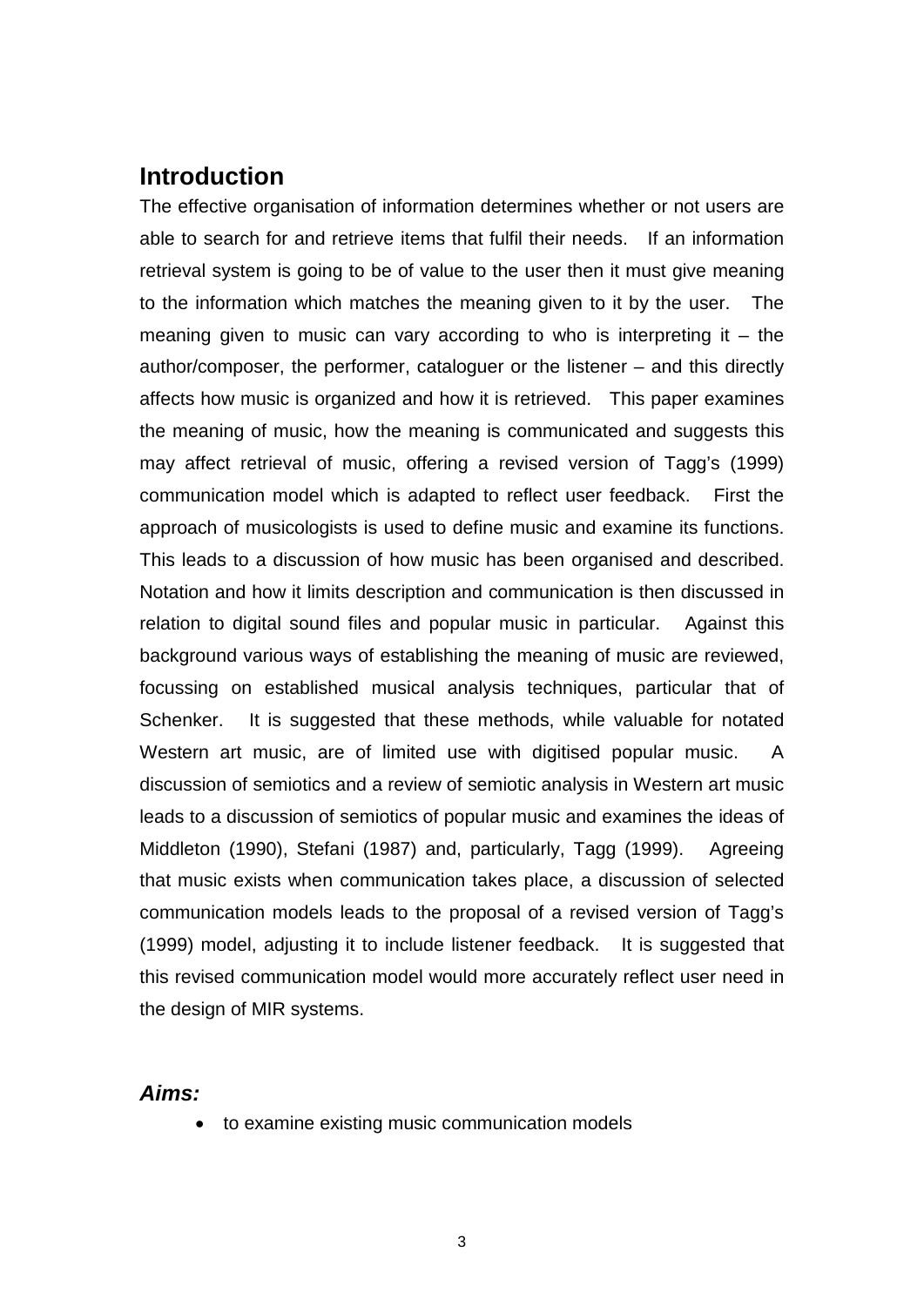## Introduction

The effective organisation of information determines whether or not users are able to search for and retrieve items that fulfil their needs. If an information retrieval system is going to be of value to the user then it must give meaning to the information which matches the meaning given to it by the user. The meaning given to music can vary according to who is interpreting it – the author/composer, the performer, cataloguer or the listener – and this directly affects how music is organized and how it is retrieved. This paper examines the meaning of music, how the meaning is communicated and suggests this may affect retrieval of music, offering a revised version of Tagg's (1999) communication model which is adapted to reflect user feedback. First the approach of musicologists is used to define music and examine its functions. This leads to a discussion of how music has been organised and described. Notation and how it limits description and communication is then discussed in relation to digital sound files and popular music in particular. Against this background various ways of establishing the meaning of music are reviewed, focussing on established musical analysis techniques, particular that of Schenker. It is suggested that these methods, while valuable for notated Western art music, are of limited use with digitised popular music. A discussion of semiotics and a review of semiotic analysis in Western art music leads to a discussion of semiotics of popular music and examines the ideas of Middleton (1990), Stefani (1987) and, particularly, Tagg (1999). Agreeing that music exists when communication takes place, a discussion of selected communication models leads to the proposal of a revised version of Tagg's (1999) model, adjusting it to include listener feedback. It is suggested that this revised communication model would more accurately reflect user need in the design of MIR systems.

### *Aims:*

- to examine existing music communication models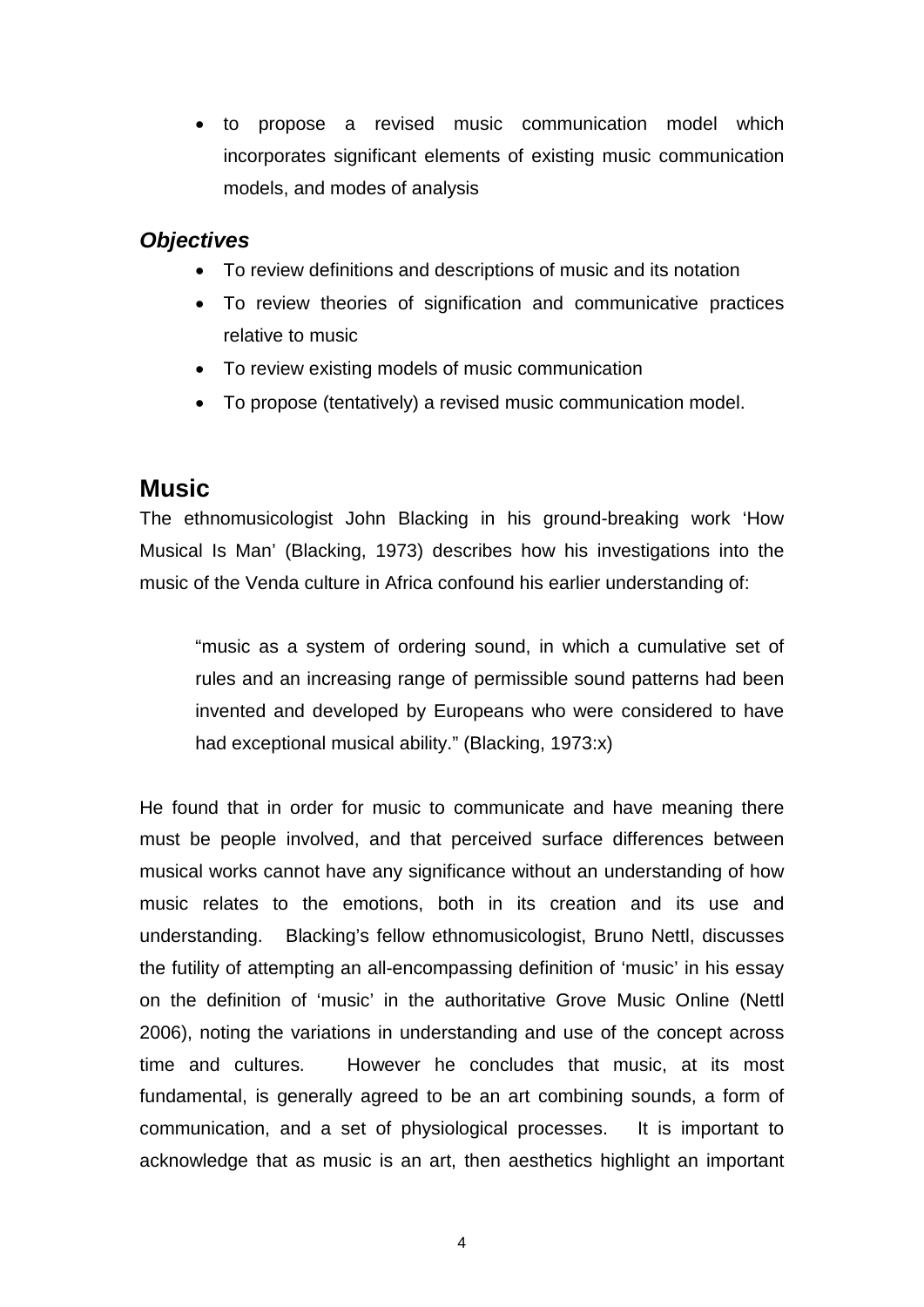- to propose a revised music communication model which incorporates significant elements of existing music communication models, and modes of analysis

### *Objectives*

- To review definitions and descriptions of music and its notation
- To review theories of signification and communicative practices relative to music
- To review existing models of music communication
- To propose (tentatively) a revised music communication model.

## Music

The ethnomusicologist John Blacking in his ground-breaking work 'How Musical Is Man' (Blacking, 1973) describes how his investigations into the music of the Venda culture in Africa confound his earlier understanding of:

> "music as a system of ordering sound, in which a cumulative set of rules and an increasing range of permissible sound patterns had been invented and developed by Europeans who were considered to have had exceptional musical ability." (Blacking, 1973:x)

He found that in order for music to communicate and have meaning there must be people involved, and that perceived surface differences between musical works cannot have any significance without an understanding of how music relates to the emotions, both in its creation and its use and understanding. Blacking's fellow ethnomusicologist, Bruno Nettl, discusses the futility of attempting an all-encompassing definition of 'music' in his essay on the definition of 'music' in the authoritative Grove Music Online (Nettl 2006), noting the variations in understanding and use of the concept across time and cultures. However he concludes that music, at its most fundamental, is generally agreed to be an art combining sounds, a form of communication, and a set of physiological processes. It is important to acknowledge that as music is an art, then aesthetics highlight an important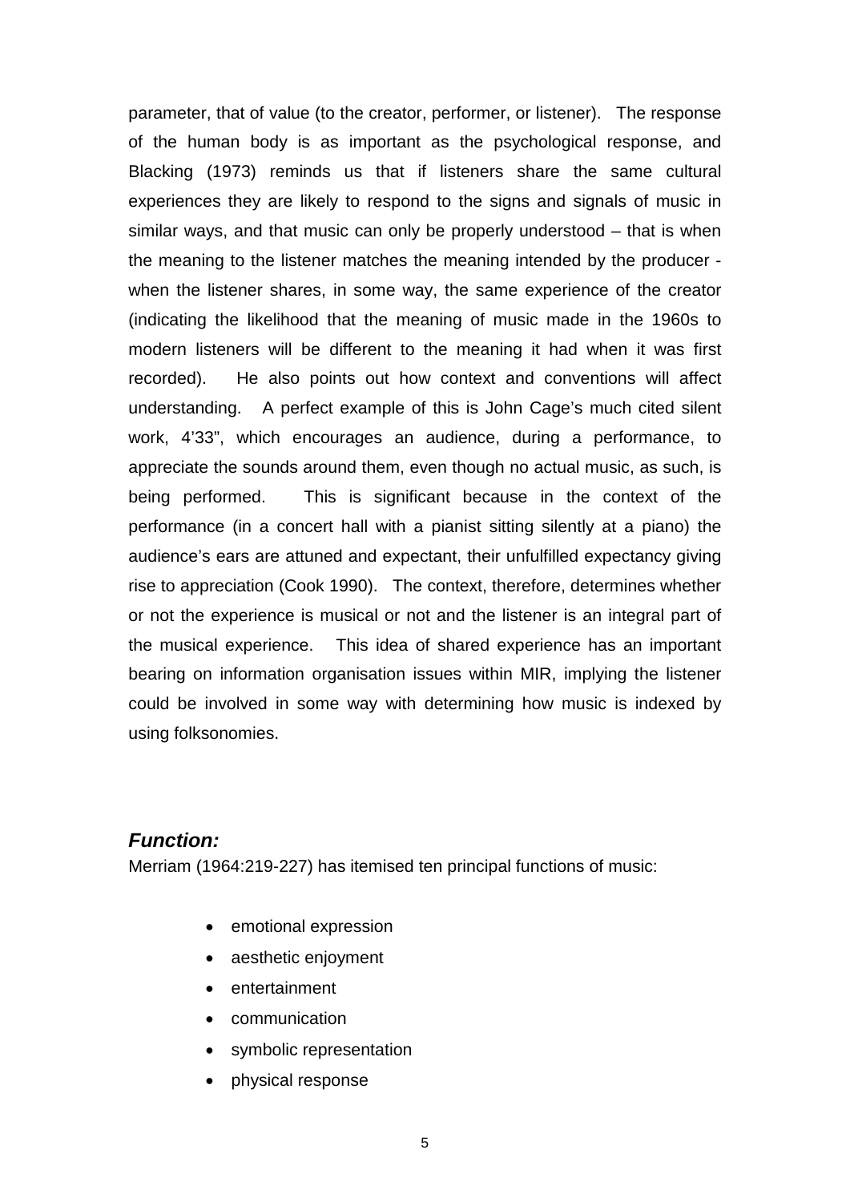parameter, that of value (to the creator, performer, or listener). The response of the human body is as important as the psychological response, and Blacking (1973) reminds us that if listeners share the same cultural experiences they are likely to respond to the signs and signals of music in similar ways, and that music can only be properly understood – that is when the meaning to the listener matches the meaning intended by the producer - when the listener shares, in some way, the same experience of the creator (indicating the likelihood that the meaning of music made in the 1960s to modern listeners will be different to the meaning it had when it was first recorded). He also points out how context and conventions will affect understanding. A perfect example of this is John Cage's much cited silent work, 4'33", which encourages an audience, during a performance, to appreciate the sounds around them, even though no actual music, as such, is being performed. This is significant because in the context of the performance (in a concert hall with a pianist sitting silently at a piano) the audience's ears are attuned and expectant, their unfulfilled expectancy giving rise to appreciation (Cook 1990). The context, therefore, determines whether or not the experience is musical or not and the listener is an integral part of the musical experience. This idea of shared experience has an important bearing on information organisation issues within MIR, implying the listener could be involved in some way with determining how music is indexed by using folksonomies.

### *Function:*

Merriam (1964:219-227) has itemised ten principal functions of music:

- emotional expression
- aesthetic enjoyment
- entertainment
- communication
- symbolic representation
- physical response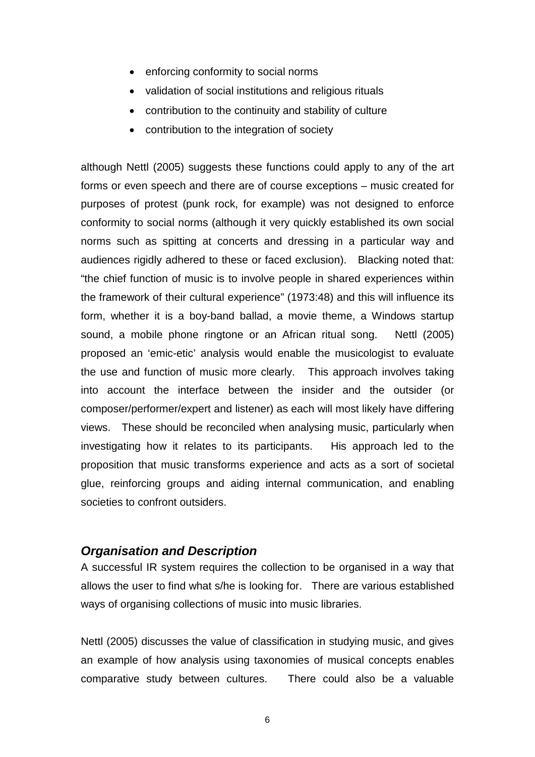- enforcing conformity to social norms
- validation of social institutions and religious rituals
- contribution to the continuity and stability of culture
- contribution to the integration of society

although Nettl (2005) suggests these functions could apply to any of the art forms or even speech and there are of course exceptions – music created for purposes of protest (punk rock, for example) was not designed to enforce conformity to social norms (although it very quickly established its own social norms such as spitting at concerts and dressing in a particular way and audiences rigidly adhered to these or faced exclusion). Blacking noted that: "the chief function of music is to involve people in shared experiences within the framework of their cultural experience" (1973:48) and this will influence its form, whether it is a boy-band ballad, a movie theme, a Windows startup sound, a mobile phone ringtone or an African ritual song. Nettl (2005) proposed an 'emic-etic' analysis would enable the musicologist to evaluate the use and function of music more clearly. This approach involves taking into account the interface between the insider and the outsider (or composer/performer/expert and listener) as each will most likely have differing views. These should be reconciled when analysing music, particularly when investigating how it relates to its participants. His approach led to the proposition that music transforms experience and acts as a sort of societal glue, reinforcing groups and aiding internal communication, and enabling societies to confront outsiders.

### *Organisation and Description*

A successful IR system requires the collection to be organised in a way that allows the user to find what s/he is looking for. There are various established ways of organising collections of music into music libraries.

Nettl (2005) discusses the value of classification in studying music, and gives an example of how analysis using taxonomies of musical concepts enables comparative study between cultures. There could also be a valuable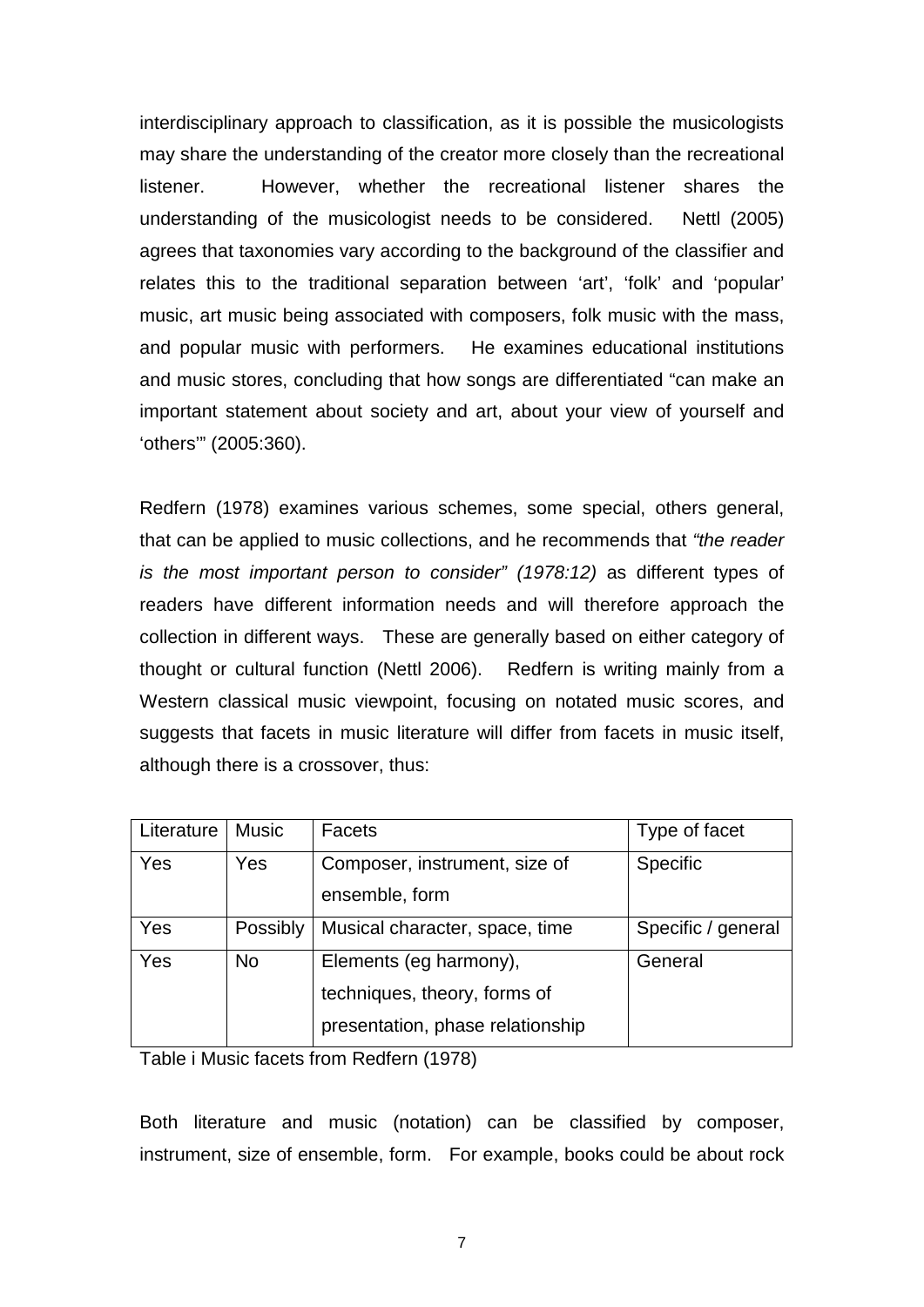interdisciplinary approach to classification, as it is possible the musicologists may share the understanding of the creator more closely than the recreational listener. However, whether the recreational listener shares the understanding of the musicologist needs to be considered. Nettl (2005) agrees that taxonomies vary according to the background of the classifier and relates this to the traditional separation between 'art', 'folk' and 'popular' music, art music being associated with composers, folk music with the mass, and popular music with performers. He examines educational institutions and music stores, concluding that how songs are differentiated "can make an important statement about society and art, about your view of yourself and 'others'" (2005:360).

Redfern (1978) examines various schemes, some special, others general, that can be applied to music collections, and he recommends that *"the reader is the most important person to consider" (1978:12)* as different types of readers have different information needs and will therefore approach the collection in different ways. These are generally based on either category of thought or cultural function (Nettl 2006). Redfern is writing mainly from a Western classical music viewpoint, focusing on notated music scores, and suggests that facets in music literature will differ from facets in music itself, although there is a crossover, thus:

| Literature | Music | Facets | Type of facet |
|---|---|---|---|
| Yes | Yes | Composer, instrument, size of ensemble, form | Specific |
| Yes | Possibly | Musical character, space, time | Specific / general |
| Yes | No | Elements (eg harmony), techniques, theory, forms of presentation, phase relationship | General |

Table i Music facets from Redfern (1978)

Both literature and music (notation) can be classified by composer, instrument, size of ensemble, form. For example, books could be about rock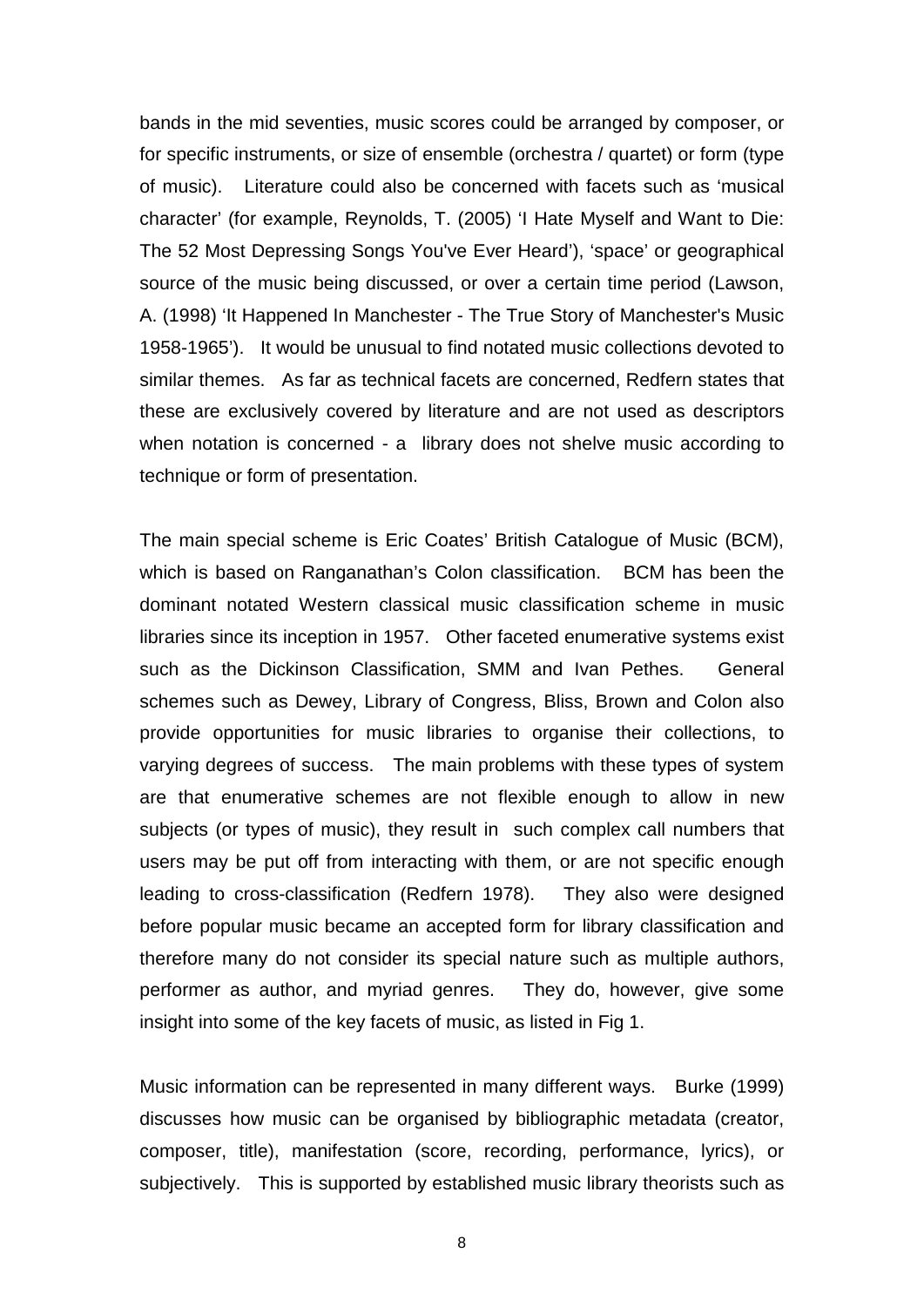bands in the mid seventies, music scores could be arranged by composer, or for specific instruments, or size of ensemble (orchestra / quartet) or form (type of music). Literature could also be concerned with facets such as 'musical character' (for example, Reynolds, T. (2005) 'I Hate Myself and Want to Die: The 52 Most Depressing Songs You've Ever Heard'), 'space' or geographical source of the music being discussed, or over a certain time period (Lawson, A. (1998) 'It Happened In Manchester - The True Story of Manchester's Music 1958-1965'). It would be unusual to find notated music collections devoted to similar themes. As far as technical facets are concerned, Redfern states that these are exclusively covered by literature and are not used as descriptors when notation is concerned - a library does not shelve music according to technique or form of presentation.

The main special scheme is Eric Coates' British Catalogue of Music (BCM), which is based on Ranganathan's Colon classification. BCM has been the dominant notated Western classical music classification scheme in music libraries since its inception in 1957. Other faceted enumerative systems exist such as the Dickinson Classification, SMM and Ivan Pethes. General schemes such as Dewey, Library of Congress, Bliss, Brown and Colon also provide opportunities for music libraries to organise their collections, to varying degrees of success. The main problems with these types of system are that enumerative schemes are not flexible enough to allow in new subjects (or types of music), they result in such complex call numbers that users may be put off from interacting with them, or are not specific enough leading to cross-classification (Redfern 1978). They also were designed before popular music became an accepted form for library classification and therefore many do not consider its special nature such as multiple authors, performer as author, and myriad genres. They do, however, give some insight into some of the key facets of music, as listed in Fig 1.

Music information can be represented in many different ways. Burke (1999) discusses how music can be organised by bibliographic metadata (creator, composer, title), manifestation (score, recording, performance, lyrics), or subjectively. This is supported by established music library theorists such as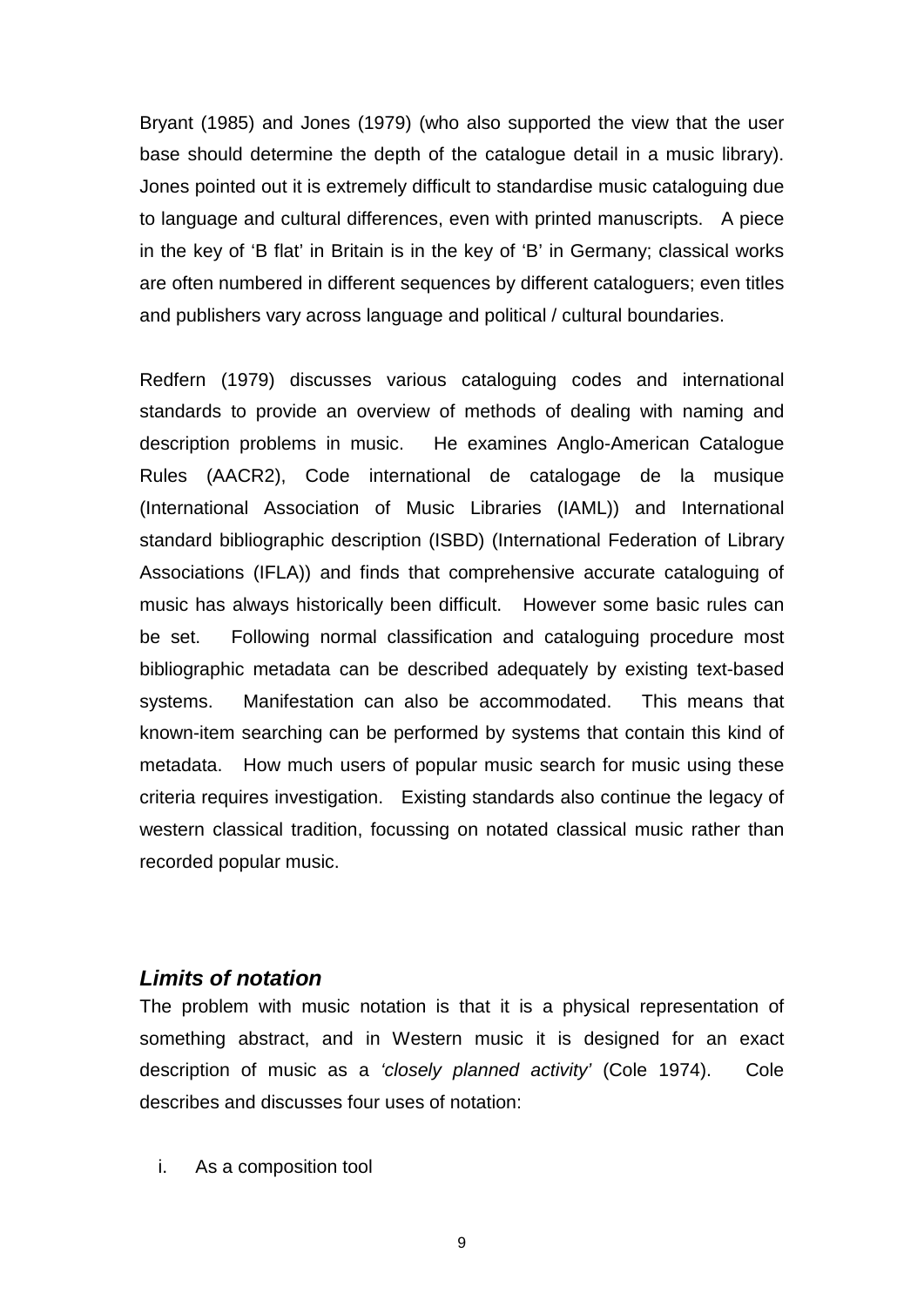Bryant (1985) and Jones (1979) (who also supported the view that the user base should determine the depth of the catalogue detail in a music library). Jones pointed out it is extremely difficult to standardise music cataloguing due to language and cultural differences, even with printed manuscripts. A piece in the key of 'B flat' in Britain is in the key of 'B' in Germany; classical works are often numbered in different sequences by different cataloguers; even titles and publishers vary across language and political / cultural boundaries.

Redfern (1979) discusses various cataloguing codes and international standards to provide an overview of methods of dealing with naming and description problems in music. He examines Anglo-American Catalogue Rules (AACR2), Code international de catalogage de la musique (International Association of Music Libraries (IAML)) and International standard bibliographic description (ISBD) (International Federation of Library Associations (IFLA)) and finds that comprehensive accurate cataloguing of music has always historically been difficult. However some basic rules can be set. Following normal classification and cataloguing procedure most bibliographic metadata can be described adequately by existing text-based systems. Manifestation can also be accommodated. This means that known-item searching can be performed by systems that contain this kind of metadata. How much users of popular music search for music using these criteria requires investigation. Existing standards also continue the legacy of western classical tradition, focussing on notated classical music rather than recorded popular music.

### *Limits of notation*

The problem with music notation is that it is a physical representation of something abstract, and in Western music it is designed for an exact description of music as a *'closely planned activity'* (Cole 1974). Cole describes and discusses four uses of notation:

i. As a composition tool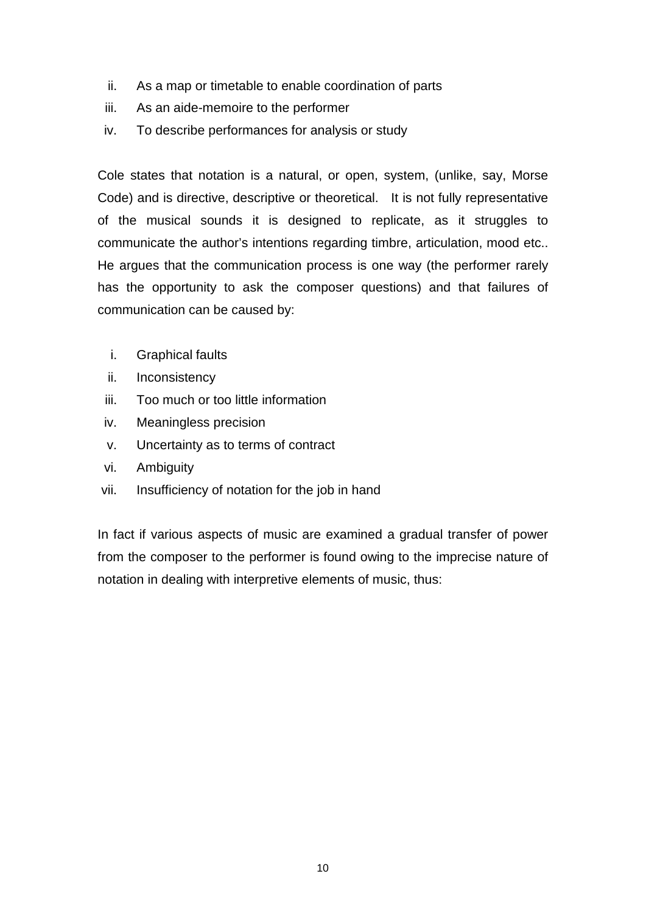ii. As a map or timetable to enable coordination of parts
iii. As an aide-memoire to the performer
iv. To describe performances for analysis or study

Cole states that notation is a natural, or open, system, (unlike, say, Morse Code) and is directive, descriptive or theoretical. It is not fully representative of the musical sounds it is designed to replicate, as it struggles to communicate the author's intentions regarding timbre, articulation, mood etc.. He argues that the communication process is one way (the performer rarely has the opportunity to ask the composer questions) and that failures of communication can be caused by:

i. Graphical faults
ii. Inconsistency
iii. Too much or too little information
iv. Meaningless precision
v. Uncertainty as to terms of contract
vi. Ambiguity
vii. Insufficiency of notation for the job in hand

In fact if various aspects of music are examined a gradual transfer of power from the composer to the performer is found owing to the imprecise nature of notation in dealing with interpretive elements of music, thus: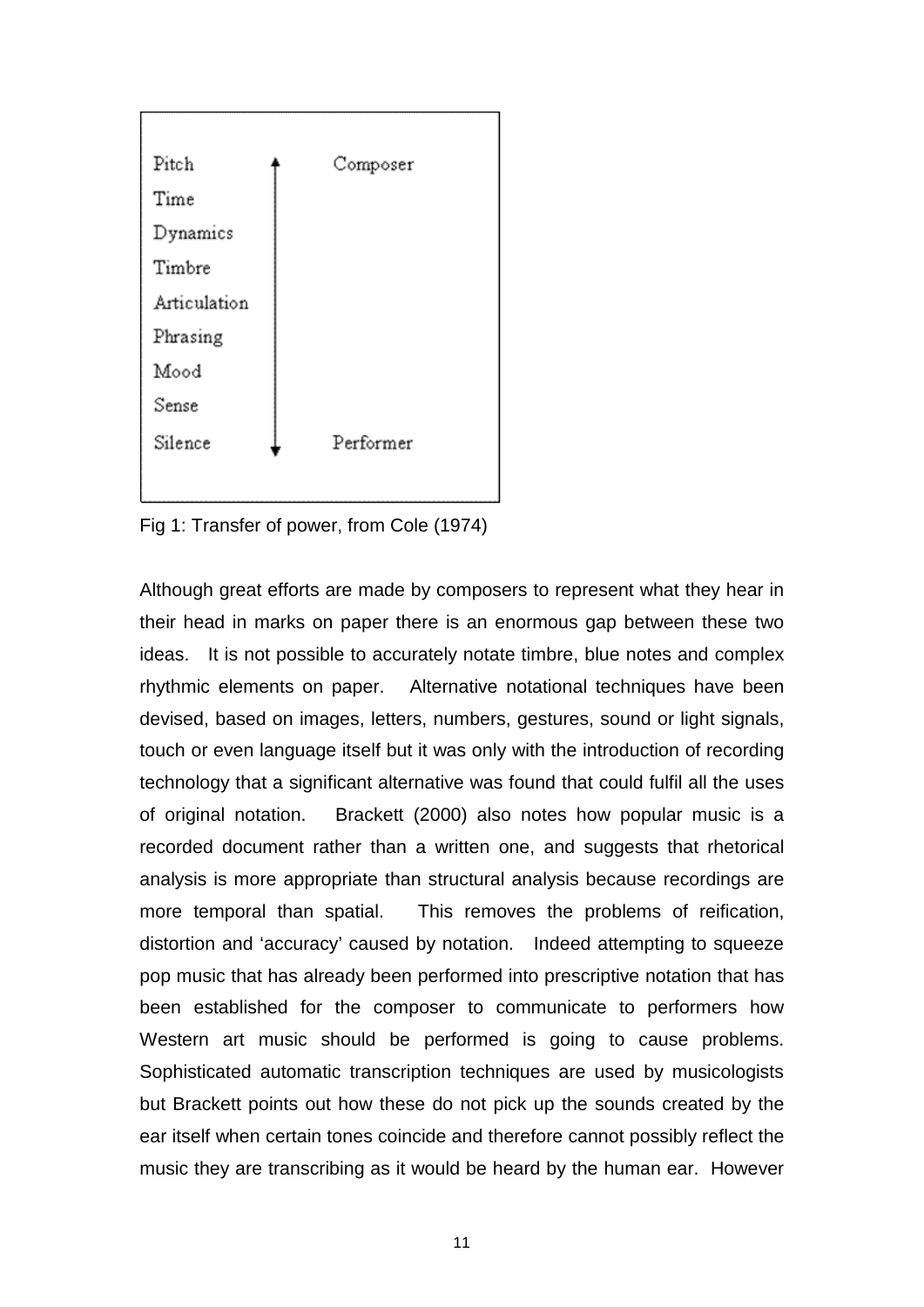| | | |
|---|---|---|
| Pitch | ↑ | Composer |
| Time | │ | |
| Dynamics | │ | |
| Timbre | │ | |
| Articulation | │ | |
| Phrasing | │ | |
| Mood | │ | |
| Sense | │ | |
| Silence | ↓ | Performer |

Fig 1: Transfer of power, from Cole (1974)

Although great efforts are made by composers to represent what they hear in their head in marks on paper there is an enormous gap between these two ideas. It is not possible to accurately notate timbre, blue notes and complex rhythmic elements on paper. Alternative notational techniques have been devised, based on images, letters, numbers, gestures, sound or light signals, touch or even language itself but it was only with the introduction of recording technology that a significant alternative was found that could fulfil all the uses of original notation. Brackett (2000) also notes how popular music is a recorded document rather than a written one, and suggests that rhetorical analysis is more appropriate than structural analysis because recordings are more temporal than spatial. This removes the problems of reification, distortion and 'accuracy' caused by notation. Indeed attempting to squeeze pop music that has already been performed into prescriptive notation that has been established for the composer to communicate to performers how Western art music should be performed is going to cause problems. Sophisticated automatic transcription techniques are used by musicologists but Brackett points out how these do not pick up the sounds created by the ear itself when certain tones coincide and therefore cannot possibly reflect the music they are transcribing as it would be heard by the human ear. However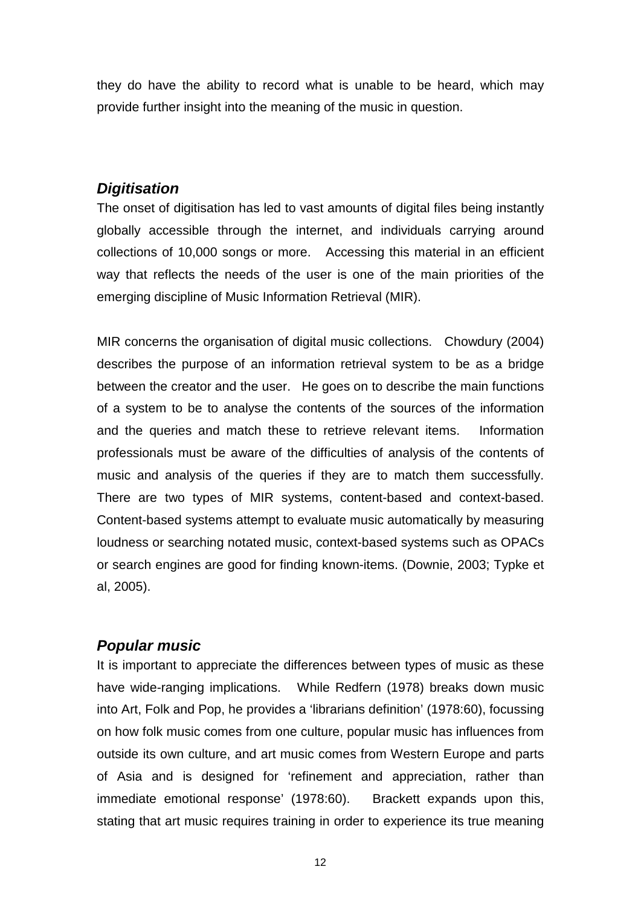they do have the ability to record what is unable to be heard, which may provide further insight into the meaning of the music in question.

### *Digitisation*

The onset of digitisation has led to vast amounts of digital files being instantly globally accessible through the internet, and individuals carrying around collections of 10,000 songs or more. Accessing this material in an efficient way that reflects the needs of the user is one of the main priorities of the emerging discipline of Music Information Retrieval (MIR).

MIR concerns the organisation of digital music collections. Chowdury (2004) describes the purpose of an information retrieval system to be as a bridge between the creator and the user. He goes on to describe the main functions of a system to be to analyse the contents of the sources of the information and the queries and match these to retrieve relevant items. Information professionals must be aware of the difficulties of analysis of the contents of music and analysis of the queries if they are to match them successfully. There are two types of MIR systems, content-based and context-based. Content-based systems attempt to evaluate music automatically by measuring loudness or searching notated music, context-based systems such as OPACs or search engines are good for finding known-items. (Downie, 2003; Typke et al, 2005).

### *Popular music*

It is important to appreciate the differences between types of music as these have wide-ranging implications. While Redfern (1978) breaks down music into Art, Folk and Pop, he provides a 'librarians definition' (1978:60), focussing on how folk music comes from one culture, popular music has influences from outside its own culture, and art music comes from Western Europe and parts of Asia and is designed for 'refinement and appreciation, rather than immediate emotional response' (1978:60). Brackett expands upon this, stating that art music requires training in order to experience its true meaning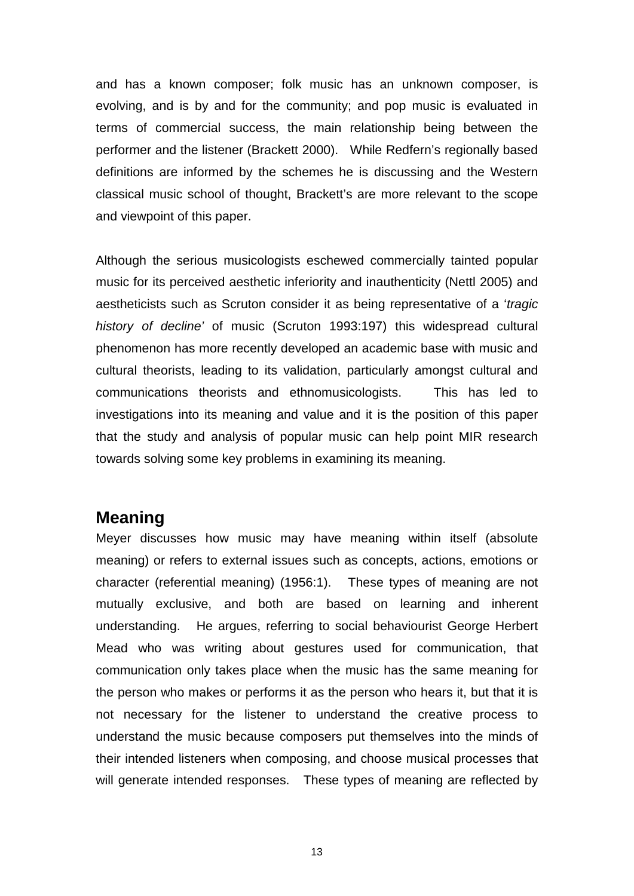and has a known composer; folk music has an unknown composer, is evolving, and is by and for the community; and pop music is evaluated in terms of commercial success, the main relationship being between the performer and the listener (Brackett 2000). While Redfern's regionally based definitions are informed by the schemes he is discussing and the Western classical music school of thought, Brackett's are more relevant to the scope and viewpoint of this paper.

Although the serious musicologists eschewed commercially tainted popular music for its perceived aesthetic inferiority and inauthenticity (Nettl 2005) and aestheticists such as Scruton consider it as being representative of a '*tragic history of decline'* of music (Scruton 1993:197) this widespread cultural phenomenon has more recently developed an academic base with music and cultural theorists, leading to its validation, particularly amongst cultural and communications theorists and ethnomusicologists. This has led to investigations into its meaning and value and it is the position of this paper that the study and analysis of popular music can help point MIR research towards solving some key problems in examining its meaning.

## Meaning

Meyer discusses how music may have meaning within itself (absolute meaning) or refers to external issues such as concepts, actions, emotions or character (referential meaning) (1956:1). These types of meaning are not mutually exclusive, and both are based on learning and inherent understanding. He argues, referring to social behaviourist George Herbert Mead who was writing about gestures used for communication, that communication only takes place when the music has the same meaning for the person who makes or performs it as the person who hears it, but that it is not necessary for the listener to understand the creative process to understand the music because composers put themselves into the minds of their intended listeners when composing, and choose musical processes that will generate intended responses. These types of meaning are reflected by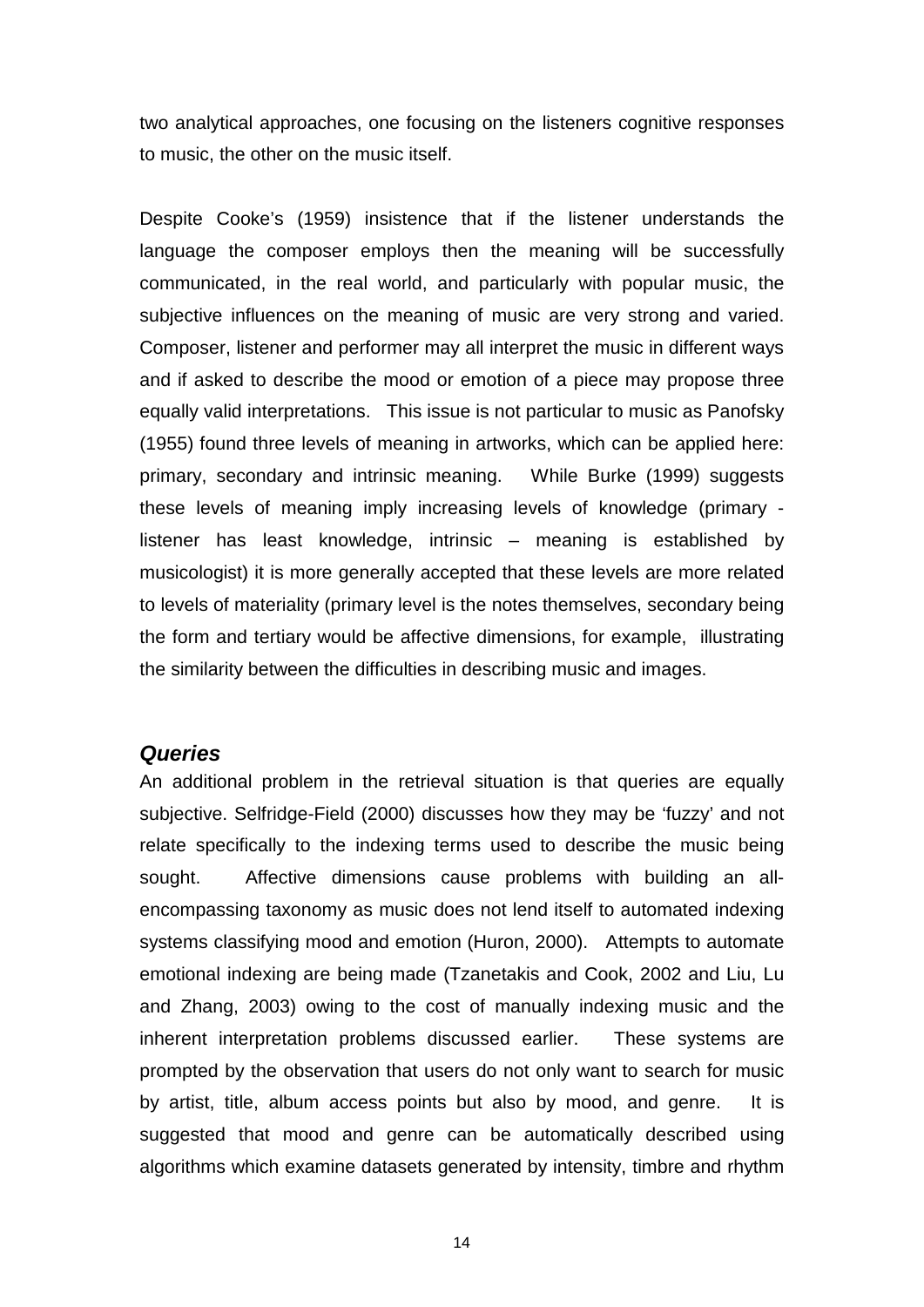two analytical approaches, one focusing on the listeners cognitive responses to music, the other on the music itself.

Despite Cooke's (1959) insistence that if the listener understands the language the composer employs then the meaning will be successfully communicated, in the real world, and particularly with popular music, the subjective influences on the meaning of music are very strong and varied. Composer, listener and performer may all interpret the music in different ways and if asked to describe the mood or emotion of a piece may propose three equally valid interpretations. This issue is not particular to music as Panofsky (1955) found three levels of meaning in artworks, which can be applied here: primary, secondary and intrinsic meaning. While Burke (1999) suggests these levels of meaning imply increasing levels of knowledge (primary - listener has least knowledge, intrinsic – meaning is established by musicologist) it is more generally accepted that these levels are more related to levels of materiality (primary level is the notes themselves, secondary being the form and tertiary would be affective dimensions, for example, illustrating the similarity between the difficulties in describing music and images.

### *Queries*

An additional problem in the retrieval situation is that queries are equally subjective. Selfridge-Field (2000) discusses how they may be 'fuzzy' and not relate specifically to the indexing terms used to describe the music being sought. Affective dimensions cause problems with building an all-encompassing taxonomy as music does not lend itself to automated indexing systems classifying mood and emotion (Huron, 2000). Attempts to automate emotional indexing are being made (Tzanetakis and Cook, 2002 and Liu, Lu and Zhang, 2003) owing to the cost of manually indexing music and the inherent interpretation problems discussed earlier. These systems are prompted by the observation that users do not only want to search for music by artist, title, album access points but also by mood, and genre. It is suggested that mood and genre can be automatically described using algorithms which examine datasets generated by intensity, timbre and rhythm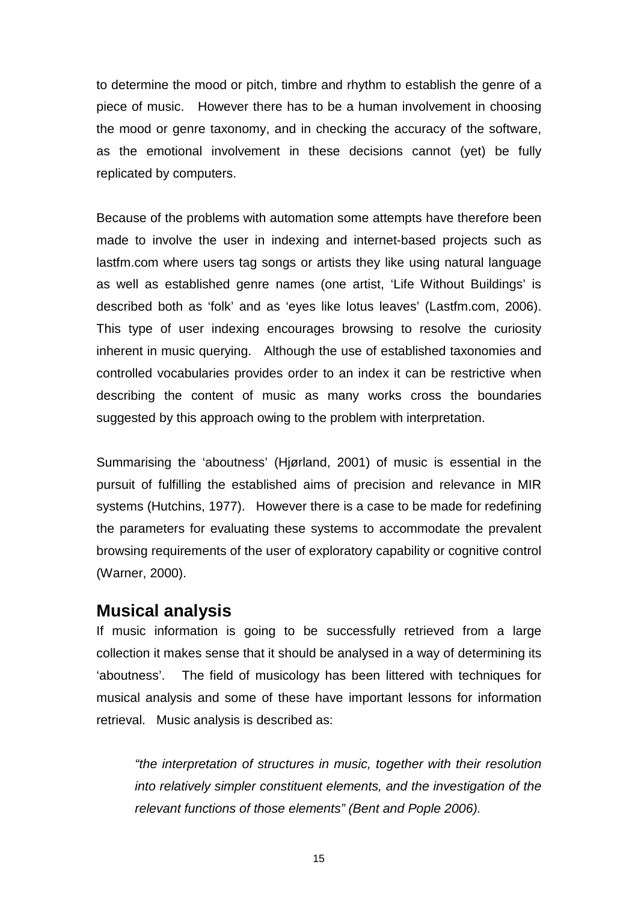to determine the mood or pitch, timbre and rhythm to establish the genre of a piece of music. However there has to be a human involvement in choosing the mood or genre taxonomy, and in checking the accuracy of the software, as the emotional involvement in these decisions cannot (yet) be fully replicated by computers.

Because of the problems with automation some attempts have therefore been made to involve the user in indexing and internet-based projects such as lastfm.com where users tag songs or artists they like using natural language as well as established genre names (one artist, 'Life Without Buildings' is described both as 'folk' and as 'eyes like lotus leaves' (Lastfm.com, 2006). This type of user indexing encourages browsing to resolve the curiosity inherent in music querying. Although the use of established taxonomies and controlled vocabularies provides order to an index it can be restrictive when describing the content of music as many works cross the boundaries suggested by this approach owing to the problem with interpretation.

Summarising the 'aboutness' (Hjørland, 2001) of music is essential in the pursuit of fulfilling the established aims of precision and relevance in MIR systems (Hutchins, 1977). However there is a case to be made for redefining the parameters for evaluating these systems to accommodate the prevalent browsing requirements of the user of exploratory capability or cognitive control (Warner, 2000).

## Musical analysis

If music information is going to be successfully retrieved from a large collection it makes sense that it should be analysed in a way of determining its 'aboutness'. The field of musicology has been littered with techniques for musical analysis and some of these have important lessons for information retrieval. Music analysis is described as:

> *"the interpretation of structures in music, together with their resolution into relatively simpler constituent elements, and the investigation of the relevant functions of those elements" (Bent and Pople 2006).*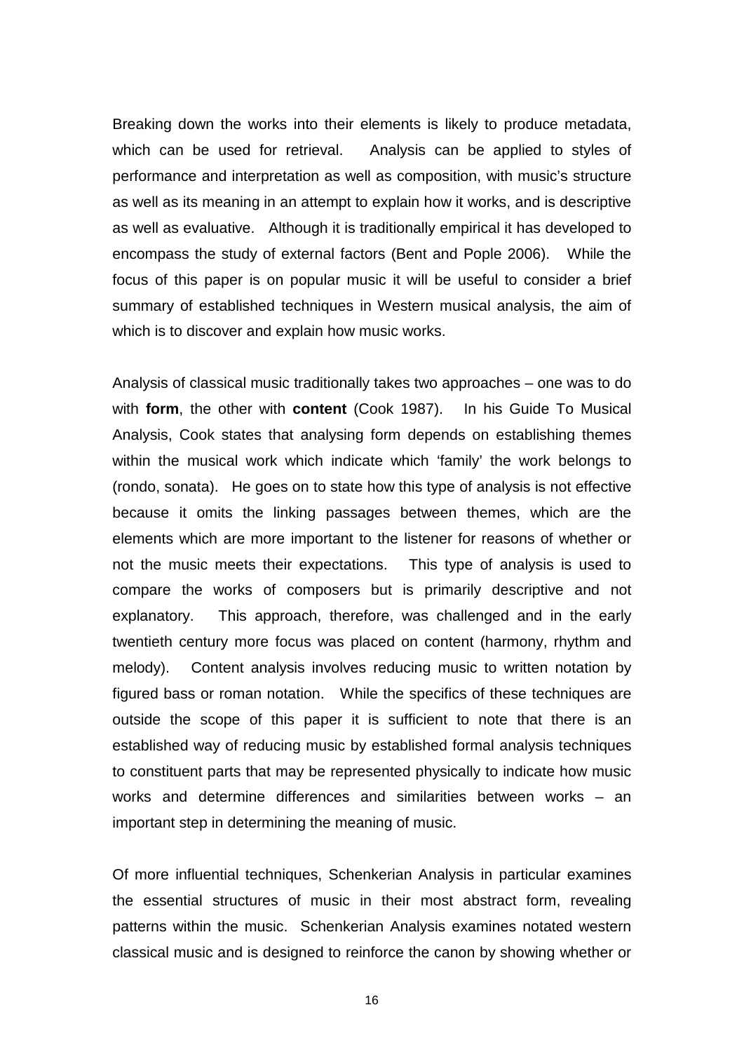Breaking down the works into their elements is likely to produce metadata, which can be used for retrieval. Analysis can be applied to styles of performance and interpretation as well as composition, with music's structure as well as its meaning in an attempt to explain how it works, and is descriptive as well as evaluative. Although it is traditionally empirical it has developed to encompass the study of external factors (Bent and Pople 2006). While the focus of this paper is on popular music it will be useful to consider a brief summary of established techniques in Western musical analysis, the aim of which is to discover and explain how music works.

Analysis of classical music traditionally takes two approaches – one was to do with **form**, the other with **content** (Cook 1987). In his Guide To Musical Analysis, Cook states that analysing form depends on establishing themes within the musical work which indicate which 'family' the work belongs to (rondo, sonata). He goes on to state how this type of analysis is not effective because it omits the linking passages between themes, which are the elements which are more important to the listener for reasons of whether or not the music meets their expectations. This type of analysis is used to compare the works of composers but is primarily descriptive and not explanatory. This approach, therefore, was challenged and in the early twentieth century more focus was placed on content (harmony, rhythm and melody). Content analysis involves reducing music to written notation by figured bass or roman notation. While the specifics of these techniques are outside the scope of this paper it is sufficient to note that there is an established way of reducing music by established formal analysis techniques to constituent parts that may be represented physically to indicate how music works and determine differences and similarities between works – an important step in determining the meaning of music.

Of more influential techniques, Schenkerian Analysis in particular examines the essential structures of music in their most abstract form, revealing patterns within the music. Schenkerian Analysis examines notated western classical music and is designed to reinforce the canon by showing whether or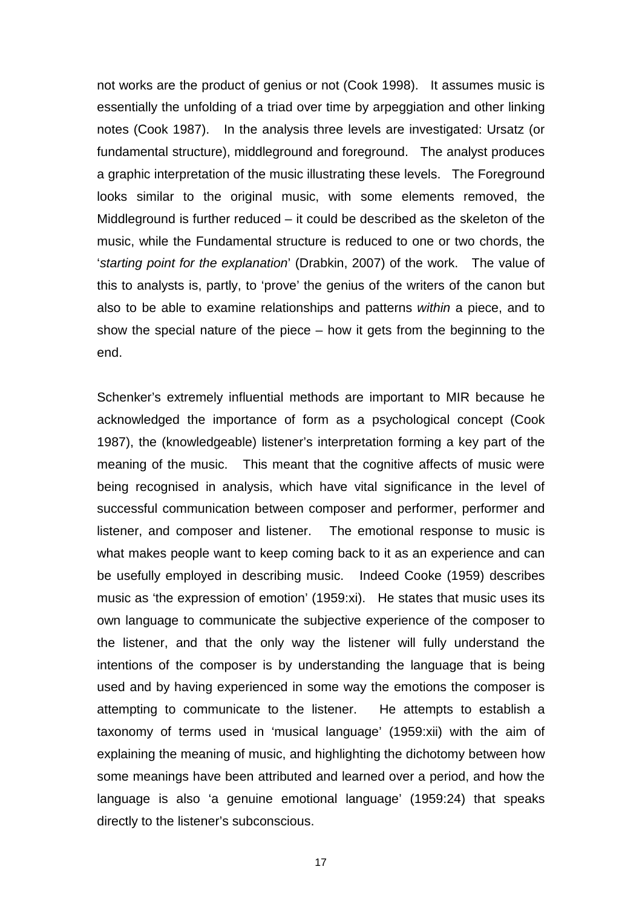not works are the product of genius or not (Cook 1998). It assumes music is essentially the unfolding of a triad over time by arpeggiation and other linking notes (Cook 1987). In the analysis three levels are investigated: Ursatz (or fundamental structure), middleground and foreground. The analyst produces a graphic interpretation of the music illustrating these levels. The Foreground looks similar to the original music, with some elements removed, the Middleground is further reduced – it could be described as the skeleton of the music, while the Fundamental structure is reduced to one or two chords, the '*starting point for the explanation*' (Drabkin, 2007) of the work. The value of this to analysts is, partly, to 'prove' the genius of the writers of the canon but also to be able to examine relationships and patterns *within* a piece, and to show the special nature of the piece – how it gets from the beginning to the end.

Schenker's extremely influential methods are important to MIR because he acknowledged the importance of form as a psychological concept (Cook 1987), the (knowledgeable) listener's interpretation forming a key part of the meaning of the music. This meant that the cognitive affects of music were being recognised in analysis, which have vital significance in the level of successful communication between composer and performer, performer and listener, and composer and listener. The emotional response to music is what makes people want to keep coming back to it as an experience and can be usefully employed in describing music. Indeed Cooke (1959) describes music as 'the expression of emotion' (1959:xi). He states that music uses its own language to communicate the subjective experience of the composer to the listener, and that the only way the listener will fully understand the intentions of the composer is by understanding the language that is being used and by having experienced in some way the emotions the composer is attempting to communicate to the listener. He attempts to establish a taxonomy of terms used in 'musical language' (1959:xii) with the aim of explaining the meaning of music, and highlighting the dichotomy between how some meanings have been attributed and learned over a period, and how the language is also 'a genuine emotional language' (1959:24) that speaks directly to the listener's subconscious.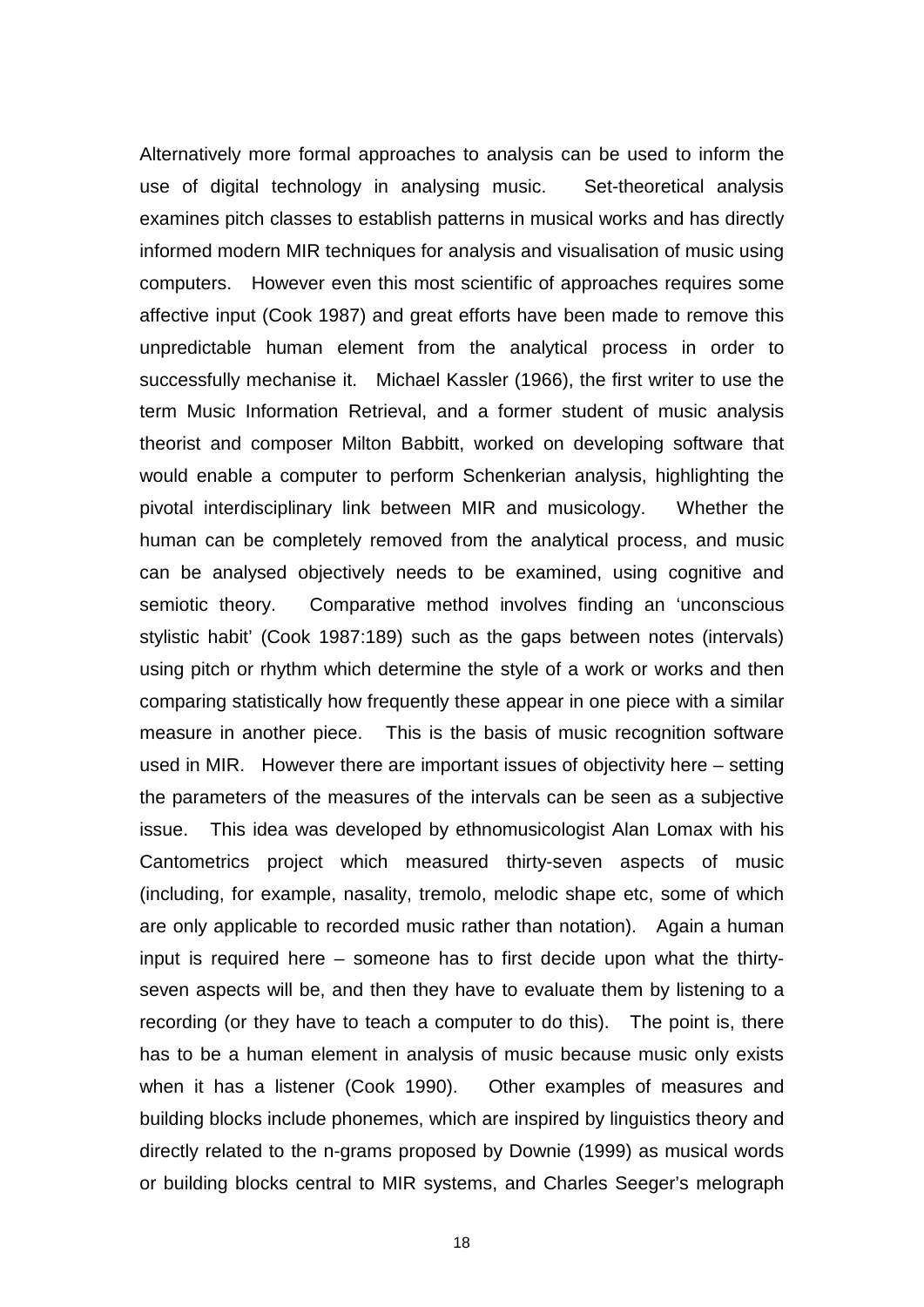Alternatively more formal approaches to analysis can be used to inform the use of digital technology in analysing music. Set-theoretical analysis examines pitch classes to establish patterns in musical works and has directly informed modern MIR techniques for analysis and visualisation of music using computers. However even this most scientific of approaches requires some affective input (Cook 1987) and great efforts have been made to remove this unpredictable human element from the analytical process in order to successfully mechanise it. Michael Kassler (1966), the first writer to use the term Music Information Retrieval, and a former student of music analysis theorist and composer Milton Babbitt, worked on developing software that would enable a computer to perform Schenkerian analysis, highlighting the pivotal interdisciplinary link between MIR and musicology. Whether the human can be completely removed from the analytical process, and music can be analysed objectively needs to be examined, using cognitive and semiotic theory. Comparative method involves finding an 'unconscious stylistic habit' (Cook 1987:189) such as the gaps between notes (intervals) using pitch or rhythm which determine the style of a work or works and then comparing statistically how frequently these appear in one piece with a similar measure in another piece. This is the basis of music recognition software used in MIR. However there are important issues of objectivity here – setting the parameters of the measures of the intervals can be seen as a subjective issue. This idea was developed by ethnomusicologist Alan Lomax with his Cantometrics project which measured thirty-seven aspects of music (including, for example, nasality, tremolo, melodic shape etc, some of which are only applicable to recorded music rather than notation). Again a human input is required here – someone has to first decide upon what the thirty-seven aspects will be, and then they have to evaluate them by listening to a recording (or they have to teach a computer to do this). The point is, there has to be a human element in analysis of music because music only exists when it has a listener (Cook 1990). Other examples of measures and building blocks include phonemes, which are inspired by linguistics theory and directly related to the n-grams proposed by Downie (1999) as musical words or building blocks central to MIR systems, and Charles Seeger's melograph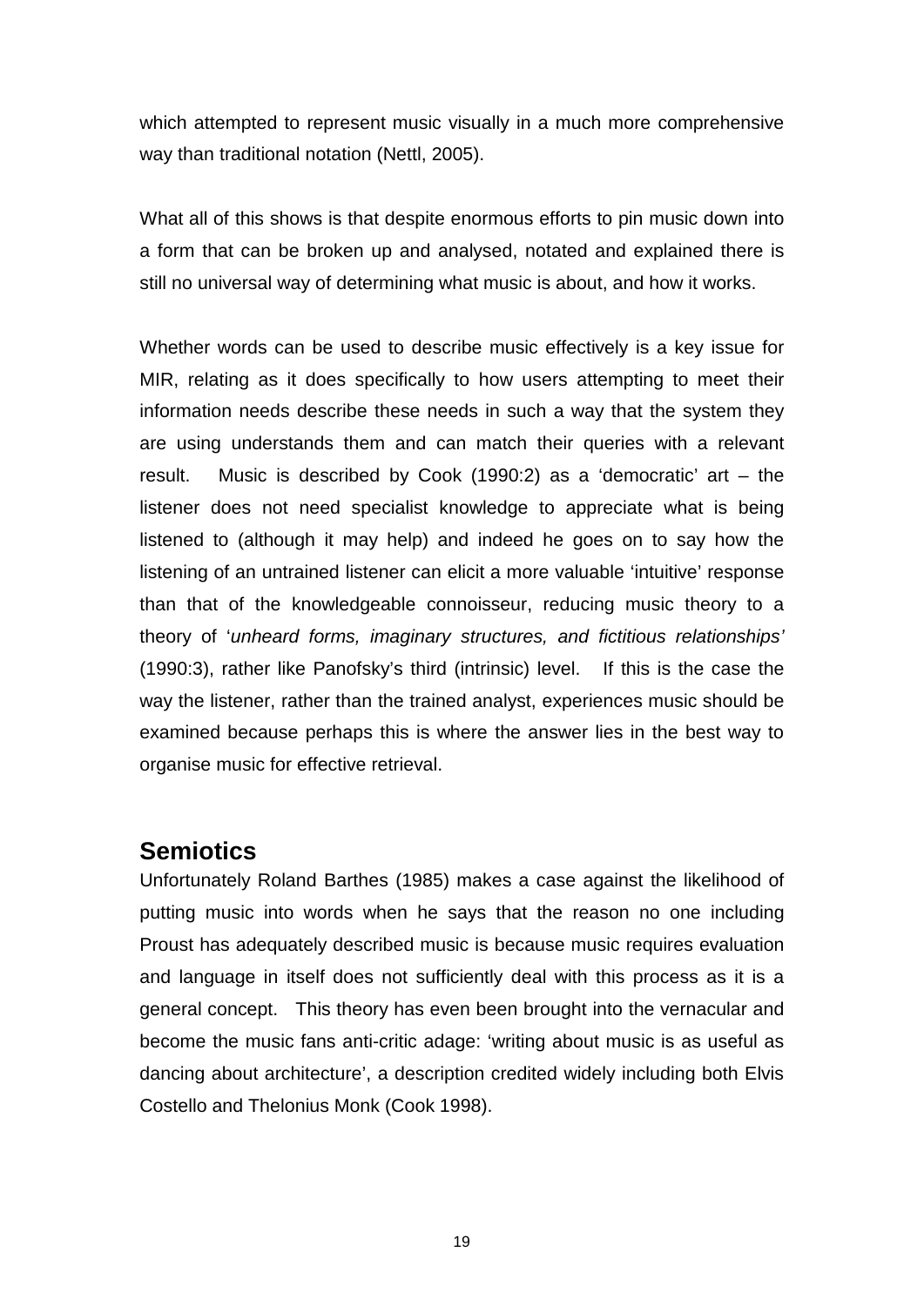which attempted to represent music visually in a much more comprehensive way than traditional notation (Nettl, 2005).

What all of this shows is that despite enormous efforts to pin music down into a form that can be broken up and analysed, notated and explained there is still no universal way of determining what music is about, and how it works.

Whether words can be used to describe music effectively is a key issue for MIR, relating as it does specifically to how users attempting to meet their information needs describe these needs in such a way that the system they are using understands them and can match their queries with a relevant result. Music is described by Cook (1990:2) as a 'democratic' art – the listener does not need specialist knowledge to appreciate what is being listened to (although it may help) and indeed he goes on to say how the listening of an untrained listener can elicit a more valuable 'intuitive' response than that of the knowledgeable connoisseur, reducing music theory to a theory of '*unheard forms, imaginary structures, and fictitious relationships'* (1990:3), rather like Panofsky's third (intrinsic) level. If this is the case the way the listener, rather than the trained analyst, experiences music should be examined because perhaps this is where the answer lies in the best way to organise music for effective retrieval.

## Semiotics

Unfortunately Roland Barthes (1985) makes a case against the likelihood of putting music into words when he says that the reason no one including Proust has adequately described music is because music requires evaluation and language in itself does not sufficiently deal with this process as it is a general concept. This theory has even been brought into the vernacular and become the music fans anti-critic adage: 'writing about music is as useful as dancing about architecture', a description credited widely including both Elvis Costello and Thelonius Monk (Cook 1998).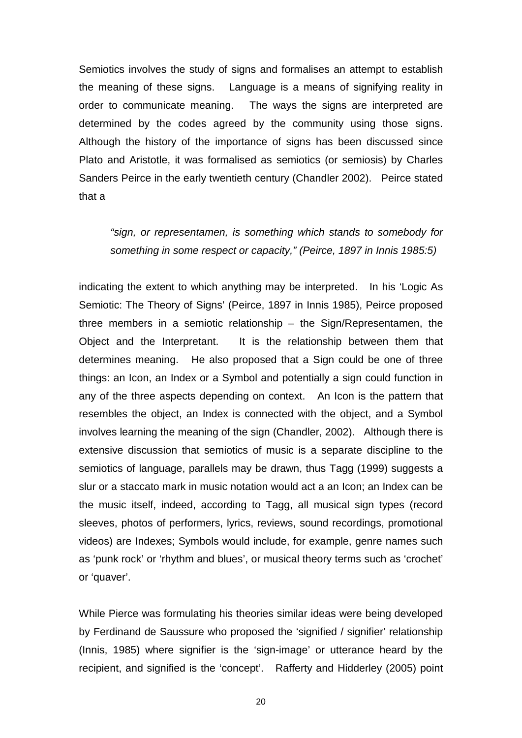Semiotics involves the study of signs and formalises an attempt to establish the meaning of these signs. Language is a means of signifying reality in order to communicate meaning. The ways the signs are interpreted are determined by the codes agreed by the community using those signs. Although the history of the importance of signs has been discussed since Plato and Aristotle, it was formalised as semiotics (or semiosis) by Charles Sanders Peirce in the early twentieth century (Chandler 2002). Peirce stated that a

> *"sign, or representamen, is something which stands to somebody for something in some respect or capacity," (Peirce, 1897 in Innis 1985:5)*

indicating the extent to which anything may be interpreted. In his 'Logic As Semiotic: The Theory of Signs' (Peirce, 1897 in Innis 1985), Peirce proposed three members in a semiotic relationship – the Sign/Representamen, the Object and the Interpretant. It is the relationship between them that determines meaning. He also proposed that a Sign could be one of three things: an Icon, an Index or a Symbol and potentially a sign could function in any of the three aspects depending on context. An Icon is the pattern that resembles the object, an Index is connected with the object, and a Symbol involves learning the meaning of the sign (Chandler, 2002). Although there is extensive discussion that semiotics of music is a separate discipline to the semiotics of language, parallels may be drawn, thus Tagg (1999) suggests a slur or a staccato mark in music notation would act a an Icon; an Index can be the music itself, indeed, according to Tagg, all musical sign types (record sleeves, photos of performers, lyrics, reviews, sound recordings, promotional videos) are Indexes; Symbols would include, for example, genre names such as 'punk rock' or 'rhythm and blues', or musical theory terms such as 'crochet' or 'quaver'.

While Pierce was formulating his theories similar ideas were being developed by Ferdinand de Saussure who proposed the 'signified / signifier' relationship (Innis, 1985) where signifier is the 'sign-image' or utterance heard by the recipient, and signified is the 'concept'. Rafferty and Hidderley (2005) point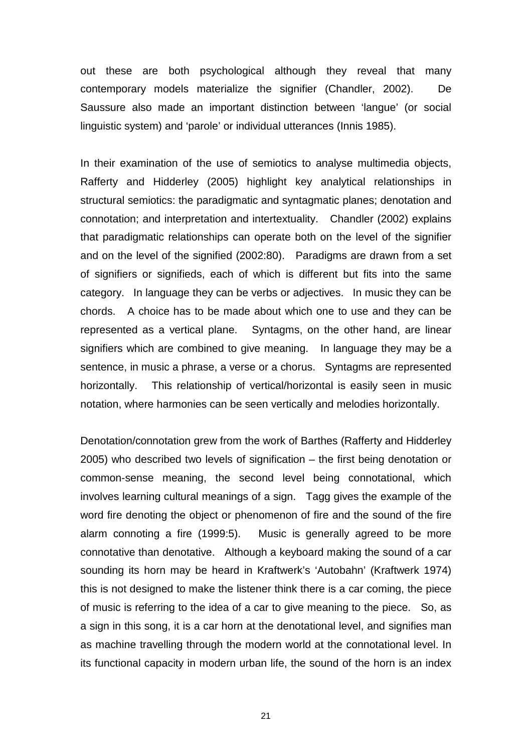out these are both psychological although they reveal that many contemporary models materialize the signifier (Chandler, 2002). De Saussure also made an important distinction between 'langue' (or social linguistic system) and 'parole' or individual utterances (Innis 1985).

In their examination of the use of semiotics to analyse multimedia objects, Rafferty and Hidderley (2005) highlight key analytical relationships in structural semiotics: the paradigmatic and syntagmatic planes; denotation and connotation; and interpretation and intertextuality. Chandler (2002) explains that paradigmatic relationships can operate both on the level of the signifier and on the level of the signified (2002:80). Paradigms are drawn from a set of signifiers or signifieds, each of which is different but fits into the same category. In language they can be verbs or adjectives. In music they can be chords. A choice has to be made about which one to use and they can be represented as a vertical plane. Syntagms, on the other hand, are linear signifiers which are combined to give meaning. In language they may be a sentence, in music a phrase, a verse or a chorus. Syntagms are represented horizontally. This relationship of vertical/horizontal is easily seen in music notation, where harmonies can be seen vertically and melodies horizontally.

Denotation/connotation grew from the work of Barthes (Rafferty and Hidderley 2005) who described two levels of signification – the first being denotation or common-sense meaning, the second level being connotational, which involves learning cultural meanings of a sign. Tagg gives the example of the word fire denoting the object or phenomenon of fire and the sound of the fire alarm connoting a fire (1999:5). Music is generally agreed to be more connotative than denotative. Although a keyboard making the sound of a car sounding its horn may be heard in Kraftwerk's 'Autobahn' (Kraftwerk 1974) this is not designed to make the listener think there is a car coming, the piece of music is referring to the idea of a car to give meaning to the piece. So, as a sign in this song, it is a car horn at the denotational level, and signifies man as machine travelling through the modern world at the connotational level. In its functional capacity in modern urban life, the sound of the horn is an index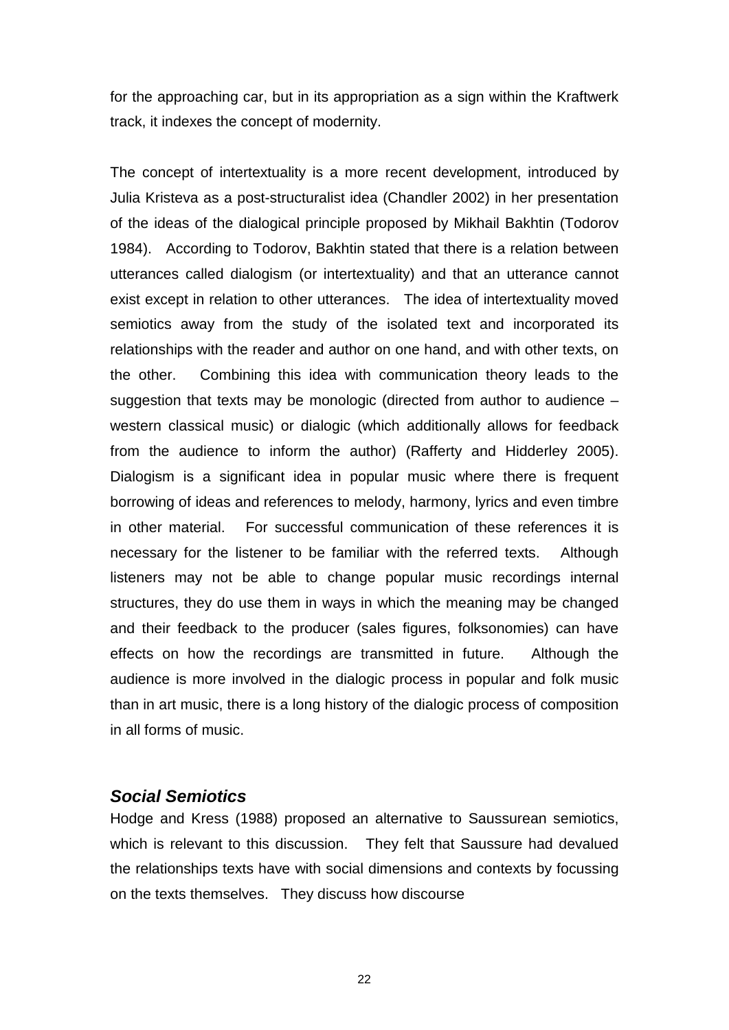for the approaching car, but in its appropriation as a sign within the Kraftwerk track, it indexes the concept of modernity.

The concept of intertextuality is a more recent development, introduced by Julia Kristeva as a post-structuralist idea (Chandler 2002) in her presentation of the ideas of the dialogical principle proposed by Mikhail Bakhtin (Todorov 1984). According to Todorov, Bakhtin stated that there is a relation between utterances called dialogism (or intertextuality) and that an utterance cannot exist except in relation to other utterances. The idea of intertextuality moved semiotics away from the study of the isolated text and incorporated its relationships with the reader and author on one hand, and with other texts, on the other. Combining this idea with communication theory leads to the suggestion that texts may be monologic (directed from author to audience – western classical music) or dialogic (which additionally allows for feedback from the audience to inform the author) (Rafferty and Hidderley 2005). Dialogism is a significant idea in popular music where there is frequent borrowing of ideas and references to melody, harmony, lyrics and even timbre in other material. For successful communication of these references it is necessary for the listener to be familiar with the referred texts. Although listeners may not be able to change popular music recordings internal structures, they do use them in ways in which the meaning may be changed and their feedback to the producer (sales figures, folksonomies) can have effects on how the recordings are transmitted in future. Although the audience is more involved in the dialogic process in popular and folk music than in art music, there is a long history of the dialogic process of composition in all forms of music.

### *Social Semiotics*

Hodge and Kress (1988) proposed an alternative to Saussurean semiotics, which is relevant to this discussion. They felt that Saussure had devalued the relationships texts have with social dimensions and contexts by focussing on the texts themselves. They discuss how discourse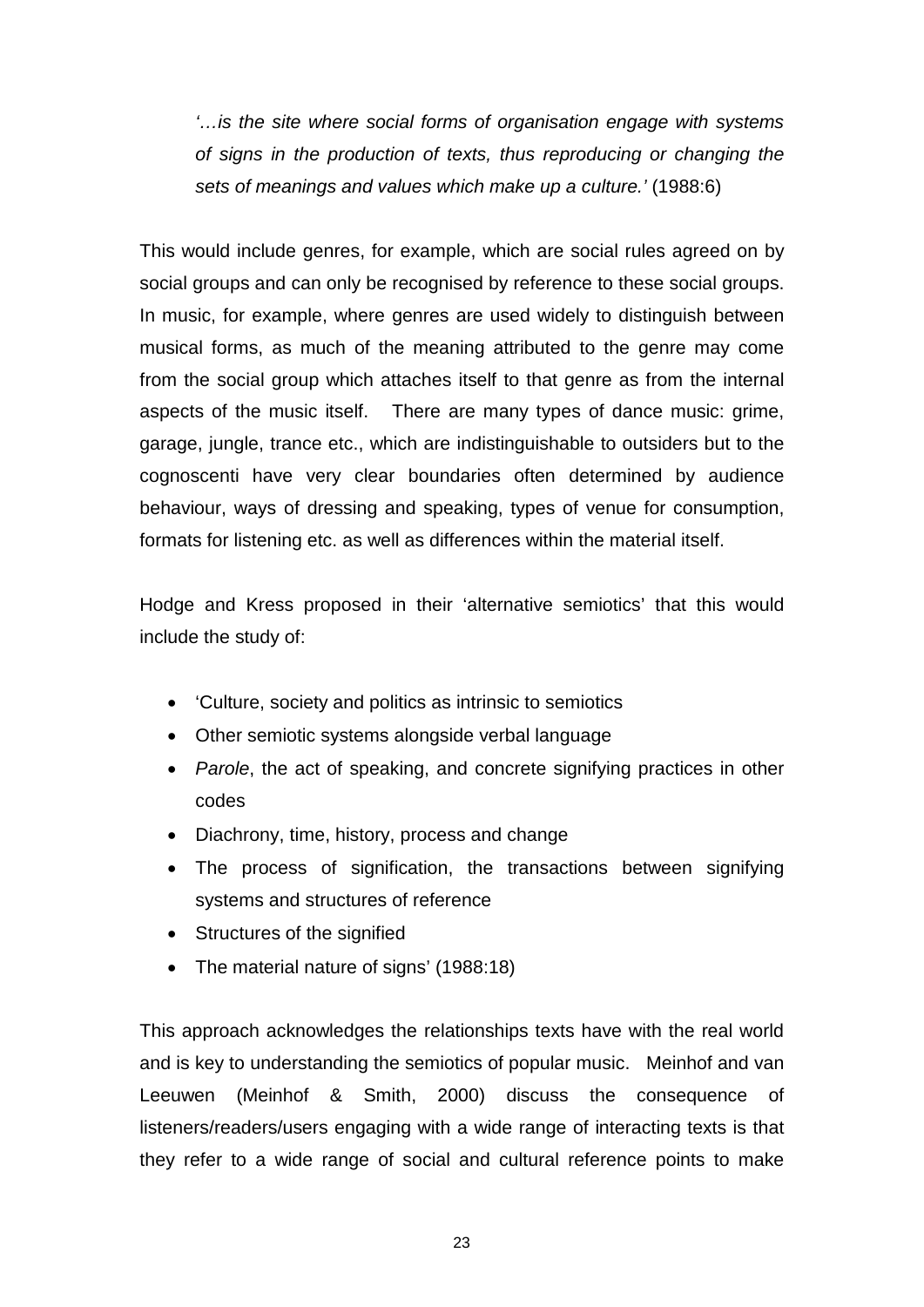> *'…is the site where social forms of organisation engage with systems of signs in the production of texts, thus reproducing or changing the sets of meanings and values which make up a culture.'* (1988:6)

This would include genres, for example, which are social rules agreed on by social groups and can only be recognised by reference to these social groups. In music, for example, where genres are used widely to distinguish between musical forms, as much of the meaning attributed to the genre may come from the social group which attaches itself to that genre as from the internal aspects of the music itself. There are many types of dance music: grime, garage, jungle, trance etc., which are indistinguishable to outsiders but to the cognoscenti have very clear boundaries often determined by audience behaviour, ways of dressing and speaking, types of venue for consumption, formats for listening etc. as well as differences within the material itself.

Hodge and Kress proposed in their 'alternative semiotics' that this would include the study of:

- 'Culture, society and politics as intrinsic to semiotics
- Other semiotic systems alongside verbal language
- *Parole*, the act of speaking, and concrete signifying practices in other codes
- Diachrony, time, history, process and change
- The process of signification, the transactions between signifying systems and structures of reference
- Structures of the signified
- The material nature of signs' (1988:18)

This approach acknowledges the relationships texts have with the real world and is key to understanding the semiotics of popular music. Meinhof and van Leeuwen (Meinhof & Smith, 2000) discuss the consequence of listeners/readers/users engaging with a wide range of interacting texts is that they refer to a wide range of social and cultural reference points to make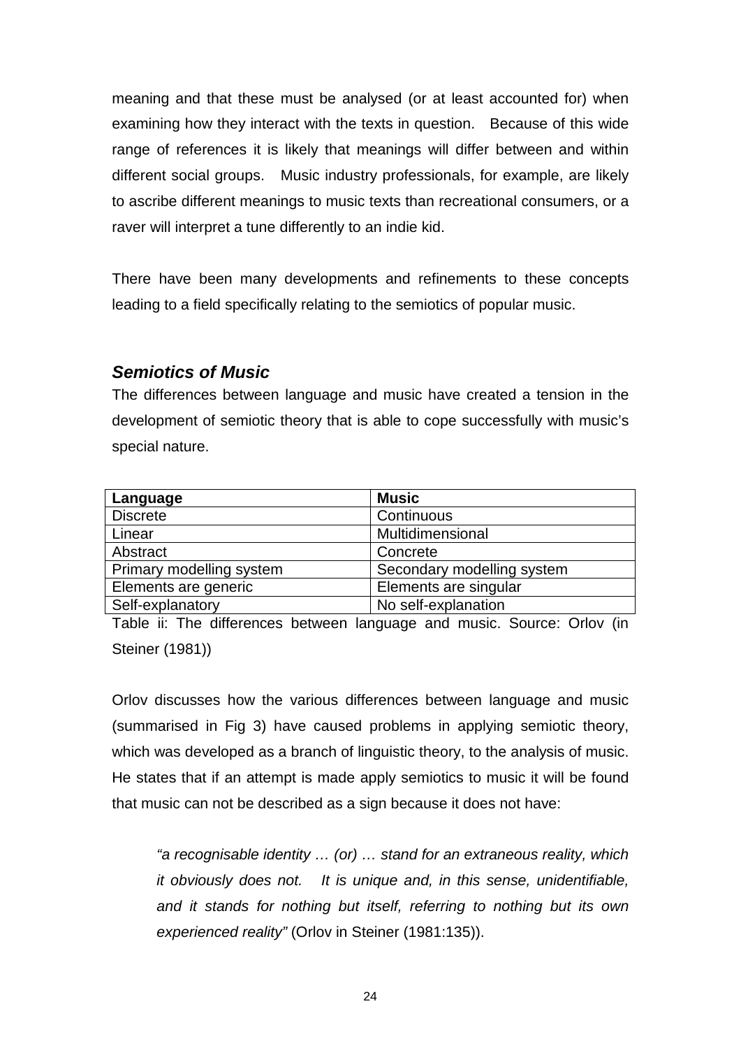meaning and that these must be analysed (or at least accounted for) when examining how they interact with the texts in question. Because of this wide range of references it is likely that meanings will differ between and within different social groups. Music industry professionals, for example, are likely to ascribe different meanings to music texts than recreational consumers, or a raver will interpret a tune differently to an indie kid.

There have been many developments and refinements to these concepts leading to a field specifically relating to the semiotics of popular music.

### *Semiotics of Music*

The differences between language and music have created a tension in the development of semiotic theory that is able to cope successfully with music's special nature.

| Language | Music |
|---|---|
| Discrete | Continuous |
| Linear | Multidimensional |
| Abstract | Concrete |
| Primary modelling system | Secondary modelling system |
| Elements are generic | Elements are singular |
| Self-explanatory | No self-explanation |

Table ii: The differences between language and music. Source: Orlov (in Steiner (1981))

Orlov discusses how the various differences between language and music (summarised in Fig 3) have caused problems in applying semiotic theory, which was developed as a branch of linguistic theory, to the analysis of music. He states that if an attempt is made apply semiotics to music it will be found that music can not be described as a sign because it does not have:

> *"a recognisable identity … (or) … stand for an extraneous reality, which it obviously does not. It is unique and, in this sense, unidentifiable, and it stands for nothing but itself, referring to nothing but its own experienced reality"* (Orlov in Steiner (1981:135)).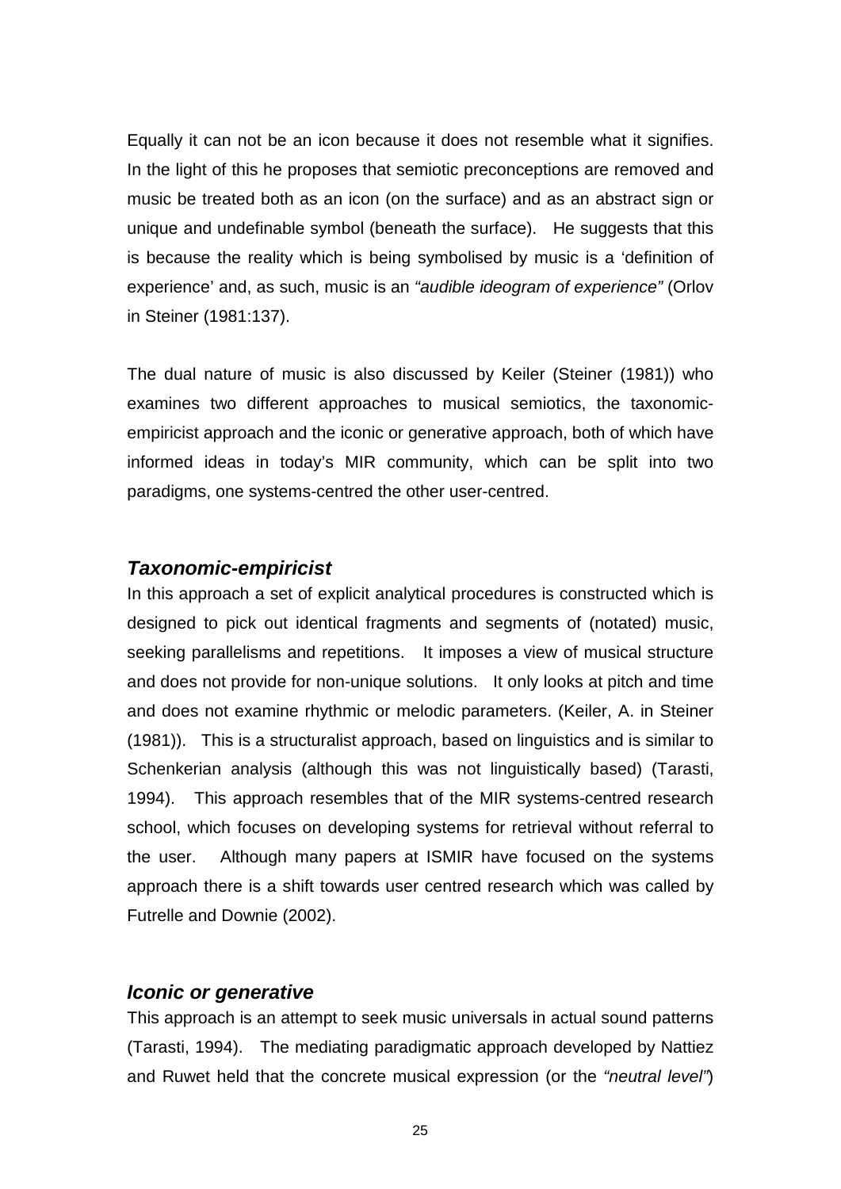Equally it can not be an icon because it does not resemble what it signifies. In the light of this he proposes that semiotic preconceptions are removed and music be treated both as an icon (on the surface) and as an abstract sign or unique and undefinable symbol (beneath the surface). He suggests that this is because the reality which is being symbolised by music is a 'definition of experience' and, as such, music is an *"audible ideogram of experience"* (Orlov in Steiner (1981:137).

The dual nature of music is also discussed by Keiler (Steiner (1981)) who examines two different approaches to musical semiotics, the taxonomic-empiricist approach and the iconic or generative approach, both of which have informed ideas in today's MIR community, which can be split into two paradigms, one systems-centred the other user-centred.

### *Taxonomic-empiricist*

In this approach a set of explicit analytical procedures is constructed which is designed to pick out identical fragments and segments of (notated) music, seeking parallelisms and repetitions. It imposes a view of musical structure and does not provide for non-unique solutions. It only looks at pitch and time and does not examine rhythmic or melodic parameters. (Keiler, A. in Steiner (1981)). This is a structuralist approach, based on linguistics and is similar to Schenkerian analysis (although this was not linguistically based) (Tarasti, 1994). This approach resembles that of the MIR systems-centred research school, which focuses on developing systems for retrieval without referral to the user. Although many papers at ISMIR have focused on the systems approach there is a shift towards user centred research which was called by Futrelle and Downie (2002).

### *Iconic or generative*

This approach is an attempt to seek music universals in actual sound patterns (Tarasti, 1994). The mediating paradigmatic approach developed by Nattiez and Ruwet held that the concrete musical expression (or the *"neutral level"*)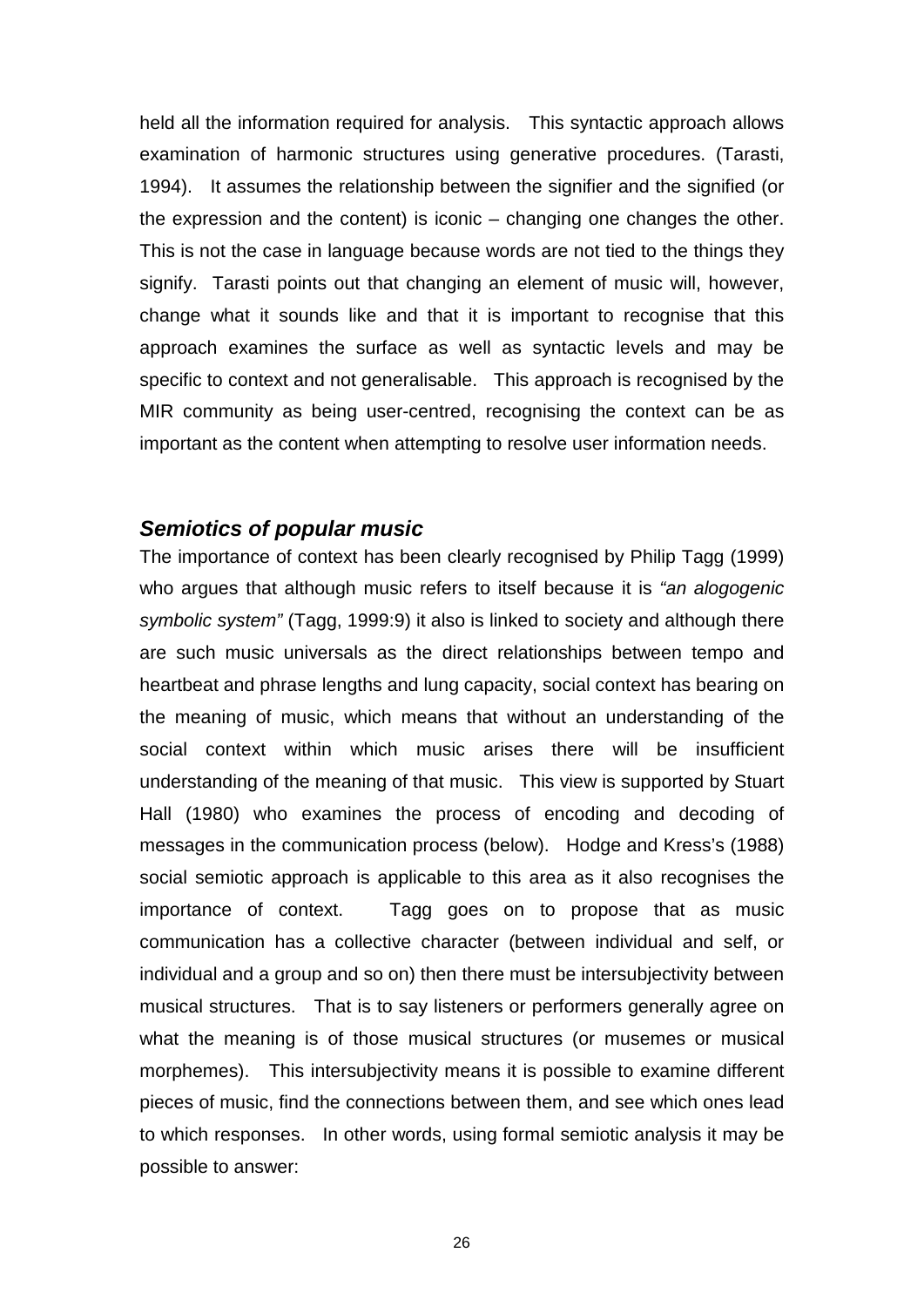held all the information required for analysis. This syntactic approach allows examination of harmonic structures using generative procedures. (Tarasti, 1994). It assumes the relationship between the signifier and the signified (or the expression and the content) is iconic – changing one changes the other. This is not the case in language because words are not tied to the things they signify. Tarasti points out that changing an element of music will, however, change what it sounds like and that it is important to recognise that this approach examines the surface as well as syntactic levels and may be specific to context and not generalisable. This approach is recognised by the MIR community as being user-centred, recognising the context can be as important as the content when attempting to resolve user information needs.

### *Semiotics of popular music*

The importance of context has been clearly recognised by Philip Tagg (1999) who argues that although music refers to itself because it is *"an alogogenic symbolic system"* (Tagg, 1999:9) it also is linked to society and although there are such music universals as the direct relationships between tempo and heartbeat and phrase lengths and lung capacity, social context has bearing on the meaning of music, which means that without an understanding of the social context within which music arises there will be insufficient understanding of the meaning of that music. This view is supported by Stuart Hall (1980) who examines the process of encoding and decoding of messages in the communication process (below). Hodge and Kress's (1988) social semiotic approach is applicable to this area as it also recognises the importance of context. Tagg goes on to propose that as music communication has a collective character (between individual and self, or individual and a group and so on) then there must be intersubjectivity between musical structures. That is to say listeners or performers generally agree on what the meaning is of those musical structures (or musemes or musical morphemes). This intersubjectivity means it is possible to examine different pieces of music, find the connections between them, and see which ones lead to which responses. In other words, using formal semiotic analysis it may be possible to answer: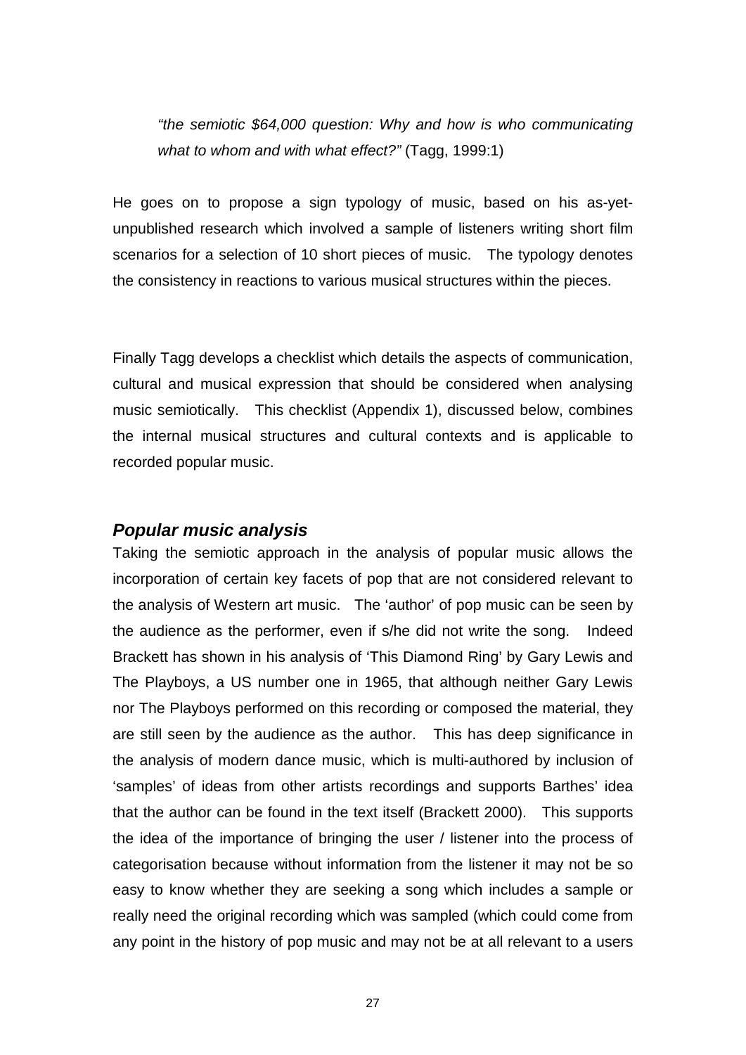> *"the semiotic $64,000 question: Why and how is who communicating what to whom and with what effect?"* (Tagg, 1999:1)

He goes on to propose a sign typology of music, based on his as-yet-unpublished research which involved a sample of listeners writing short film scenarios for a selection of 10 short pieces of music. The typology denotes the consistency in reactions to various musical structures within the pieces.

Finally Tagg develops a checklist which details the aspects of communication, cultural and musical expression that should be considered when analysing music semiotically. This checklist (Appendix 1), discussed below, combines the internal musical structures and cultural contexts and is applicable to recorded popular music.

### *Popular music analysis*

Taking the semiotic approach in the analysis of popular music allows the incorporation of certain key facets of pop that are not considered relevant to the analysis of Western art music. The 'author' of pop music can be seen by the audience as the performer, even if s/he did not write the song. Indeed Brackett has shown in his analysis of 'This Diamond Ring' by Gary Lewis and The Playboys, a US number one in 1965, that although neither Gary Lewis nor The Playboys performed on this recording or composed the material, they are still seen by the audience as the author. This has deep significance in the analysis of modern dance music, which is multi-authored by inclusion of 'samples' of ideas from other artists recordings and supports Barthes' idea that the author can be found in the text itself (Brackett 2000). This supports the idea of the importance of bringing the user / listener into the process of categorisation because without information from the listener it may not be so easy to know whether they are seeking a song which includes a sample or really need the original recording which was sampled (which could come from any point in the history of pop music and may not be at all relevant to a users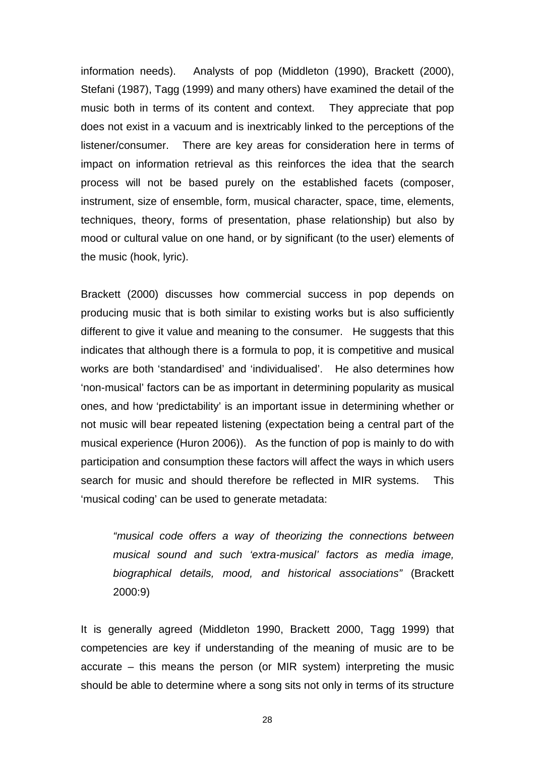information needs). Analysts of pop (Middleton (1990), Brackett (2000), Stefani (1987), Tagg (1999) and many others) have examined the detail of the music both in terms of its content and context. They appreciate that pop does not exist in a vacuum and is inextricably linked to the perceptions of the listener/consumer. There are key areas for consideration here in terms of impact on information retrieval as this reinforces the idea that the search process will not be based purely on the established facets (composer, instrument, size of ensemble, form, musical character, space, time, elements, techniques, theory, forms of presentation, phase relationship) but also by mood or cultural value on one hand, or by significant (to the user) elements of the music (hook, lyric).

Brackett (2000) discusses how commercial success in pop depends on producing music that is both similar to existing works but is also sufficiently different to give it value and meaning to the consumer. He suggests that this indicates that although there is a formula to pop, it is competitive and musical works are both 'standardised' and 'individualised'. He also determines how 'non-musical' factors can be as important in determining popularity as musical ones, and how 'predictability' is an important issue in determining whether or not music will bear repeated listening (expectation being a central part of the musical experience (Huron 2006)). As the function of pop is mainly to do with participation and consumption these factors will affect the ways in which users search for music and should therefore be reflected in MIR systems. This 'musical coding' can be used to generate metadata:

> *"musical code offers a way of theorizing the connections between musical sound and such 'extra-musical' factors as media image, biographical details, mood, and historical associations"* (Brackett 2000:9)

It is generally agreed (Middleton 1990, Brackett 2000, Tagg 1999) that competencies are key if understanding of the meaning of music are to be accurate – this means the person (or MIR system) interpreting the music should be able to determine where a song sits not only in terms of its structure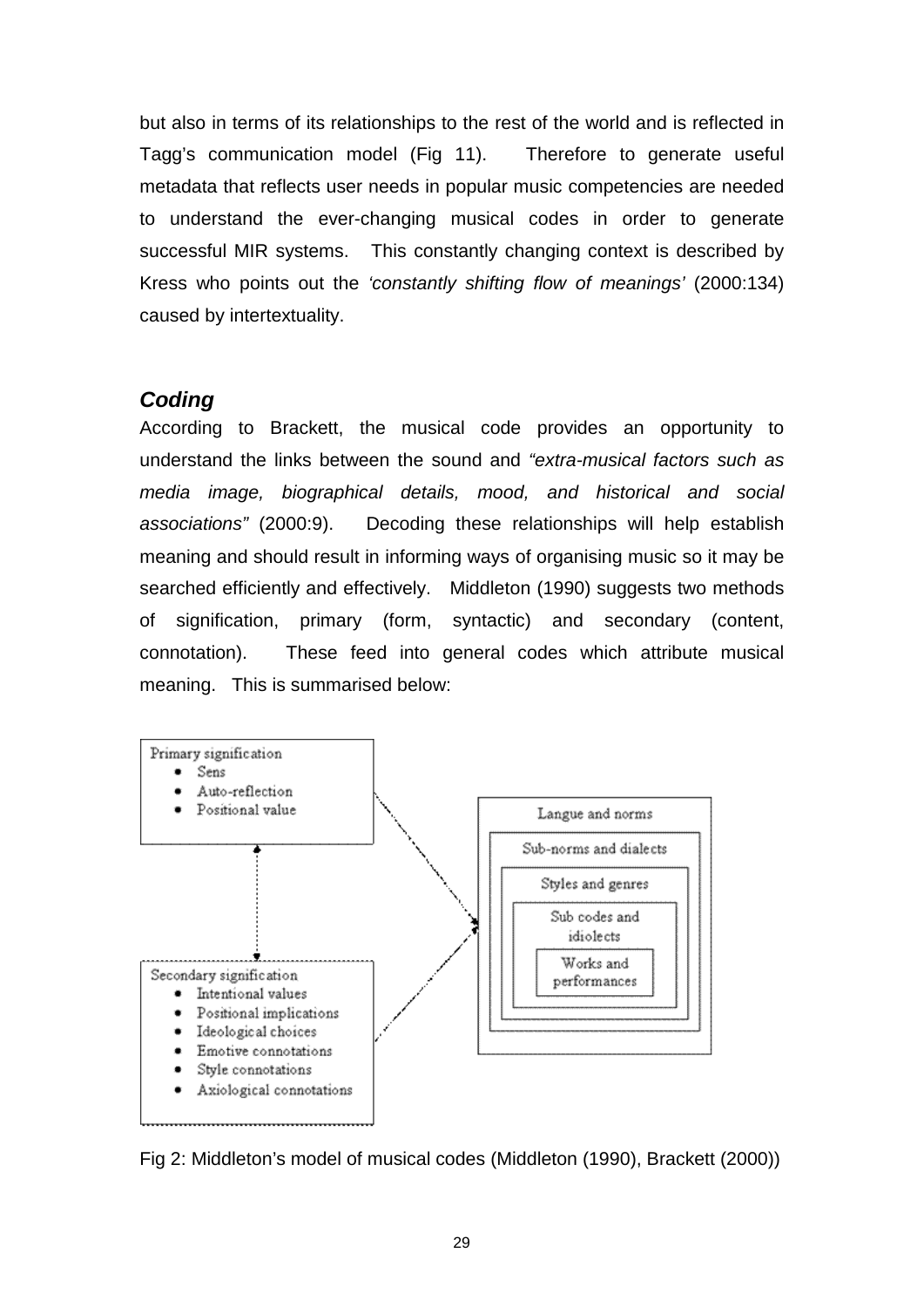but also in terms of its relationships to the rest of the world and is reflected in Tagg's communication model (Fig 11). Therefore to generate useful metadata that reflects user needs in popular music competencies are needed to understand the ever-changing musical codes in order to generate successful MIR systems. This constantly changing context is described by Kress who points out the *'constantly shifting flow of meanings'* (2000:134) caused by intertextuality.

### *Coding*

According to Brackett, the musical code provides an opportunity to understand the links between the sound and *"extra-musical factors such as media image, biographical details, mood, and historical and social associations"* (2000:9). Decoding these relationships will help establish meaning and should result in informing ways of organising music so it may be searched efficiently and effectively. Middleton (1990) suggests two methods of signification, primary (form, syntactic) and secondary (content, connotation). These feed into general codes which attribute musical meaning. This is summarised below:

Primary signification
- Sens
- Auto-reflection
- Positional value

Secondary signification
- Intentional values
- Positional implications
- Ideological choices
- Emotive connotations
- Style connotations
- Axiological connotations

Langue and norms
- Sub-norms and dialects
  - Styles and genres
    - Sub codes and idiolects
      - Works and performances

Fig 2: Middleton's model of musical codes (Middleton (1990), Brackett (2000))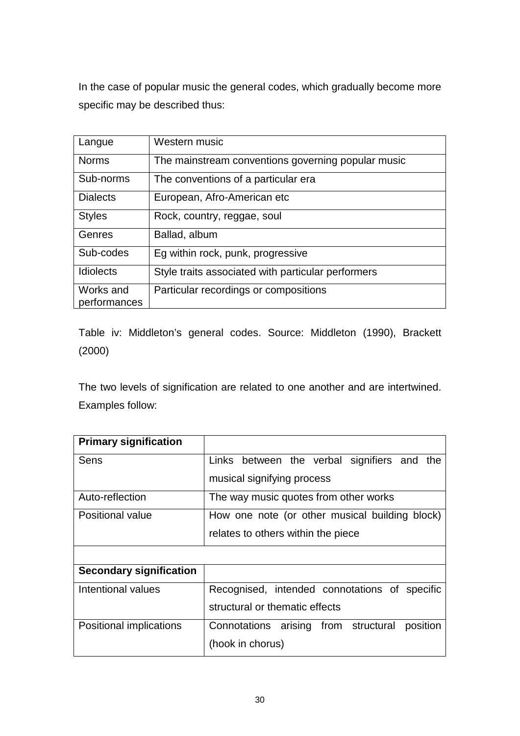In the case of popular music the general codes, which gradually become more specific may be described thus:

| Langue | Western music |
|---|---|
| Norms | The mainstream conventions governing popular music |
| Sub-norms | The conventions of a particular era |
| Dialects | European, Afro-American etc |
| Styles | Rock, country, reggae, soul |
| Genres | Ballad, album |
| Sub-codes | Eg within rock, punk, progressive |
| Idiolects | Style traits associated with particular performers |
| Works and performances | Particular recordings or compositions |

Table iv: Middleton's general codes. Source: Middleton (1990), Brackett (2000)

The two levels of signification are related to one another and are intertwined. Examples follow:

| **Primary signification** | |
|---|---|
| Sens | Links between the verbal signifiers and the musical signifying process |
| Auto-reflection | The way music quotes from other works |
| Positional value | How one note (or other musical building block) relates to others within the piece |
| | |
| **Secondary signification** | |
| Intentional values | Recognised, intended connotations of specific structural or thematic effects |
| Positional implications | Connotations arising from structural position (hook in chorus) |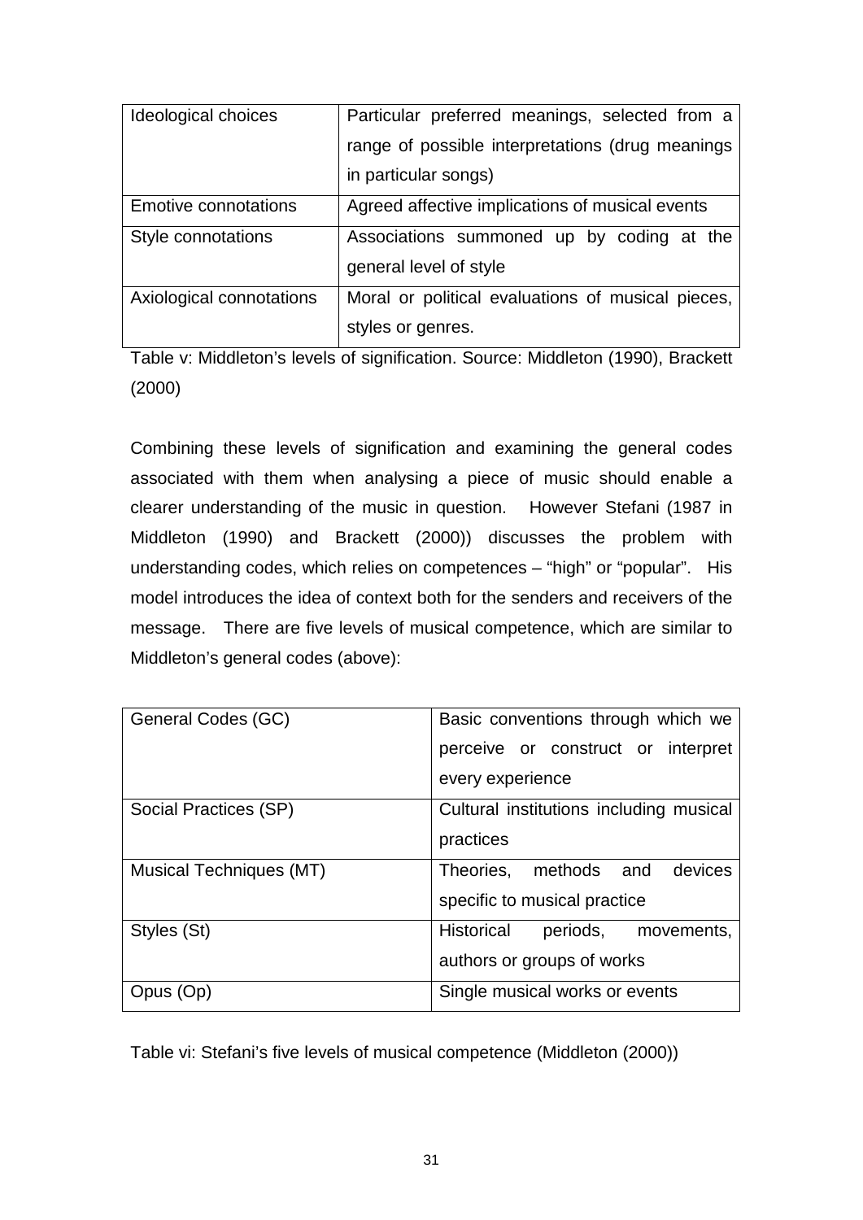| | |
|---|---|
| Ideological choices | Particular preferred meanings, selected from a range of possible interpretations (drug meanings in particular songs) |
| Emotive connotations | Agreed affective implications of musical events |
| Style connotations | Associations summoned up by coding at the general level of style |
| Axiological connotations | Moral or political evaluations of musical pieces, styles or genres. |

Table v: Middleton's levels of signification. Source: Middleton (1990), Brackett (2000)

Combining these levels of signification and examining the general codes associated with them when analysing a piece of music should enable a clearer understanding of the music in question. However Stefani (1987 in Middleton (1990) and Brackett (2000)) discusses the problem with understanding codes, which relies on competences – "high" or "popular". His model introduces the idea of context both for the senders and receivers of the message. There are five levels of musical competence, which are similar to Middleton's general codes (above):

| | |
|---|---|
| General Codes (GC) | Basic conventions through which we perceive or construct or interpret every experience |
| Social Practices (SP) | Cultural institutions including musical practices |
| Musical Techniques (MT) | Theories, methods and devices specific to musical practice |
| Styles (St) | Historical periods, movements, authors or groups of works |
| Opus (Op) | Single musical works or events |

Table vi: Stefani's five levels of musical competence (Middleton (2000))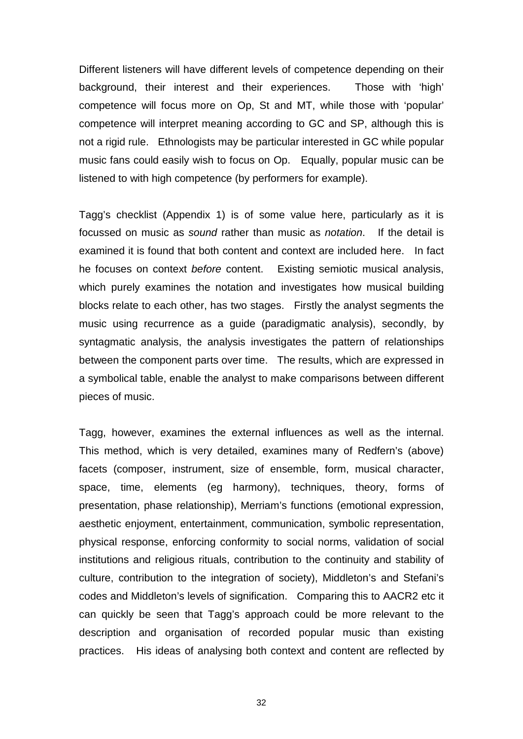Different listeners will have different levels of competence depending on their background, their interest and their experiences. Those with 'high' competence will focus more on Op, St and MT, while those with 'popular' competence will interpret meaning according to GC and SP, although this is not a rigid rule. Ethnologists may be particular interested in GC while popular music fans could easily wish to focus on Op. Equally, popular music can be listened to with high competence (by performers for example).

Tagg's checklist (Appendix 1) is of some value here, particularly as it is focussed on music as *sound* rather than music as *notation*. If the detail is examined it is found that both content and context are included here. In fact he focuses on context *before* content. Existing semiotic musical analysis, which purely examines the notation and investigates how musical building blocks relate to each other, has two stages. Firstly the analyst segments the music using recurrence as a guide (paradigmatic analysis), secondly, by syntagmatic analysis, the analysis investigates the pattern of relationships between the component parts over time. The results, which are expressed in a symbolical table, enable the analyst to make comparisons between different pieces of music.

Tagg, however, examines the external influences as well as the internal. This method, which is very detailed, examines many of Redfern's (above) facets (composer, instrument, size of ensemble, form, musical character, space, time, elements (eg harmony), techniques, theory, forms of presentation, phase relationship), Merriam's functions (emotional expression, aesthetic enjoyment, entertainment, communication, symbolic representation, physical response, enforcing conformity to social norms, validation of social institutions and religious rituals, contribution to the continuity and stability of culture, contribution to the integration of society), Middleton's and Stefani's codes and Middleton's levels of signification. Comparing this to AACR2 etc it can quickly be seen that Tagg's approach could be more relevant to the description and organisation of recorded popular music than existing practices. His ideas of analysing both context and content are reflected by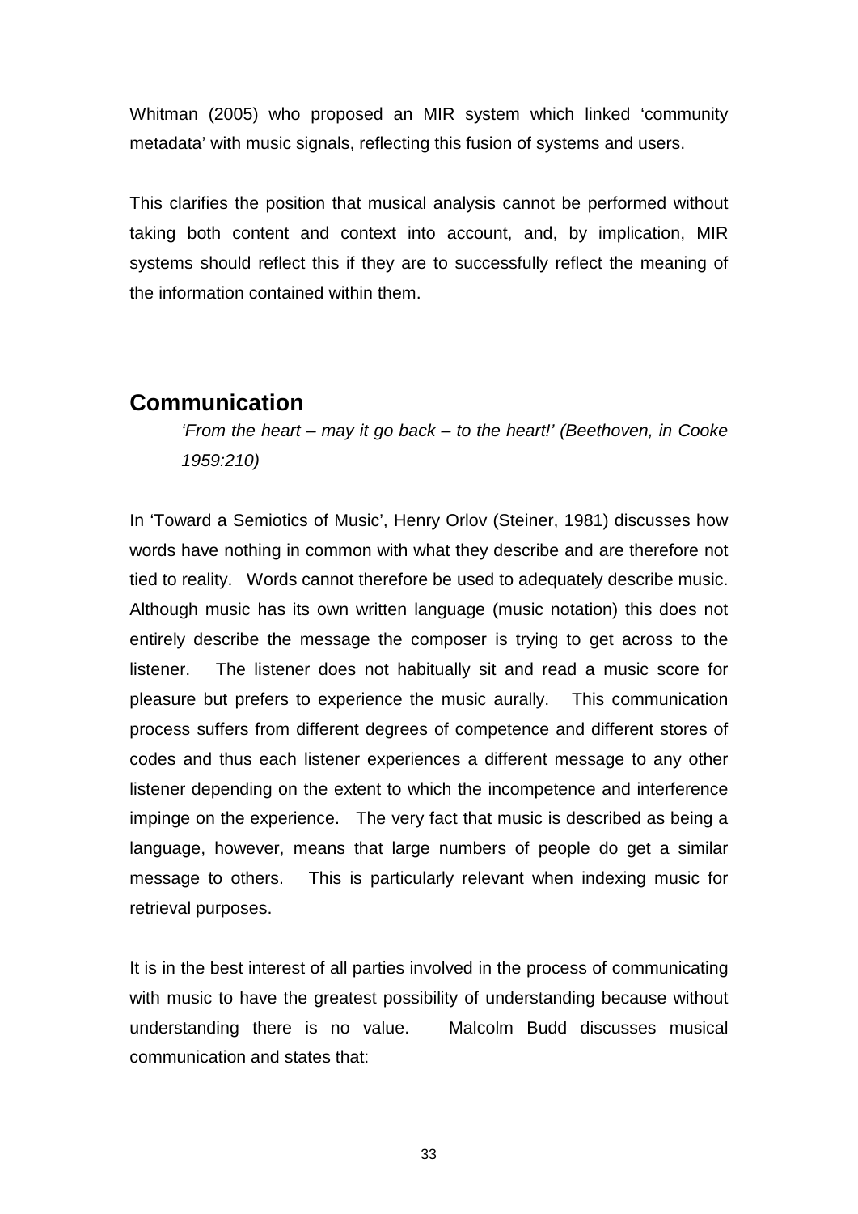Whitman (2005) who proposed an MIR system which linked 'community metadata' with music signals, reflecting this fusion of systems and users.

This clarifies the position that musical analysis cannot be performed without taking both content and context into account, and, by implication, MIR systems should reflect this if they are to successfully reflect the meaning of the information contained within them.

## Communication

> *'From the heart – may it go back – to the heart!' (Beethoven, in Cooke 1959:210)*

In 'Toward a Semiotics of Music', Henry Orlov (Steiner, 1981) discusses how words have nothing in common with what they describe and are therefore not tied to reality. Words cannot therefore be used to adequately describe music. Although music has its own written language (music notation) this does not entirely describe the message the composer is trying to get across to the listener. The listener does not habitually sit and read a music score for pleasure but prefers to experience the music aurally. This communication process suffers from different degrees of competence and different stores of codes and thus each listener experiences a different message to any other listener depending on the extent to which the incompetence and interference impinge on the experience. The very fact that music is described as being a language, however, means that large numbers of people do get a similar message to others. This is particularly relevant when indexing music for retrieval purposes.

It is in the best interest of all parties involved in the process of communicating with music to have the greatest possibility of understanding because without understanding there is no value. Malcolm Budd discusses musical communication and states that: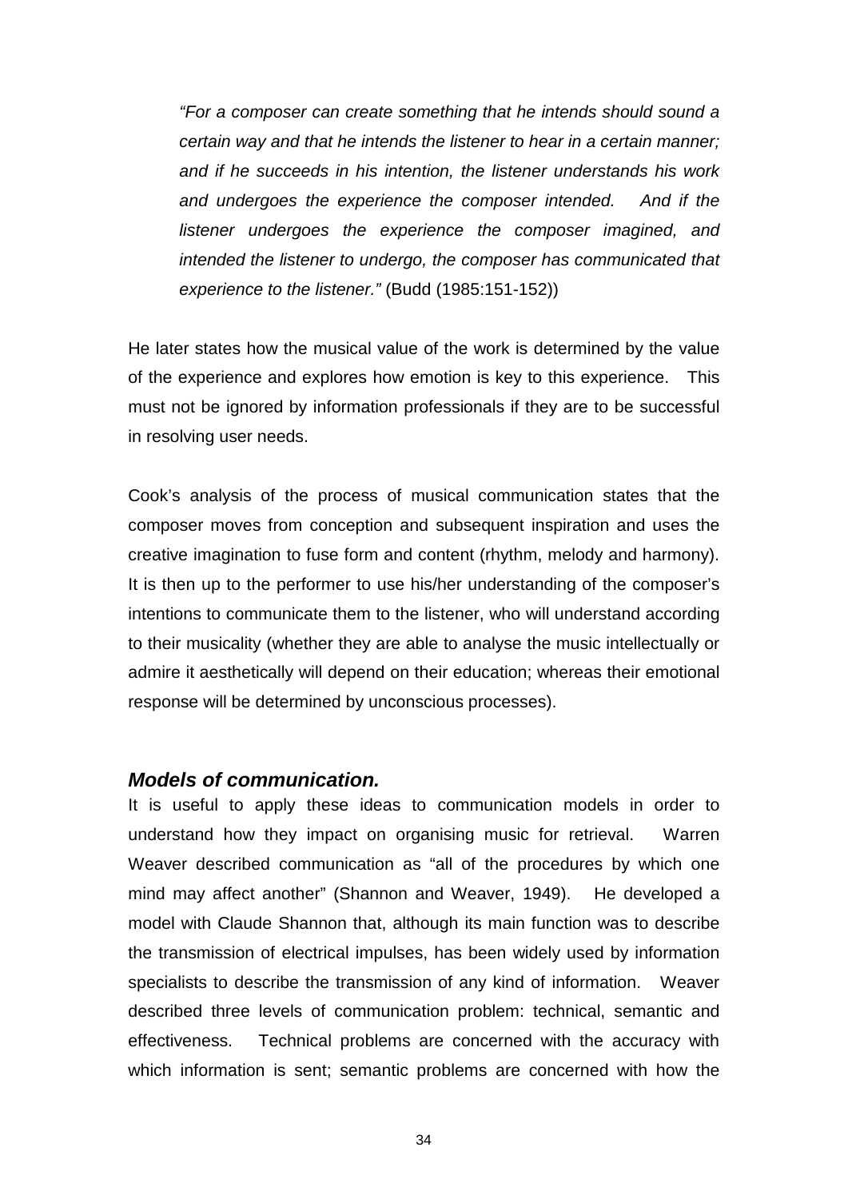> *"For a composer can create something that he intends should sound a certain way and that he intends the listener to hear in a certain manner; and if he succeeds in his intention, the listener understands his work and undergoes the experience the composer intended. And if the listener undergoes the experience the composer imagined, and intended the listener to undergo, the composer has communicated that experience to the listener."* (Budd (1985:151-152))

He later states how the musical value of the work is determined by the value of the experience and explores how emotion is key to this experience. This must not be ignored by information professionals if they are to be successful in resolving user needs.

Cook's analysis of the process of musical communication states that the composer moves from conception and subsequent inspiration and uses the creative imagination to fuse form and content (rhythm, melody and harmony). It is then up to the performer to use his/her understanding of the composer's intentions to communicate them to the listener, who will understand according to their musicality (whether they are able to analyse the music intellectually or admire it aesthetically will depend on their education; whereas their emotional response will be determined by unconscious processes).

### *Models of communication.*

It is useful to apply these ideas to communication models in order to understand how they impact on organising music for retrieval. Warren Weaver described communication as "all of the procedures by which one mind may affect another" (Shannon and Weaver, 1949). He developed a model with Claude Shannon that, although its main function was to describe the transmission of electrical impulses, has been widely used by information specialists to describe the transmission of any kind of information. Weaver described three levels of communication problem: technical, semantic and effectiveness. Technical problems are concerned with the accuracy with which information is sent; semantic problems are concerned with how the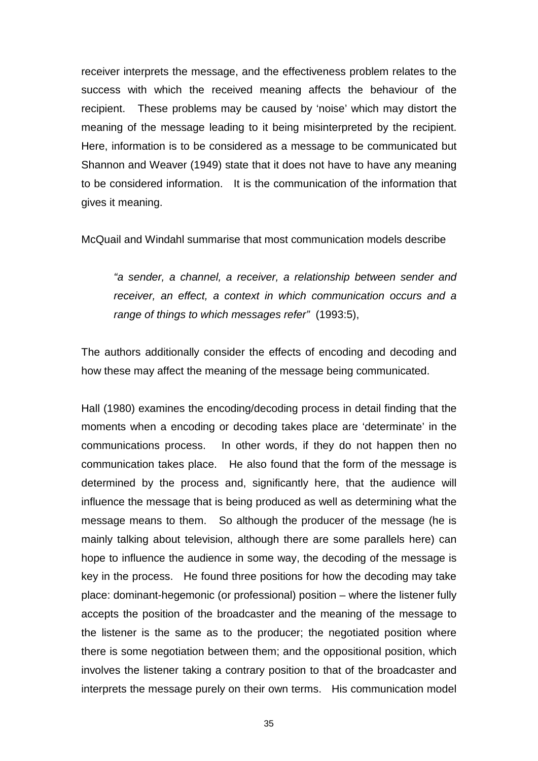receiver interprets the message, and the effectiveness problem relates to the success with which the received meaning affects the behaviour of the recipient. These problems may be caused by 'noise' which may distort the meaning of the message leading to it being misinterpreted by the recipient. Here, information is to be considered as a message to be communicated but Shannon and Weaver (1949) state that it does not have to have any meaning to be considered information. It is the communication of the information that gives it meaning.

McQuail and Windahl summarise that most communication models describe

> *"a sender, a channel, a receiver, a relationship between sender and receiver, an effect, a context in which communication occurs and a range of things to which messages refer"* (1993:5),

The authors additionally consider the effects of encoding and decoding and how these may affect the meaning of the message being communicated.

Hall (1980) examines the encoding/decoding process in detail finding that the moments when a encoding or decoding takes place are 'determinate' in the communications process. In other words, if they do not happen then no communication takes place. He also found that the form of the message is determined by the process and, significantly here, that the audience will influence the message that is being produced as well as determining what the message means to them. So although the producer of the message (he is mainly talking about television, although there are some parallels here) can hope to influence the audience in some way, the decoding of the message is key in the process. He found three positions for how the decoding may take place: dominant-hegemonic (or professional) position – where the listener fully accepts the position of the broadcaster and the meaning of the message to the listener is the same as to the producer; the negotiated position where there is some negotiation between them; and the oppositional position, which involves the listener taking a contrary position to that of the broadcaster and interprets the message purely on their own terms. His communication model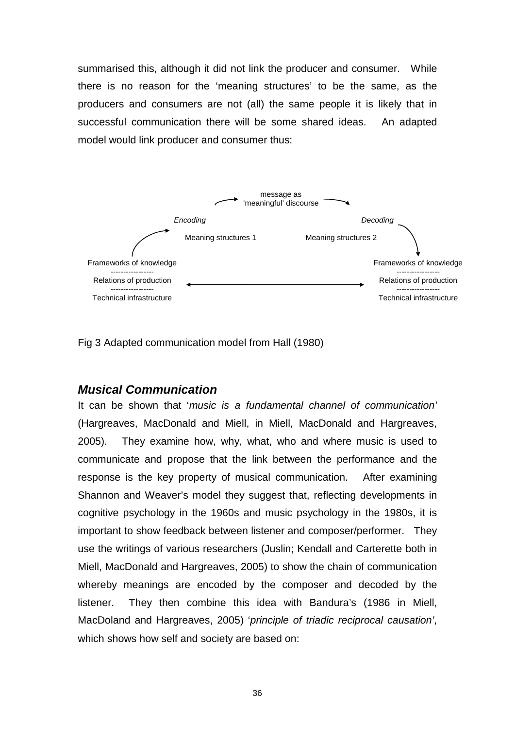summarised this, although it did not link the producer and consumer. While there is no reason for the 'meaning structures' to be the same, as the producers and consumers are not (all) the same people it is likely that in successful communication there will be some shared ideas. An adapted model would link producer and consumer thus:

message as 'meaningful' discourse

*Encoding* — Meaning structures 1

*Decoding* — Meaning structures 2

Frameworks of knowledge / Relations of production / Technical infrastructure ⟷ Frameworks of knowledge / Relations of production / Technical infrastructure

Fig 3 Adapted communication model from Hall (1980)

### *Musical Communication*

It can be shown that '*music is a fundamental channel of communication'* (Hargreaves, MacDonald and Miell, in Miell, MacDonald and Hargreaves, 2005). They examine how, why, what, who and where music is used to communicate and propose that the link between the performance and the response is the key property of musical communication. After examining Shannon and Weaver's model they suggest that, reflecting developments in cognitive psychology in the 1960s and music psychology in the 1980s, it is important to show feedback between listener and composer/performer. They use the writings of various researchers (Juslin; Kendall and Carterette both in Miell, MacDonald and Hargreaves, 2005) to show the chain of communication whereby meanings are encoded by the composer and decoded by the listener. They then combine this idea with Bandura's (1986 in Miell, MacDoland and Hargreaves, 2005) '*principle of triadic reciprocal causation'*, which shows how self and society are based on: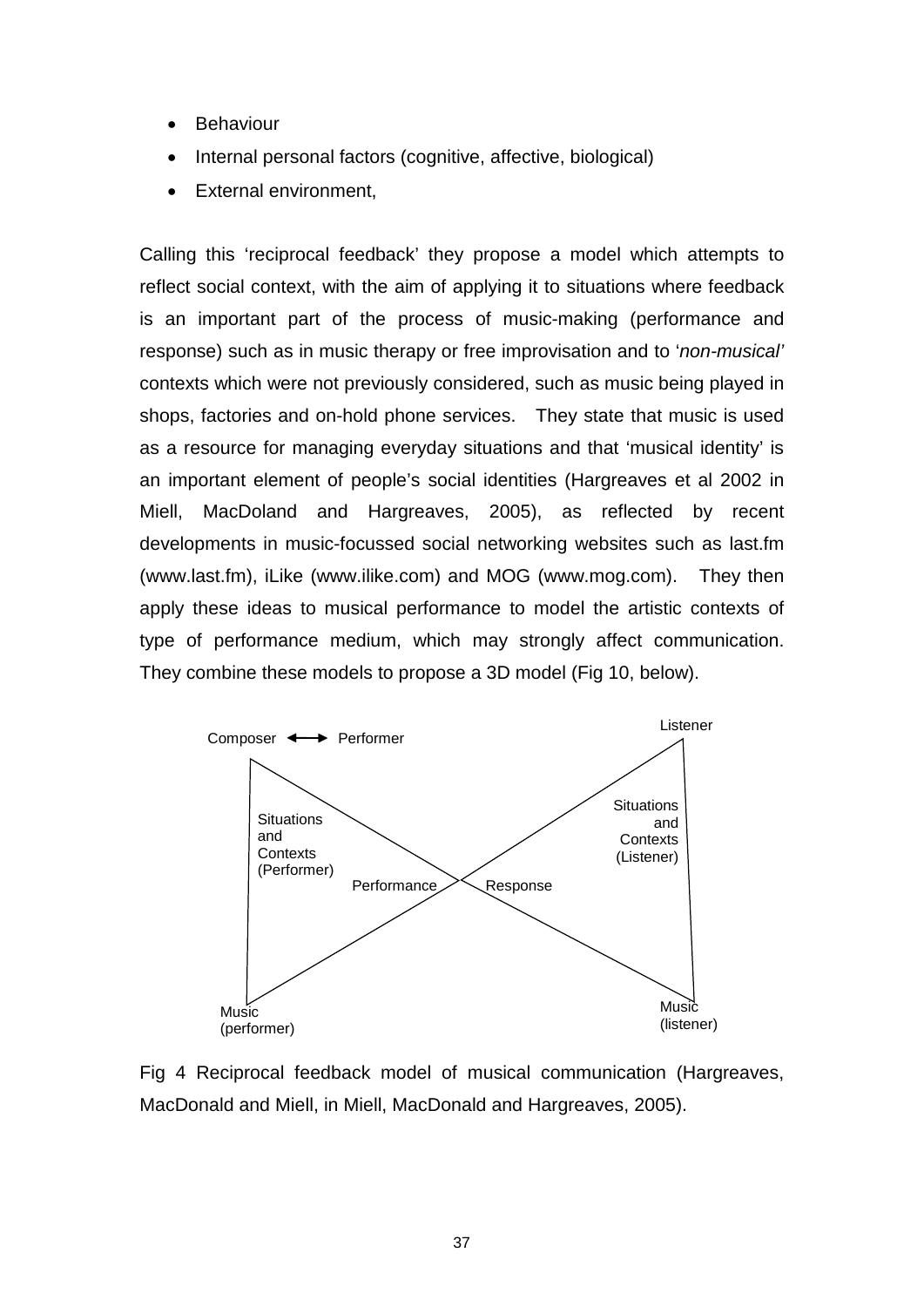- Behaviour
- Internal personal factors (cognitive, affective, biological)
- External environment,

Calling this 'reciprocal feedback' they propose a model which attempts to reflect social context, with the aim of applying it to situations where feedback is an important part of the process of music-making (performance and response) such as in music therapy or free improvisation and to '*non-musical'* contexts which were not previously considered, such as music being played in shops, factories and on-hold phone services. They state that music is used as a resource for managing everyday situations and that 'musical identity' is an important element of people's social identities (Hargreaves et al 2002 in Miell, MacDoland and Hargreaves, 2005), as reflected by recent developments in music-focussed social networking websites such as last.fm (www.last.fm), iLike (www.ilike.com) and MOG (www.mog.com). They then apply these ideas to musical performance to model the artistic contexts of type of performance medium, which may strongly affect communication. They combine these models to propose a 3D model (Fig 10, below).

Composer ⟷ Performer

Listener

Situations and Contexts (Performer)

Situations and Contexts (Listener)

Performance

Response

Music (performer)

Music (listener)

Fig 4 Reciprocal feedback model of musical communication (Hargreaves, MacDonald and Miell, in Miell, MacDonald and Hargreaves, 2005).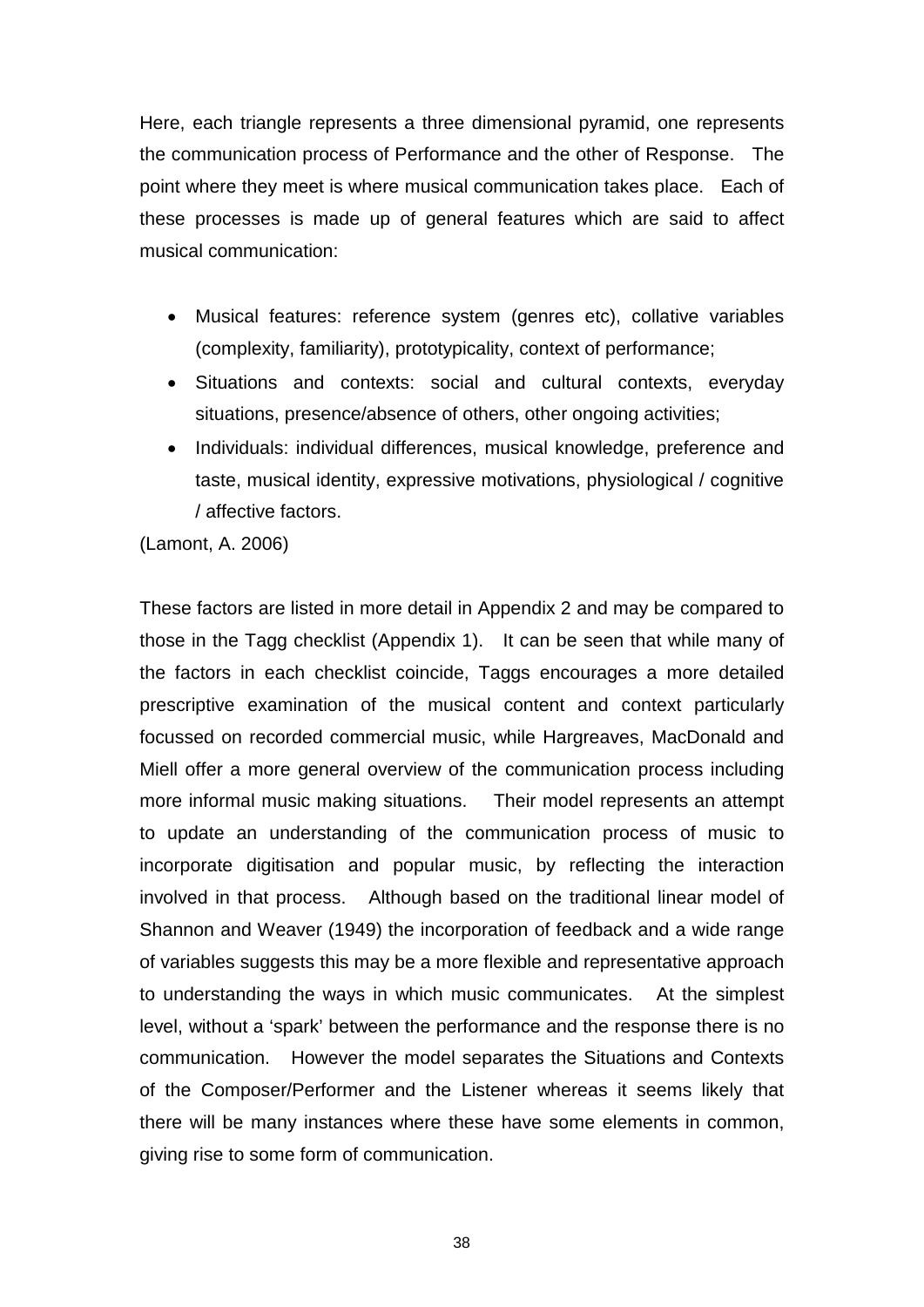Here, each triangle represents a three dimensional pyramid, one represents the communication process of Performance and the other of Response. The point where they meet is where musical communication takes place. Each of these processes is made up of general features which are said to affect musical communication:

- Musical features: reference system (genres etc), collative variables (complexity, familiarity), prototypicality, context of performance;
- Situations and contexts: social and cultural contexts, everyday situations, presence/absence of others, other ongoing activities;
- Individuals: individual differences, musical knowledge, preference and taste, musical identity, expressive motivations, physiological / cognitive / affective factors.

(Lamont, A. 2006)

These factors are listed in more detail in Appendix 2 and may be compared to those in the Tagg checklist (Appendix 1). It can be seen that while many of the factors in each checklist coincide, Taggs encourages a more detailed prescriptive examination of the musical content and context particularly focussed on recorded commercial music, while Hargreaves, MacDonald and Miell offer a more general overview of the communication process including more informal music making situations. Their model represents an attempt to update an understanding of the communication process of music to incorporate digitisation and popular music, by reflecting the interaction involved in that process. Although based on the traditional linear model of Shannon and Weaver (1949) the incorporation of feedback and a wide range of variables suggests this may be a more flexible and representative approach to understanding the ways in which music communicates. At the simplest level, without a 'spark' between the performance and the response there is no communication. However the model separates the Situations and Contexts of the Composer/Performer and the Listener whereas it seems likely that there will be many instances where these have some elements in common, giving rise to some form of communication.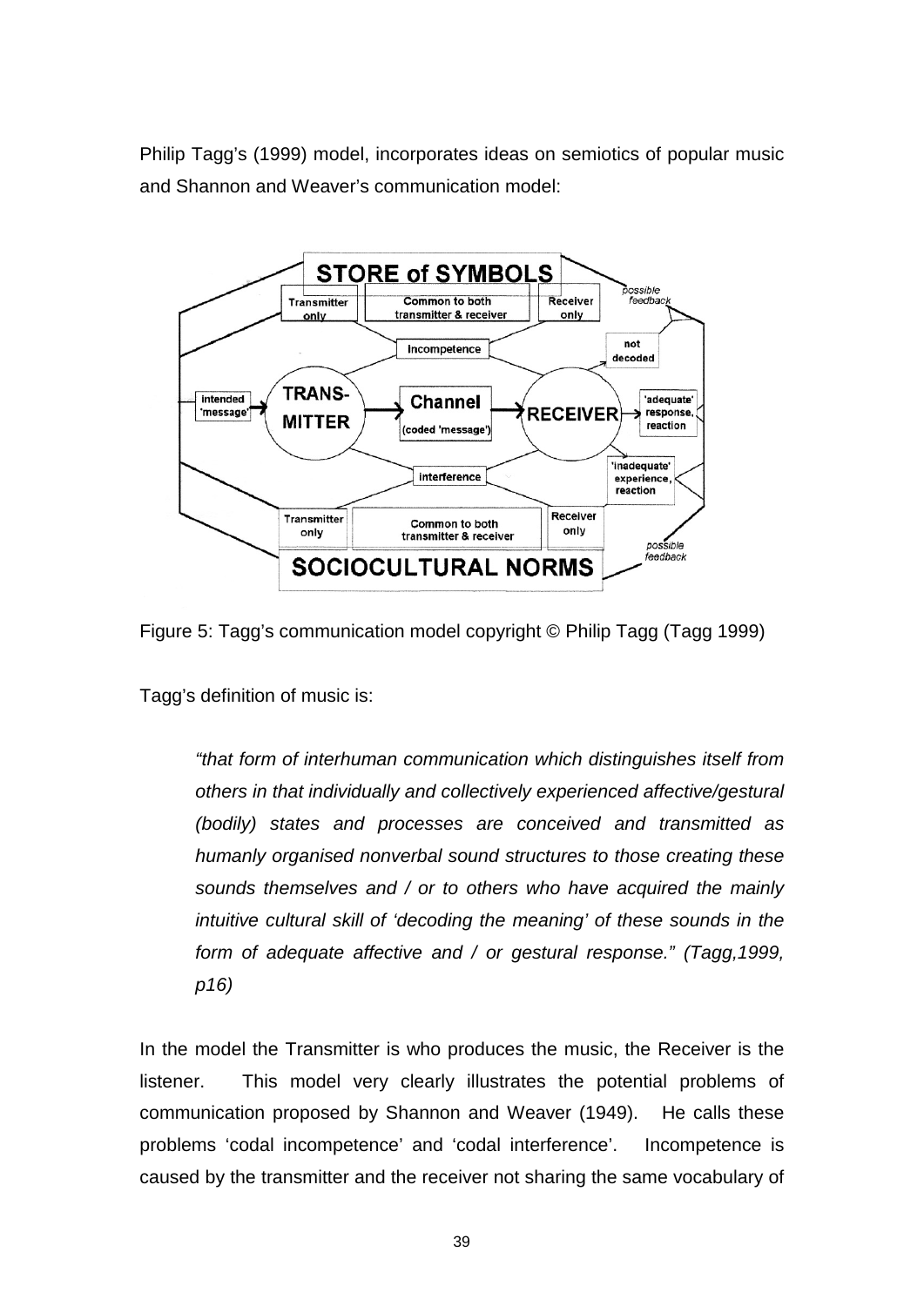Philip Tagg's (1999) model, incorporates ideas on semiotics of popular music and Shannon and Weaver's communication model:

Figure 5: Tagg's communication model copyright © Philip Tagg (Tagg 1999)

Tagg's definition of music is:

> *"that form of interhuman communication which distinguishes itself from others in that individually and collectively experienced affective/gestural (bodily) states and processes are conceived and transmitted as humanly organised nonverbal sound structures to those creating these sounds themselves and / or to others who have acquired the mainly intuitive cultural skill of 'decoding the meaning' of these sounds in the form of adequate affective and / or gestural response." (Tagg,1999, p16)*

In the model the Transmitter is who produces the music, the Receiver is the listener. This model very clearly illustrates the potential problems of communication proposed by Shannon and Weaver (1949). He calls these problems 'codal incompetence' and 'codal interference'. Incompetence is caused by the transmitter and the receiver not sharing the same vocabulary of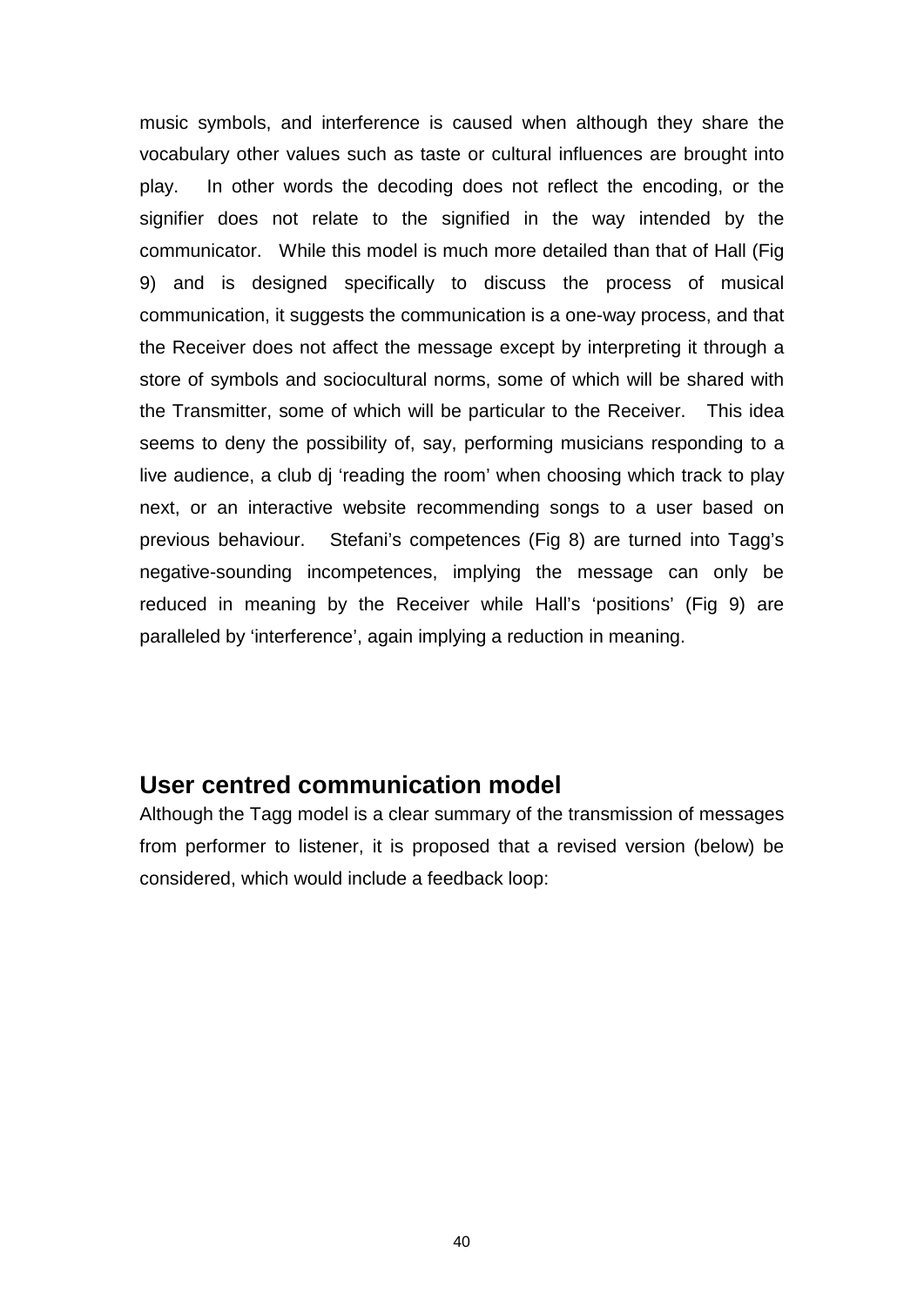music symbols, and interference is caused when although they share the vocabulary other values such as taste or cultural influences are brought into play. In other words the decoding does not reflect the encoding, or the signifier does not relate to the signified in the way intended by the communicator. While this model is much more detailed than that of Hall (Fig 9) and is designed specifically to discuss the process of musical communication, it suggests the communication is a one-way process, and that the Receiver does not affect the message except by interpreting it through a store of symbols and sociocultural norms, some of which will be shared with the Transmitter, some of which will be particular to the Receiver. This idea seems to deny the possibility of, say, performing musicians responding to a live audience, a club dj 'reading the room' when choosing which track to play next, or an interactive website recommending songs to a user based on previous behaviour. Stefani's competences (Fig 8) are turned into Tagg's negative-sounding incompetences, implying the message can only be reduced in meaning by the Receiver while Hall's 'positions' (Fig 9) are paralleled by 'interference', again implying a reduction in meaning.

## User centred communication model

Although the Tagg model is a clear summary of the transmission of messages from performer to listener, it is proposed that a revised version (below) be considered, which would include a feedback loop: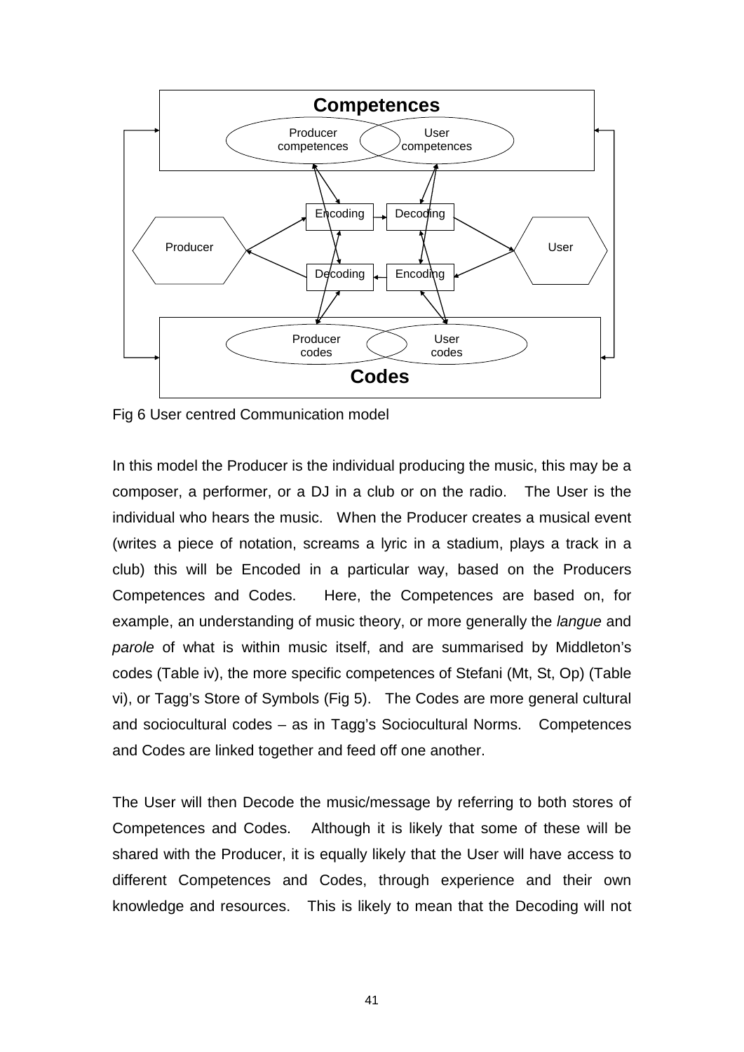Fig 6 User centred Communication model

In this model the Producer is the individual producing the music, this may be a composer, a performer, or a DJ in a club or on the radio. The User is the individual who hears the music. When the Producer creates a musical event (writes a piece of notation, screams a lyric in a stadium, plays a track in a club) this will be Encoded in a particular way, based on the Producers Competences and Codes. Here, the Competences are based on, for example, an understanding of music theory, or more generally the *langue* and *parole* of what is within music itself, and are summarised by Middleton's codes (Table iv), the more specific competences of Stefani (Mt, St, Op) (Table vi), or Tagg's Store of Symbols (Fig 5). The Codes are more general cultural and sociocultural codes – as in Tagg's Sociocultural Norms. Competences and Codes are linked together and feed off one another.

The User will then Decode the music/message by referring to both stores of Competences and Codes. Although it is likely that some of these will be shared with the Producer, it is equally likely that the User will have access to different Competences and Codes, through experience and their own knowledge and resources. This is likely to mean that the Decoding will not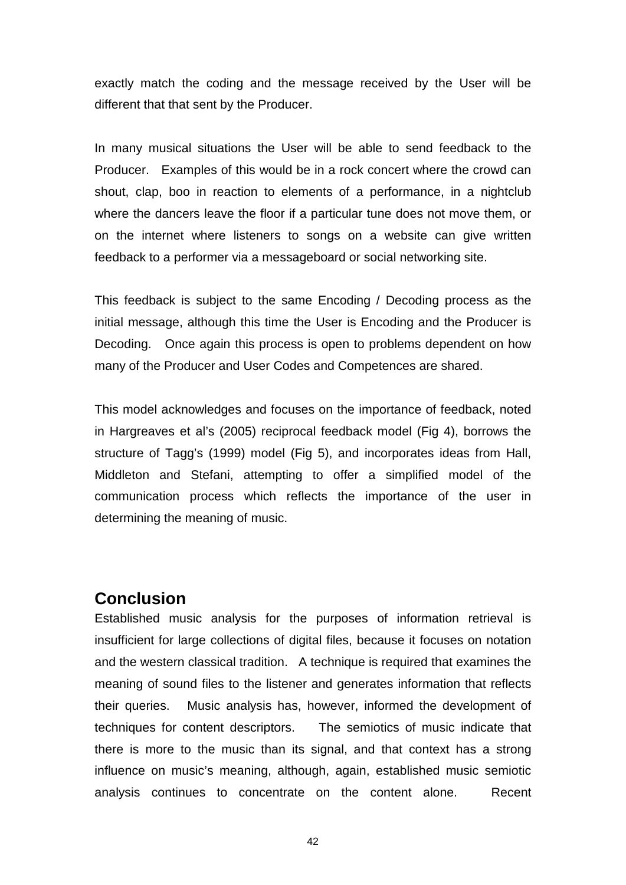exactly match the coding and the message received by the User will be different that that sent by the Producer.

In many musical situations the User will be able to send feedback to the Producer. Examples of this would be in a rock concert where the crowd can shout, clap, boo in reaction to elements of a performance, in a nightclub where the dancers leave the floor if a particular tune does not move them, or on the internet where listeners to songs on a website can give written feedback to a performer via a messageboard or social networking site.

This feedback is subject to the same Encoding / Decoding process as the initial message, although this time the User is Encoding and the Producer is Decoding. Once again this process is open to problems dependent on how many of the Producer and User Codes and Competences are shared.

This model acknowledges and focuses on the importance of feedback, noted in Hargreaves et al's (2005) reciprocal feedback model (Fig 4), borrows the structure of Tagg's (1999) model (Fig 5), and incorporates ideas from Hall, Middleton and Stefani, attempting to offer a simplified model of the communication process which reflects the importance of the user in determining the meaning of music.

## Conclusion

Established music analysis for the purposes of information retrieval is insufficient for large collections of digital files, because it focuses on notation and the western classical tradition. A technique is required that examines the meaning of sound files to the listener and generates information that reflects their queries. Music analysis has, however, informed the development of techniques for content descriptors. The semiotics of music indicate that there is more to the music than its signal, and that context has a strong influence on music's meaning, although, again, established music semiotic analysis continues to concentrate on the content alone. Recent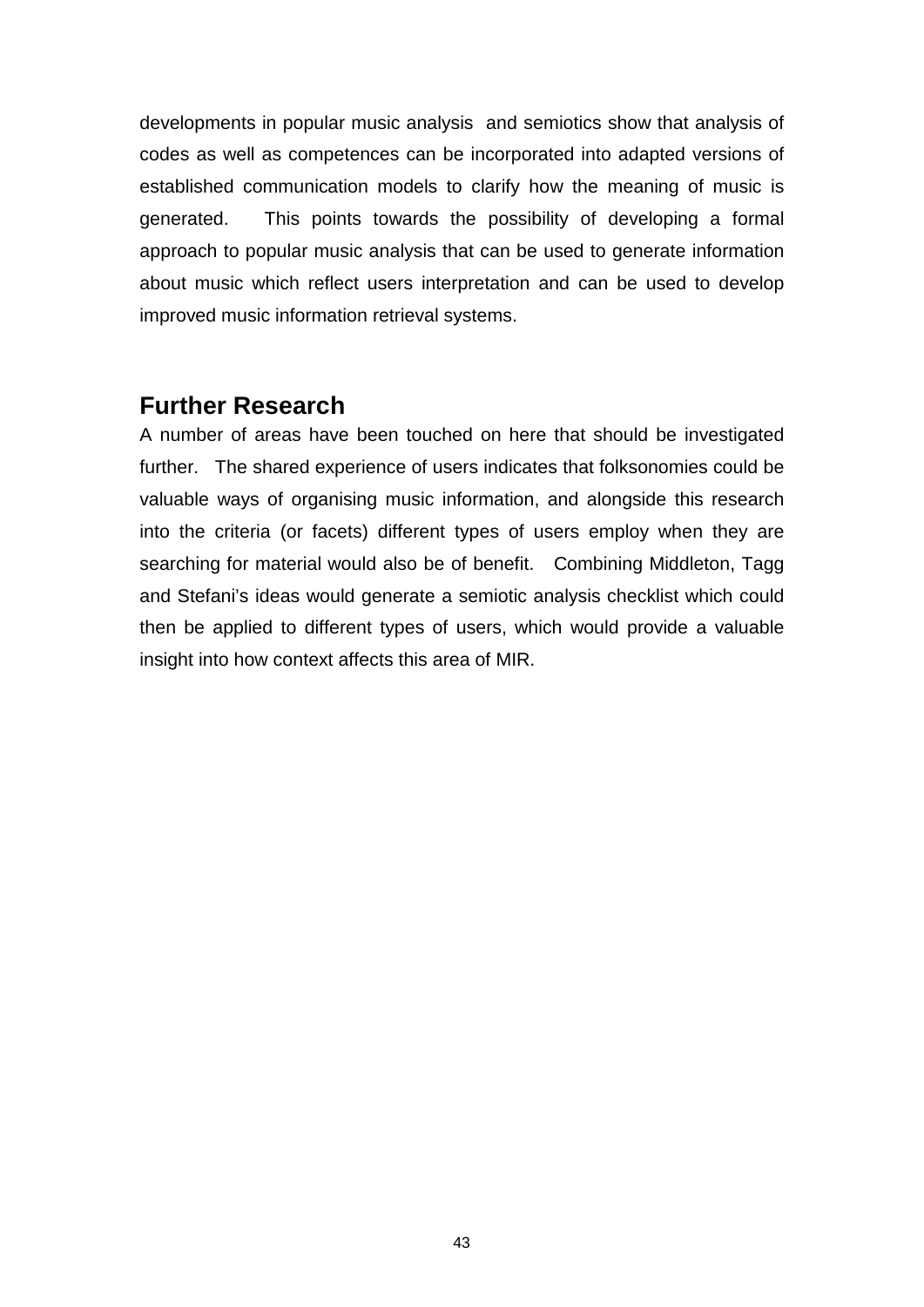developments in popular music analysis and semiotics show that analysis of codes as well as competences can be incorporated into adapted versions of established communication models to clarify how the meaning of music is generated. This points towards the possibility of developing a formal approach to popular music analysis that can be used to generate information about music which reflect users interpretation and can be used to develop improved music information retrieval systems.

## Further Research

A number of areas have been touched on here that should be investigated further. The shared experience of users indicates that folksonomies could be valuable ways of organising music information, and alongside this research into the criteria (or facets) different types of users employ when they are searching for material would also be of benefit. Combining Middleton, Tagg and Stefani's ideas would generate a semiotic analysis checklist which could then be applied to different types of users, which would provide a valuable insight into how context affects this area of MIR.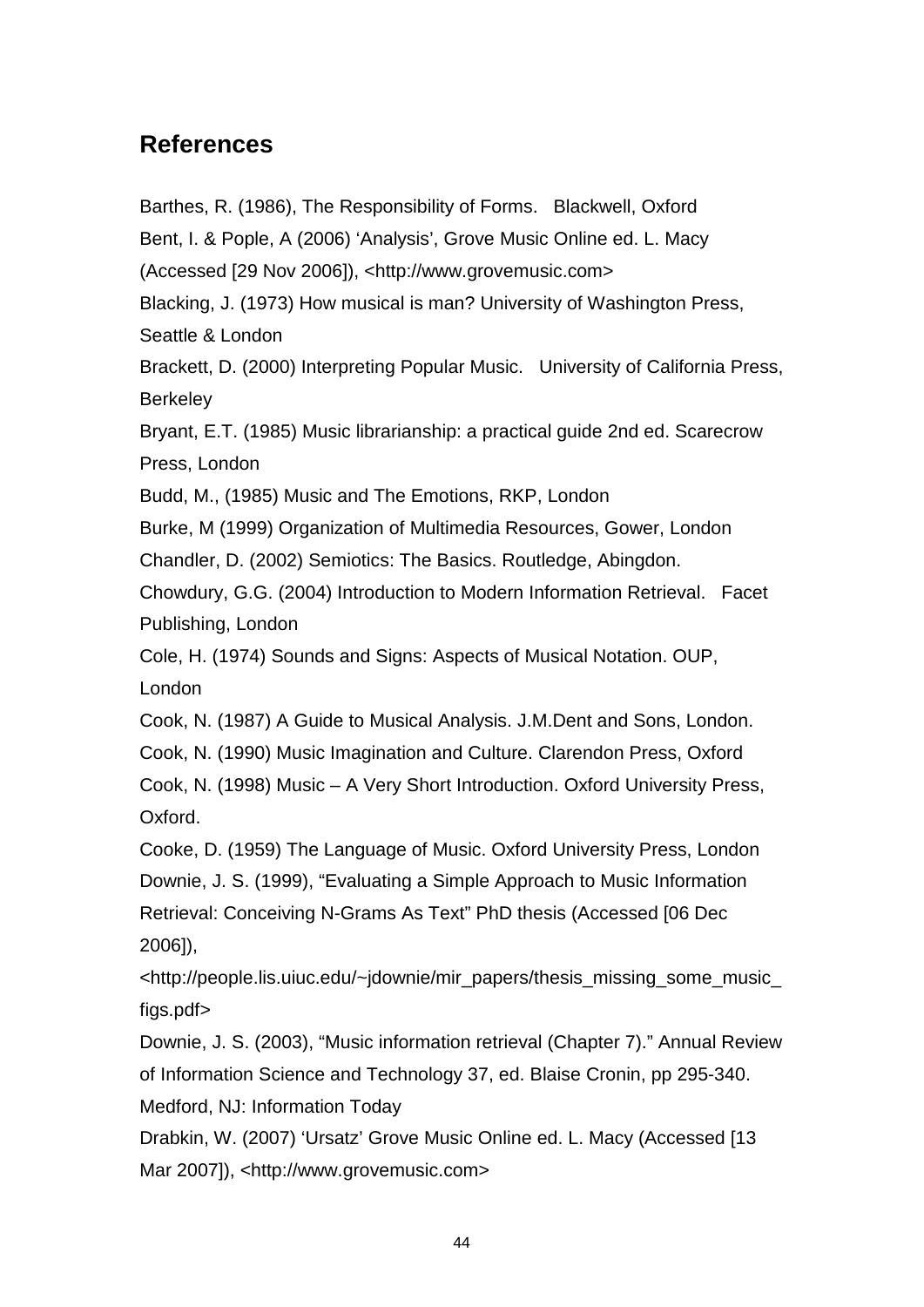## References

Barthes, R. (1986), The Responsibility of Forms. Blackwell, Oxford

Bent, I. & Pople, A (2006) 'Analysis', Grove Music Online ed. L. Macy (Accessed [29 Nov 2006]), <http://www.grovemusic.com>

Blacking, J. (1973) How musical is man? University of Washington Press, Seattle & London

Brackett, D. (2000) Interpreting Popular Music. University of California Press, Berkeley

Bryant, E.T. (1985) Music librarianship: a practical guide 2nd ed. Scarecrow Press, London

Budd, M., (1985) Music and The Emotions, RKP, London

Burke, M (1999) Organization of Multimedia Resources, Gower, London

Chandler, D. (2002) Semiotics: The Basics. Routledge, Abingdon.

Chowdury, G.G. (2004) Introduction to Modern Information Retrieval. Facet Publishing, London

Cole, H. (1974) Sounds and Signs: Aspects of Musical Notation. OUP, London

Cook, N. (1987) A Guide to Musical Analysis. J.M.Dent and Sons, London.

Cook, N. (1990) Music Imagination and Culture. Clarendon Press, Oxford

Cook, N. (1998) Music – A Very Short Introduction. Oxford University Press, Oxford.

Cooke, D. (1959) The Language of Music. Oxford University Press, London

Downie, J. S. (1999), "Evaluating a Simple Approach to Music Information Retrieval: Conceiving N-Grams As Text" PhD thesis (Accessed [06 Dec 2006]), <http://people.lis.uiuc.edu/~jdownie/mir_papers/thesis_missing_some_music_figs.pdf>

Downie, J. S. (2003), "Music information retrieval (Chapter 7)." Annual Review of Information Science and Technology 37, ed. Blaise Cronin, pp 295-340. Medford, NJ: Information Today

Drabkin, W. (2007) 'Ursatz' Grove Music Online ed. L. Macy (Accessed [13 Mar 2007]), <http://www.grovemusic.com>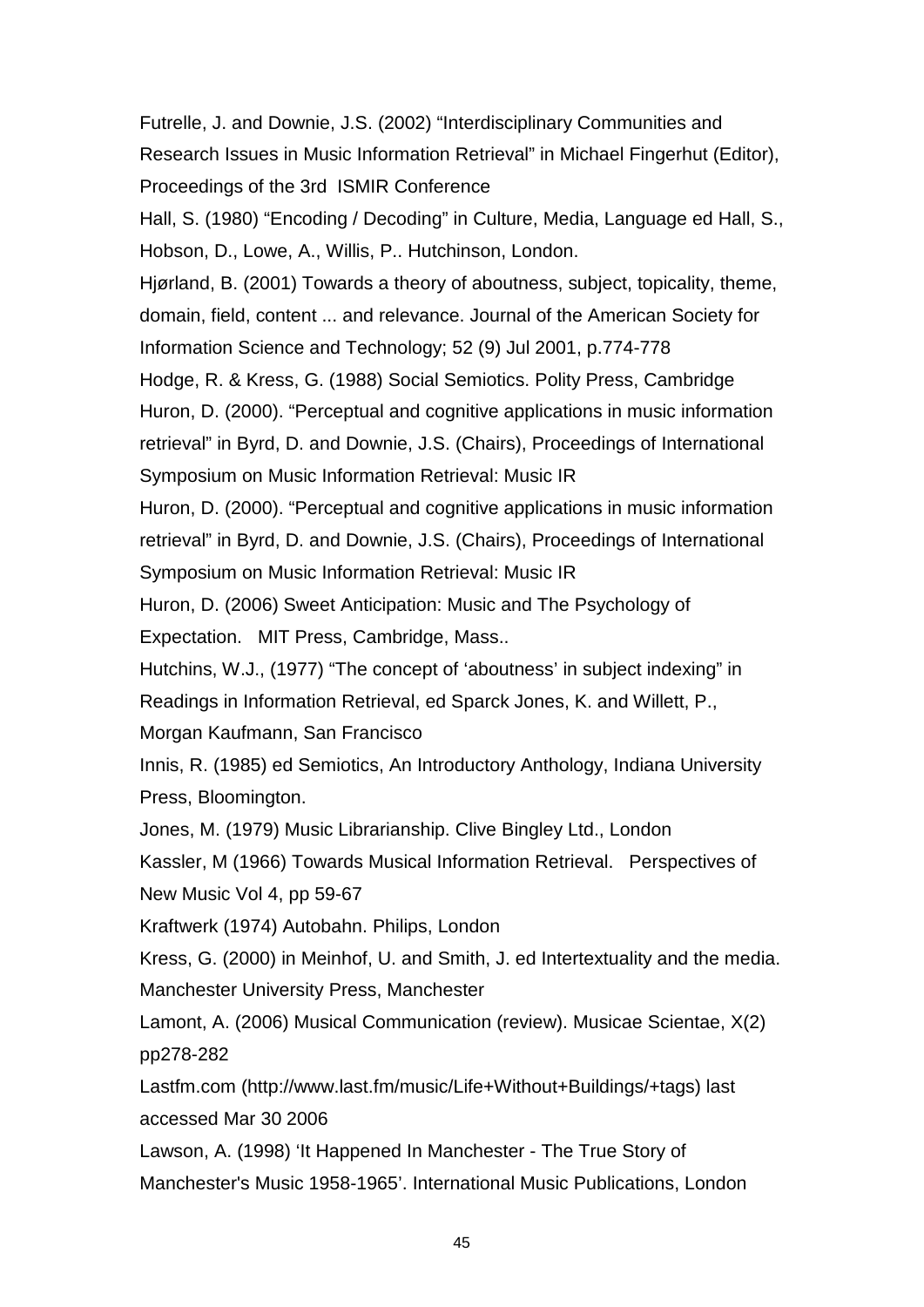Futrelle, J. and Downie, J.S. (2002) “Interdisciplinary Communities and Research Issues in Music Information Retrieval” in Michael Fingerhut (Editor), Proceedings of the 3rd ISMIR Conference

Hall, S. (1980) “Encoding / Decoding” in Culture, Media, Language ed Hall, S., Hobson, D., Lowe, A., Willis, P.. Hutchinson, London.

Hjørland, B. (2001) Towards a theory of aboutness, subject, topicality, theme, domain, field, content ... and relevance. Journal of the American Society for Information Science and Technology; 52 (9) Jul 2001, p.774-778

Hodge, R. & Kress, G. (1988) Social Semiotics. Polity Press, Cambridge

Huron, D. (2000). “Perceptual and cognitive applications in music information retrieval” in Byrd, D. and Downie, J.S. (Chairs), Proceedings of International Symposium on Music Information Retrieval: Music IR

Huron, D. (2000). “Perceptual and cognitive applications in music information retrieval” in Byrd, D. and Downie, J.S. (Chairs), Proceedings of International Symposium on Music Information Retrieval: Music IR

Huron, D. (2006) Sweet Anticipation: Music and The Psychology of Expectation. MIT Press, Cambridge, Mass..

Hutchins, W.J., (1977) “The concept of ‘aboutness’ in subject indexing” in Readings in Information Retrieval, ed Sparck Jones, K. and Willett, P., Morgan Kaufmann, San Francisco

Innis, R. (1985) ed Semiotics, An Introductory Anthology, Indiana University Press, Bloomington.

Jones, M. (1979) Music Librarianship. Clive Bingley Ltd., London

Kassler, M (1966) Towards Musical Information Retrieval. Perspectives of New Music Vol 4, pp 59-67

Kraftwerk (1974) Autobahn. Philips, London

Kress, G. (2000) in Meinhof, U. and Smith, J. ed Intertextuality and the media. Manchester University Press, Manchester

Lamont, A. (2006) Musical Communication (review). Musicae Scientae, X(2) pp278-282

Lastfm.com (http://www.last.fm/music/Life+Without+Buildings/+tags) last accessed Mar 30 2006

Lawson, A. (1998) ‘It Happened In Manchester - The True Story of Manchester's Music 1958-1965’. International Music Publications, London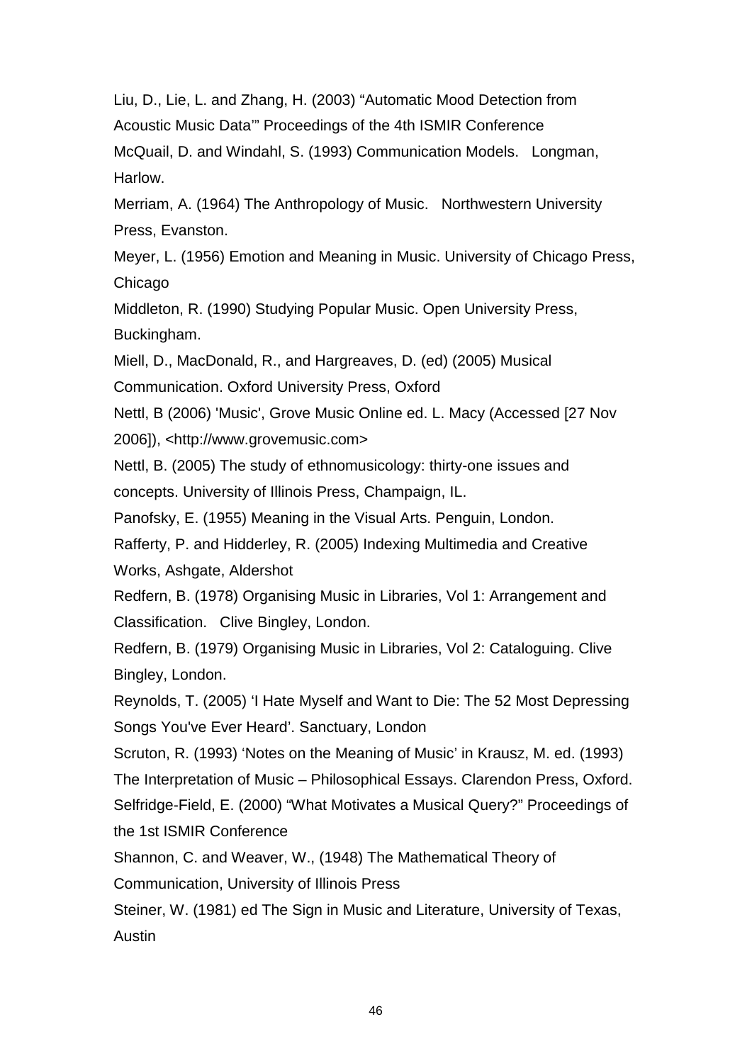Liu, D., Lie, L. and Zhang, H. (2003) "Automatic Mood Detection from Acoustic Music Data'" Proceedings of the 4th ISMIR Conference

McQuail, D. and Windahl, S. (1993) Communication Models. Longman, Harlow.

Merriam, A. (1964) The Anthropology of Music. Northwestern University Press, Evanston.

Meyer, L. (1956) Emotion and Meaning in Music. University of Chicago Press, Chicago

Middleton, R. (1990) Studying Popular Music. Open University Press, Buckingham.

Miell, D., MacDonald, R., and Hargreaves, D. (ed) (2005) Musical Communication. Oxford University Press, Oxford

Nettl, B (2006) 'Music', Grove Music Online ed. L. Macy (Accessed [27 Nov 2006]), <http://www.grovemusic.com>

Nettl, B. (2005) The study of ethnomusicology: thirty-one issues and concepts. University of Illinois Press, Champaign, IL.

Panofsky, E. (1955) Meaning in the Visual Arts. Penguin, London.

Rafferty, P. and Hidderley, R. (2005) Indexing Multimedia and Creative Works, Ashgate, Aldershot

Redfern, B. (1978) Organising Music in Libraries, Vol 1: Arrangement and Classification. Clive Bingley, London.

Redfern, B. (1979) Organising Music in Libraries, Vol 2: Cataloguing. Clive Bingley, London.

Reynolds, T. (2005) 'I Hate Myself and Want to Die: The 52 Most Depressing Songs You've Ever Heard'. Sanctuary, London

Scruton, R. (1993) 'Notes on the Meaning of Music' in Krausz, M. ed. (1993) The Interpretation of Music – Philosophical Essays. Clarendon Press, Oxford.

Selfridge-Field, E. (2000) "What Motivates a Musical Query?" Proceedings of the 1st ISMIR Conference

Shannon, C. and Weaver, W., (1948) The Mathematical Theory of Communication, University of Illinois Press

Steiner, W. (1981) ed The Sign in Music and Literature, University of Texas, Austin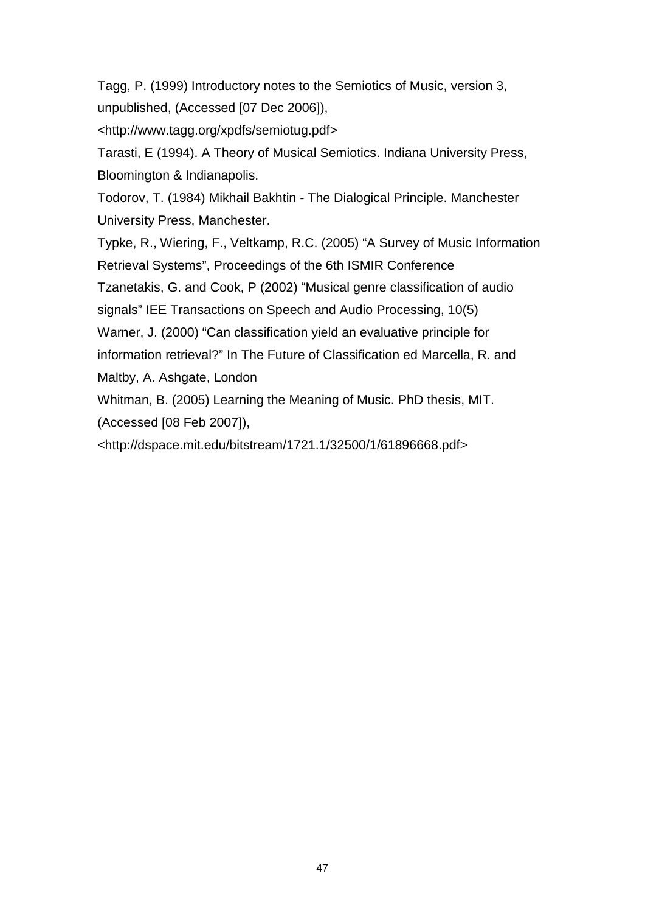Tagg, P. (1999) Introductory notes to the Semiotics of Music, version 3, unpublished, (Accessed [07 Dec 2006]), <http://www.tagg.org/xpdfs/semiotug.pdf>

Tarasti, E (1994). A Theory of Musical Semiotics. Indiana University Press, Bloomington & Indianapolis.

Todorov, T. (1984) Mikhail Bakhtin - The Dialogical Principle. Manchester University Press, Manchester.

Typke, R., Wiering, F., Veltkamp, R.C. (2005) “A Survey of Music Information Retrieval Systems”, Proceedings of the 6th ISMIR Conference

Tzanetakis, G. and Cook, P (2002) “Musical genre classification of audio signals” IEE Transactions on Speech and Audio Processing, 10(5)

Warner, J. (2000) “Can classification yield an evaluative principle for information retrieval?” In The Future of Classification ed Marcella, R. and Maltby, A. Ashgate, London

Whitman, B. (2005) Learning the Meaning of Music. PhD thesis, MIT. (Accessed [08 Feb 2007]), <http://dspace.mit.edu/bitstream/1721.1/32500/1/61896668.pdf>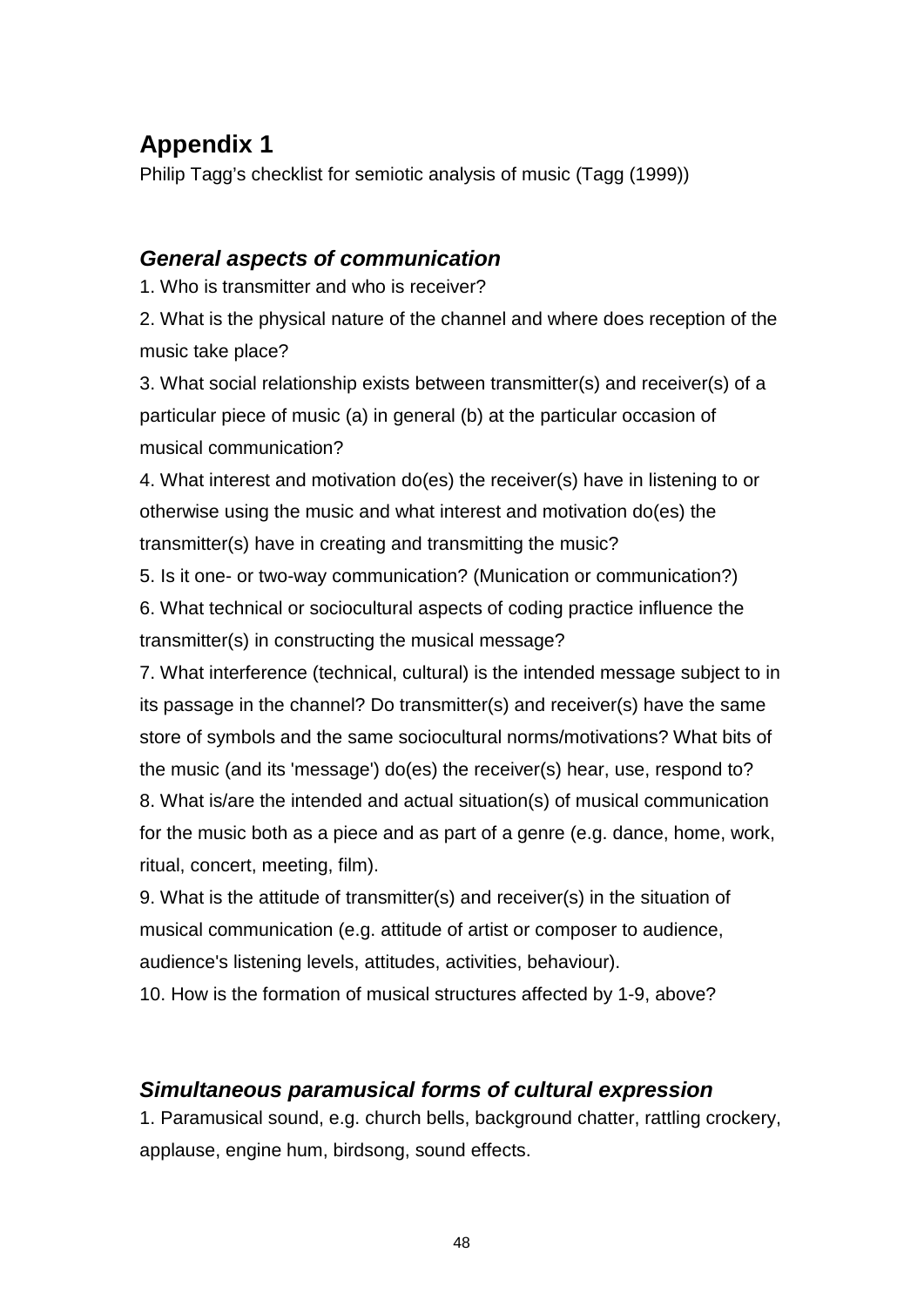# Appendix 1

Philip Tagg's checklist for semiotic analysis of music (Tagg (1999))

## *General aspects of communication*

1. Who is transmitter and who is receiver?

2. What is the physical nature of the channel and where does reception of the music take place?

3. What social relationship exists between transmitter(s) and receiver(s) of a particular piece of music (a) in general (b) at the particular occasion of musical communication?

4. What interest and motivation do(es) the receiver(s) have in listening to or otherwise using the music and what interest and motivation do(es) the transmitter(s) have in creating and transmitting the music?

5. Is it one- or two-way communication? (Munication or communication?)

6. What technical or sociocultural aspects of coding practice influence the transmitter(s) in constructing the musical message?

7. What interference (technical, cultural) is the intended message subject to in its passage in the channel? Do transmitter(s) and receiver(s) have the same store of symbols and the same sociocultural norms/motivations? What bits of the music (and its 'message') do(es) the receiver(s) hear, use, respond to?

8. What is/are the intended and actual situation(s) of musical communication for the music both as a piece and as part of a genre (e.g. dance, home, work, ritual, concert, meeting, film).

9. What is the attitude of transmitter(s) and receiver(s) in the situation of musical communication (e.g. attitude of artist or composer to audience, audience's listening levels, attitudes, activities, behaviour).

10. How is the formation of musical structures affected by 1-9, above?

## *Simultaneous paramusical forms of cultural expression*

1. Paramusical sound, e.g. church bells, background chatter, rattling crockery, applause, engine hum, birdsong, sound effects.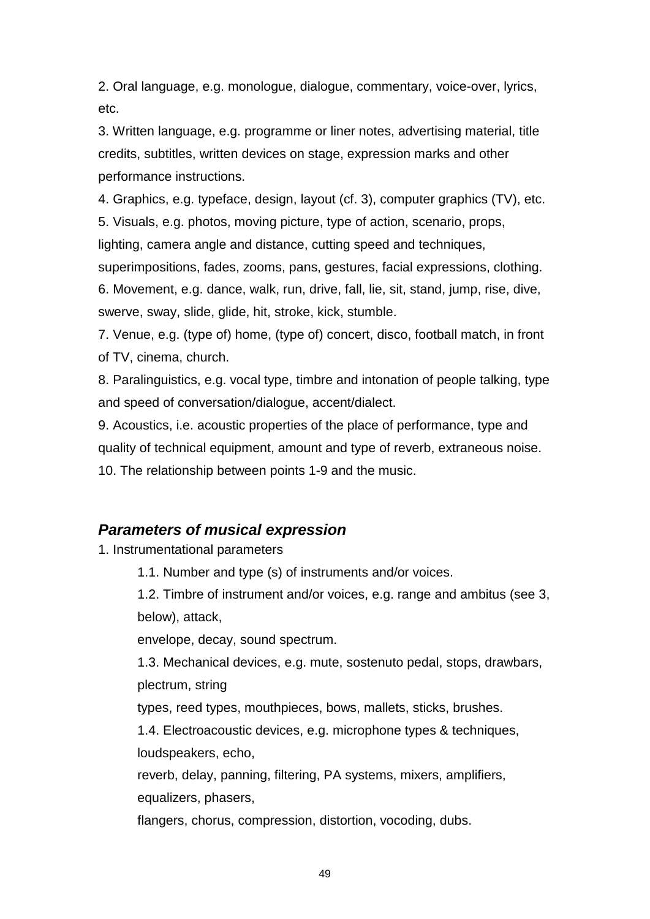2. Oral language, e.g. monologue, dialogue, commentary, voice-over, lyrics, etc.

3. Written language, e.g. programme or liner notes, advertising material, title credits, subtitles, written devices on stage, expression marks and other performance instructions.

4. Graphics, e.g. typeface, design, layout (cf. 3), computer graphics (TV), etc.

5. Visuals, e.g. photos, moving picture, type of action, scenario, props, lighting, camera angle and distance, cutting speed and techniques, superimpositions, fades, zooms, pans, gestures, facial expressions, clothing.

6. Movement, e.g. dance, walk, run, drive, fall, lie, sit, stand, jump, rise, dive, swerve, sway, slide, glide, hit, stroke, kick, stumble.

7. Venue, e.g. (type of) home, (type of) concert, disco, football match, in front of TV, cinema, church.

8. Paralinguistics, e.g. vocal type, timbre and intonation of people talking, type and speed of conversation/dialogue, accent/dialect.

9. Acoustics, i.e. acoustic properties of the place of performance, type and quality of technical equipment, amount and type of reverb, extraneous noise.

10. The relationship between points 1-9 and the music.

### ***Parameters of musical expression***

1. Instrumentational parameters

    1.1. Number and type (s) of instruments and/or voices.

    1.2. Timbre of instrument and/or voices, e.g. range and ambitus (see 3, below), attack, envelope, decay, sound spectrum.

    1.3. Mechanical devices, e.g. mute, sostenuto pedal, stops, drawbars, plectrum, string types, reed types, mouthpieces, bows, mallets, sticks, brushes.

    1.4. Electroacoustic devices, e.g. microphone types & techniques, loudspeakers, echo, reverb, delay, panning, filtering, PA systems, mixers, amplifiers, equalizers, phasers, flangers, chorus, compression, distortion, vocoding, dubs.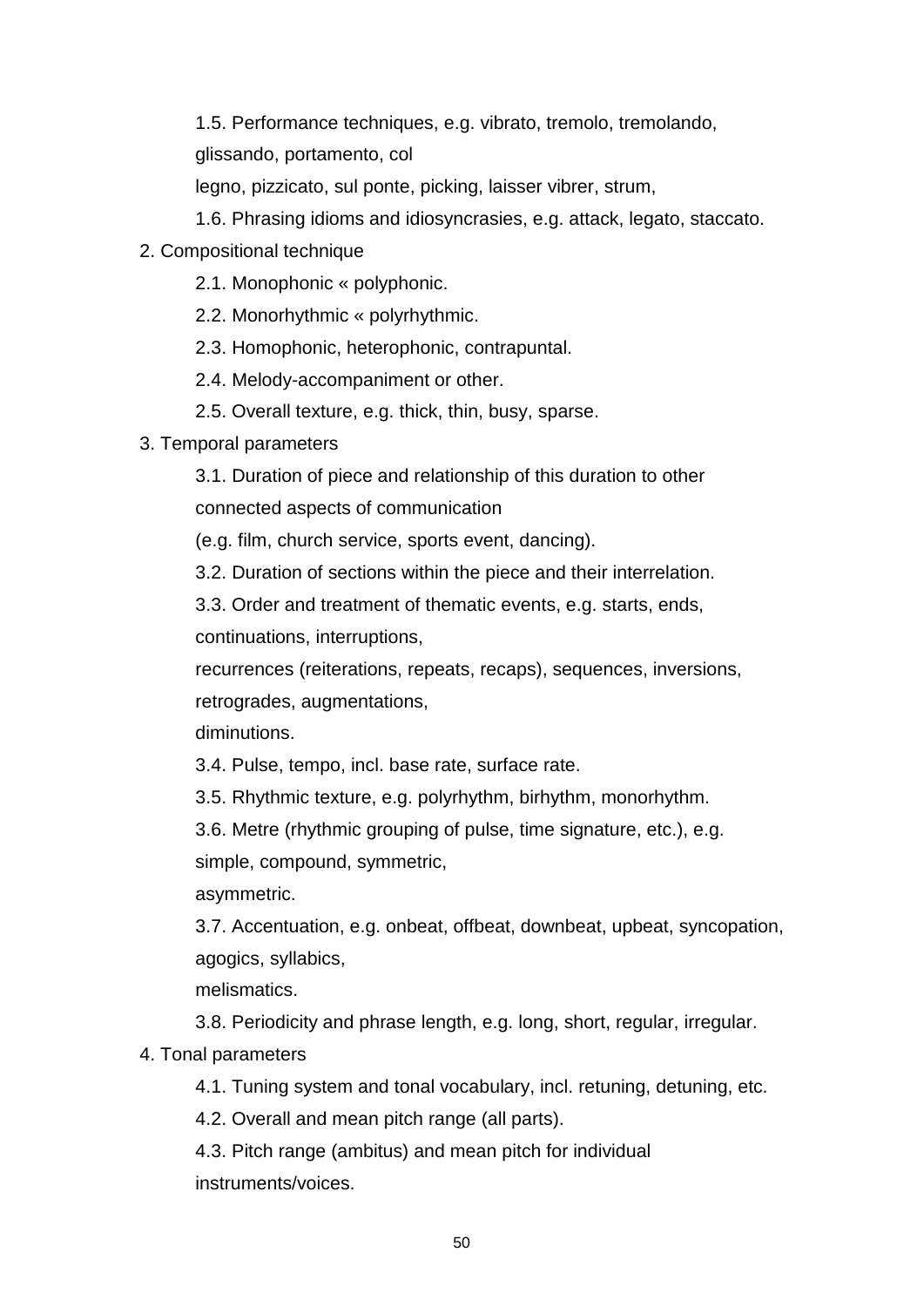1.5. Performance techniques, e.g. vibrato, tremolo, tremolando, glissando, portamento, col legno, pizzicato, sul ponte, picking, laisser vibrer, strum,

1.6. Phrasing idioms and idiosyncrasies, e.g. attack, legato, staccato.

2. Compositional technique

   2.1. Monophonic « polyphonic.

   2.2. Monorhythmic « polyrhythmic.

   2.3. Homophonic, heterophonic, contrapuntal.

   2.4. Melody-accompaniment or other.

   2.5. Overall texture, e.g. thick, thin, busy, sparse.

3. Temporal parameters

   3.1. Duration of piece and relationship of this duration to other connected aspects of communication (e.g. film, church service, sports event, dancing).

   3.2. Duration of sections within the piece and their interrelation.

   3.3. Order and treatment of thematic events, e.g. starts, ends, continuations, interruptions, recurrences (reiterations, repeats, recaps), sequences, inversions, retrogrades, augmentations, diminutions.

   3.4. Pulse, tempo, incl. base rate, surface rate.

   3.5. Rhythmic texture, e.g. polyrhythm, birhythm, monorhythm.

   3.6. Metre (rhythmic grouping of pulse, time signature, etc.), e.g. simple, compound, symmetric, asymmetric.

   3.7. Accentuation, e.g. onbeat, offbeat, downbeat, upbeat, syncopation, agogics, syllabics, melismatics.

   3.8. Periodicity and phrase length, e.g. long, short, regular, irregular.

4. Tonal parameters

   4.1. Tuning system and tonal vocabulary, incl. retuning, detuning, etc.

   4.2. Overall and mean pitch range (all parts).

   4.3. Pitch range (ambitus) and mean pitch for individual instruments/voices.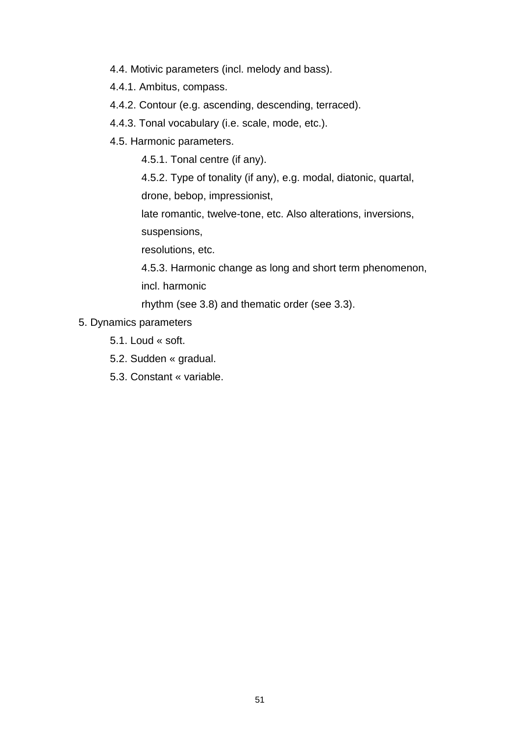4.4. Motivic parameters (incl. melody and bass).

4.4.1. Ambitus, compass.

4.4.2. Contour (e.g. ascending, descending, terraced).

4.4.3. Tonal vocabulary (i.e. scale, mode, etc.).

4.5. Harmonic parameters.

4.5.1. Tonal centre (if any).

4.5.2. Type of tonality (if any), e.g. modal, diatonic, quartal, drone, bebop, impressionist,
late romantic, twelve-tone, etc. Also alterations, inversions, suspensions,
resolutions, etc.

4.5.3. Harmonic change as long and short term phenomenon, incl. harmonic
rhythm (see 3.8) and thematic order (see 3.3).

5. Dynamics parameters

5.1. Loud « soft.

5.2. Sudden « gradual.

5.3. Constant « variable.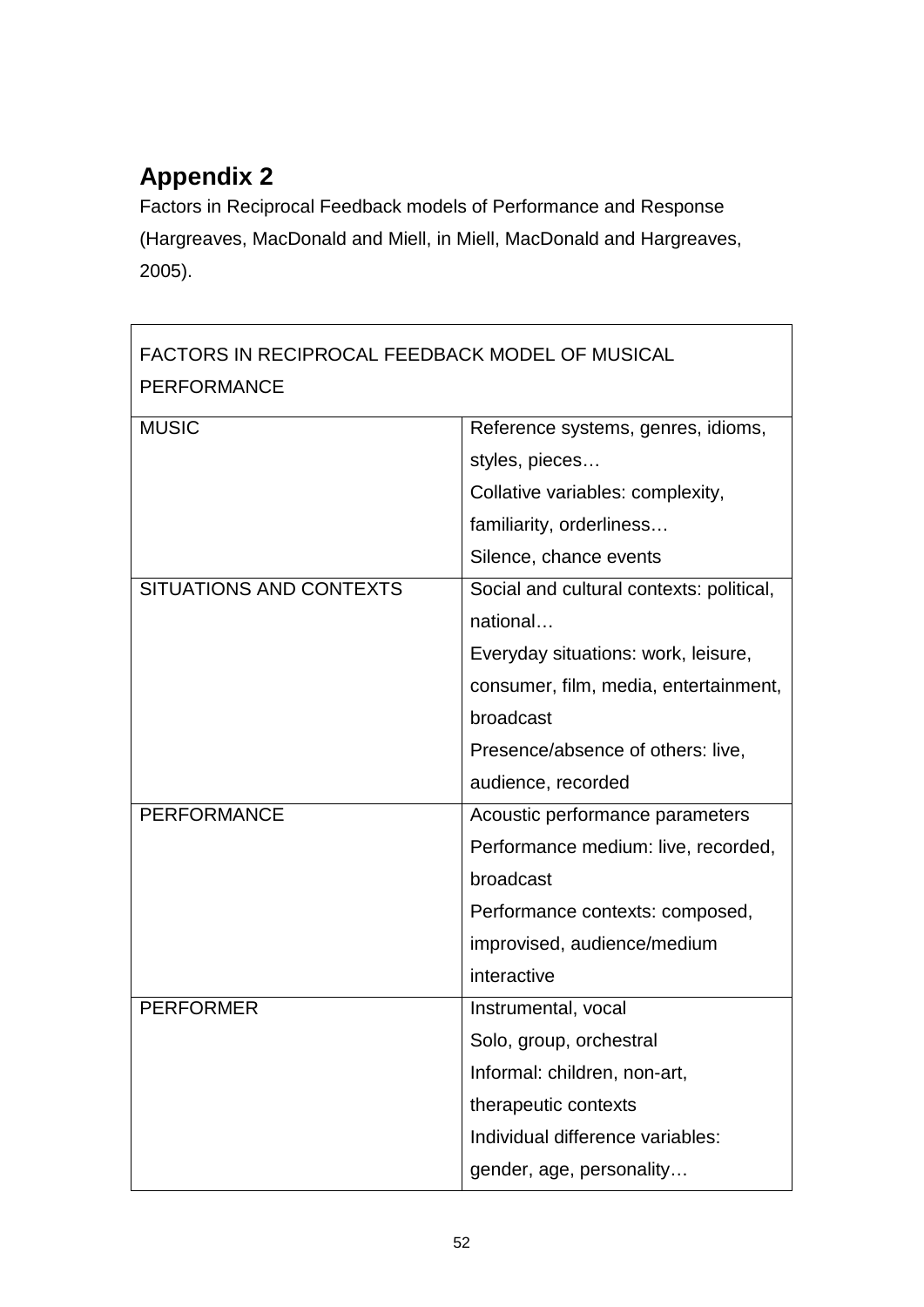## Appendix 2

Factors in Reciprocal Feedback models of Performance and Response (Hargreaves, MacDonald and Miell, in Miell, MacDonald and Hargreaves, 2005).

| FACTORS IN RECIPROCAL FEEDBACK MODEL OF MUSICAL PERFORMANCE | |
|---|---|
| MUSIC | Reference systems, genres, idioms, styles, pieces…<br>Collative variables: complexity, familiarity, orderliness…<br>Silence, chance events |
| SITUATIONS AND CONTEXTS | Social and cultural contexts: political, national…<br>Everyday situations: work, leisure, consumer, film, media, entertainment, broadcast<br>Presence/absence of others: live, audience, recorded |
| PERFORMANCE | Acoustic performance parameters<br>Performance medium: live, recorded, broadcast<br>Performance contexts: composed, improvised, audience/medium interactive |
| PERFORMER | Instrumental, vocal<br>Solo, group, orchestral<br>Informal: children, non-art, therapeutic contexts<br>Individual difference variables: gender, age, personality… |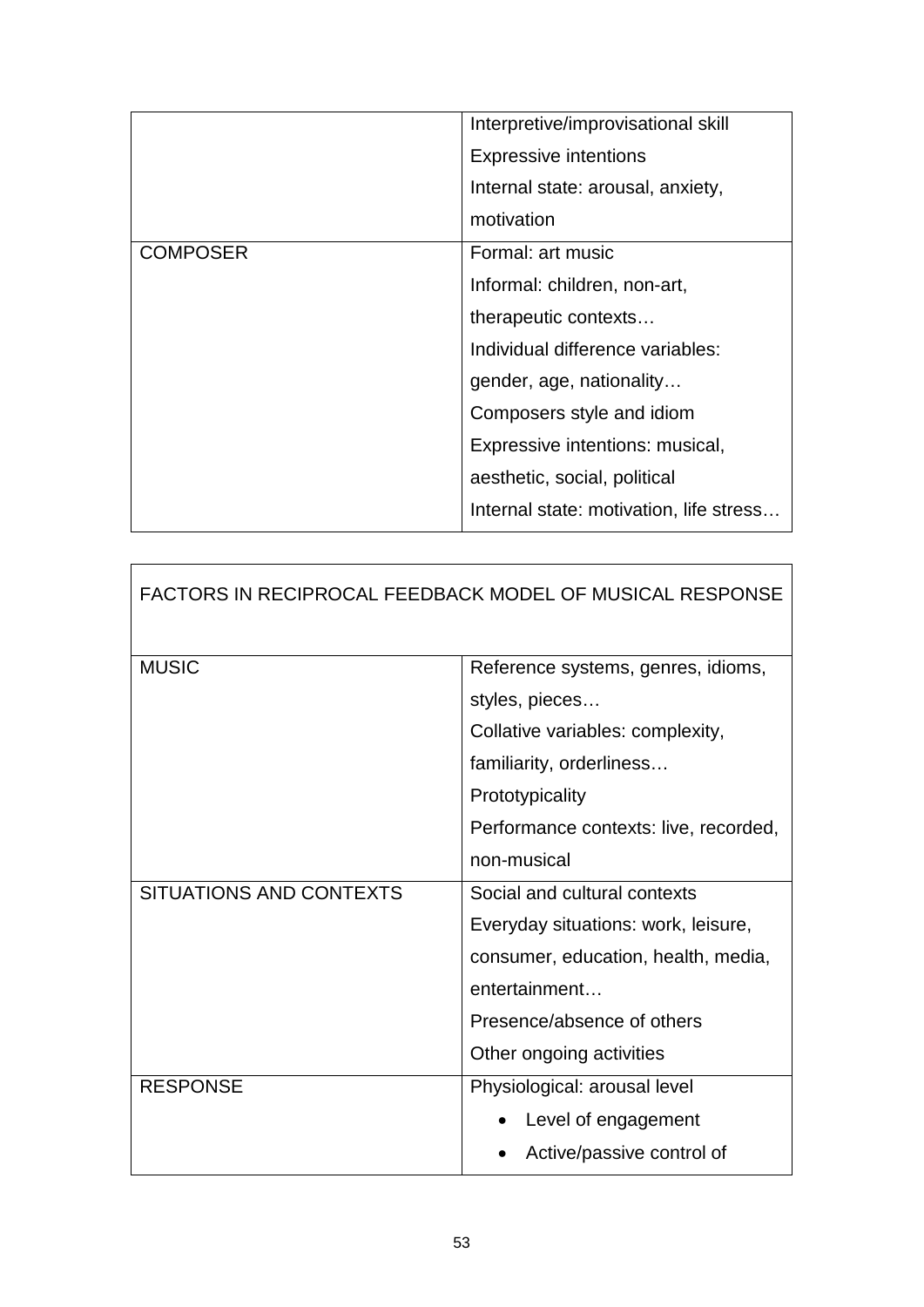| | |
|---|---|
| | Interpretive/improvisational skill<br>Expressive intentions<br>Internal state: arousal, anxiety, motivation |
| COMPOSER | Formal: art music<br>Informal: children, non-art, therapeutic contexts…<br>Individual difference variables: gender, age, nationality…<br>Composers style and idiom<br>Expressive intentions: musical, aesthetic, social, political<br>Internal state: motivation, life stress… |

| FACTORS IN RECIPROCAL FEEDBACK MODEL OF MUSICAL RESPONSE | |
|---|---|
| MUSIC | Reference systems, genres, idioms, styles, pieces…<br>Collative variables: complexity, familiarity, orderliness…<br>Prototypicality<br>Performance contexts: live, recorded, non-musical |
| SITUATIONS AND CONTEXTS | Social and cultural contexts<br>Everyday situations: work, leisure, consumer, education, health, media, entertainment…<br>Presence/absence of others<br>Other ongoing activities |
| RESPONSE | Physiological: arousal level<br>• Level of engagement<br>• Active/passive control of |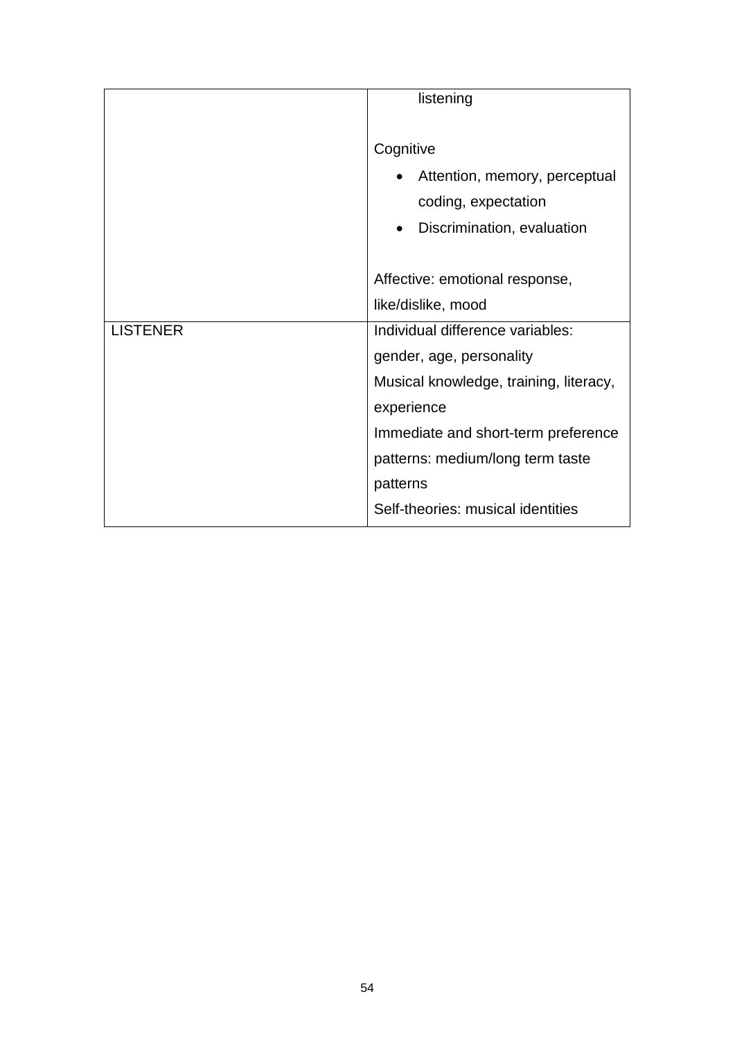| | |
|---|---|
| | listening<br><br>Cognitive<br>• Attention, memory, perceptual coding, expectation<br>• Discrimination, evaluation<br><br>Affective: emotional response, like/dislike, mood |
| LISTENER | Individual difference variables: gender, age, personality<br>Musical knowledge, training, literacy, experience<br>Immediate and short-term preference patterns: medium/long term taste patterns<br>Self-theories: musical identities |